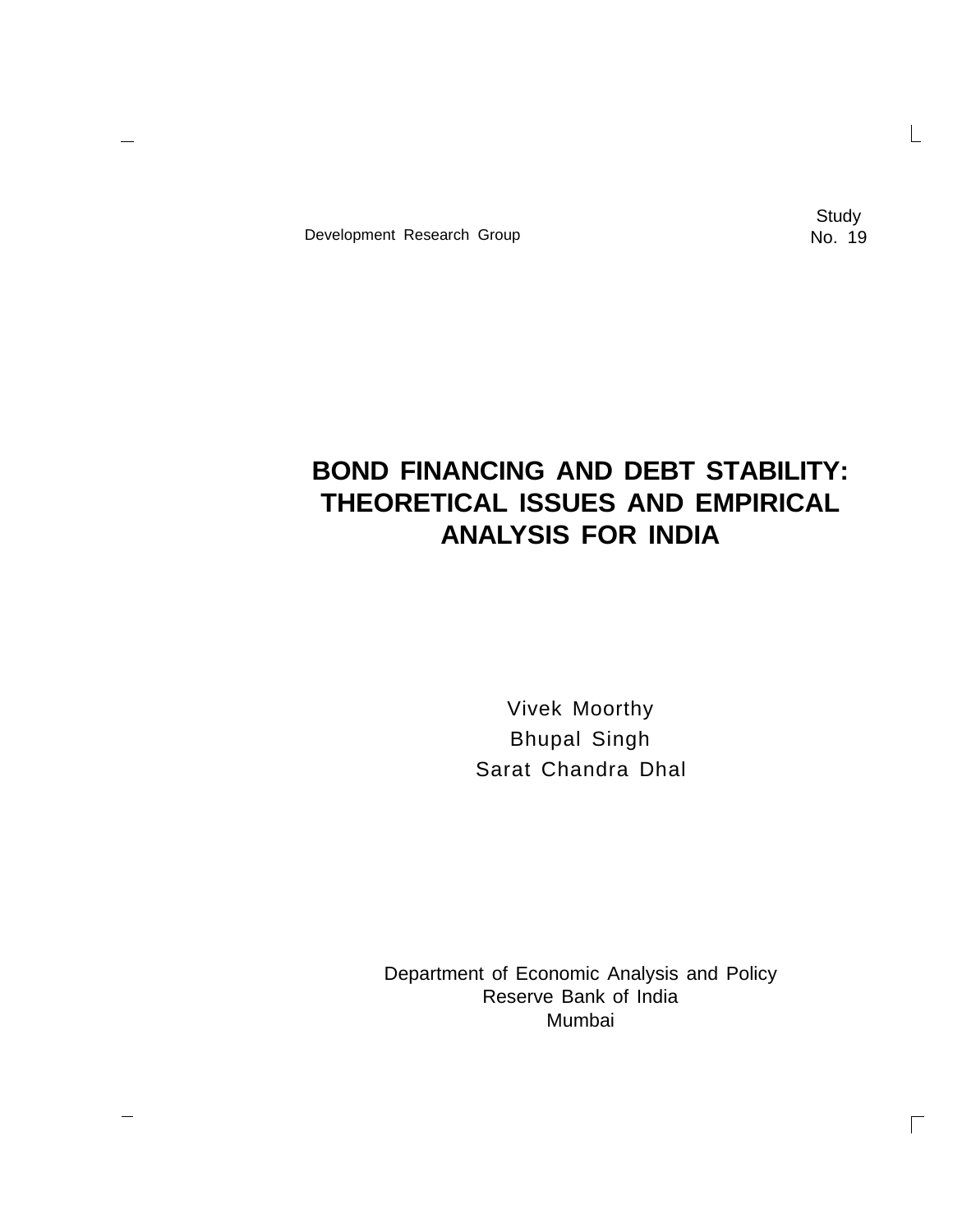Development Research Group

Study No. 19

# BOND FINANCING AND DEBT STABILITY: THEORETICAL ISSUES AND EMPIRICAL ANALYSIS FOR INDIA

Vivek Moorthy

Bhupal Singh

Sarat Chandra Dhal

Department of Economic Analysis and Policy

Reserve Bank of India

Mumbai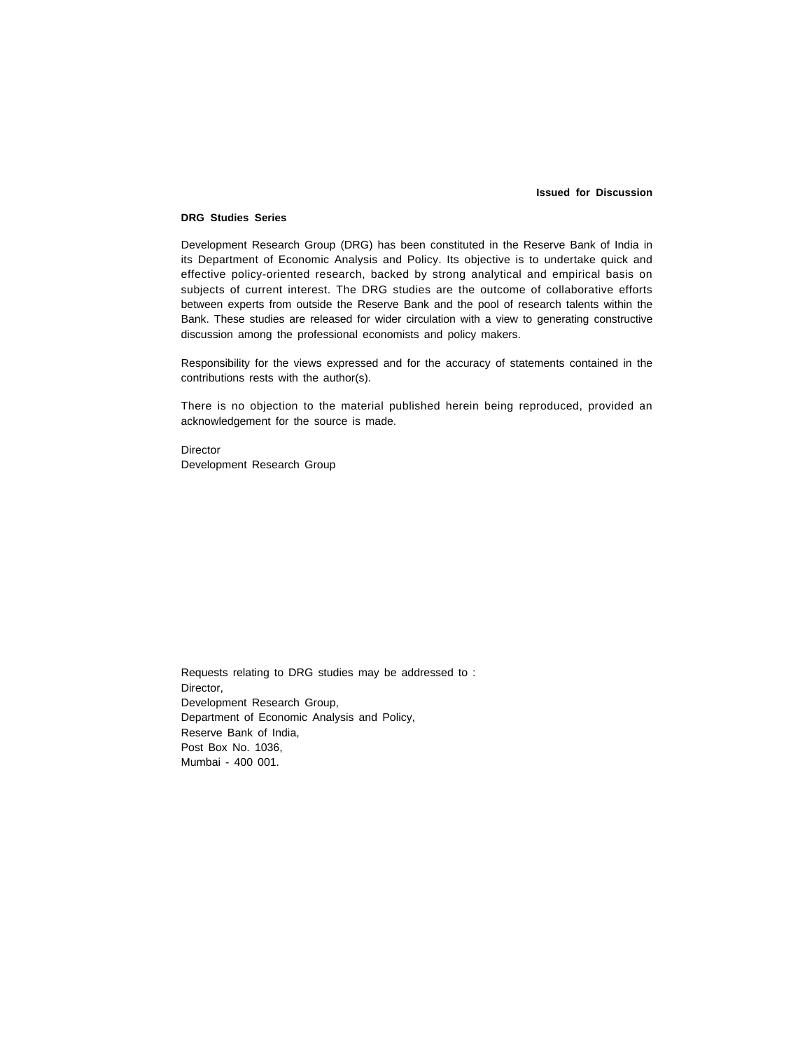**Issued for Discussion**

**DRG Studies Series**

Development Research Group (DRG) has been constituted in the Reserve Bank of India in its Department of Economic Analysis and Policy. Its objective is to undertake quick and effective policy-oriented research, backed by strong analytical and empirical basis on subjects of current interest. The DRG studies are the outcome of collaborative efforts between experts from outside the Reserve Bank and the pool of research talents within the Bank. These studies are released for wider circulation with a view to generating constructive discussion among the professional economists and policy makers.

Responsibility for the views expressed and for the accuracy of statements contained in the contributions rests with the author(s).

There is no objection to the material published herein being reproduced, provided an acknowledgement for the source is made.

Director
Development Research Group

Requests relating to DRG studies may be addressed to :
Director,
Development Research Group,
Department of Economic Analysis and Policy,
Reserve Bank of India,
Post Box No. 1036,
Mumbai - 400 001.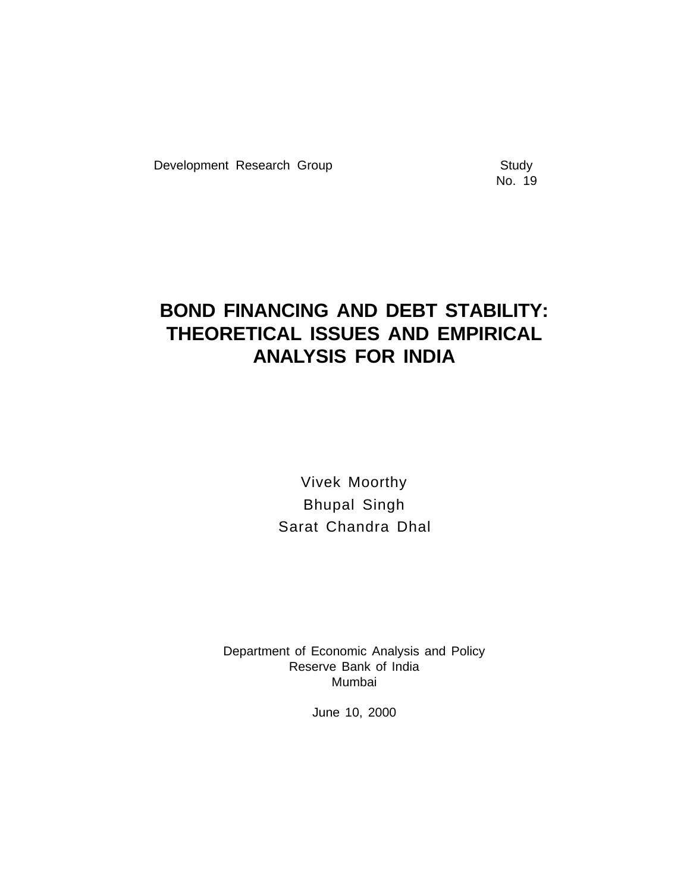Development Research Group Study No. 19

# BOND FINANCING AND DEBT STABILITY: THEORETICAL ISSUES AND EMPIRICAL ANALYSIS FOR INDIA

Vivek Moorthy

Bhupal Singh

Sarat Chandra Dhal

Department of Economic Analysis and Policy
Reserve Bank of India
Mumbai

June 10, 2000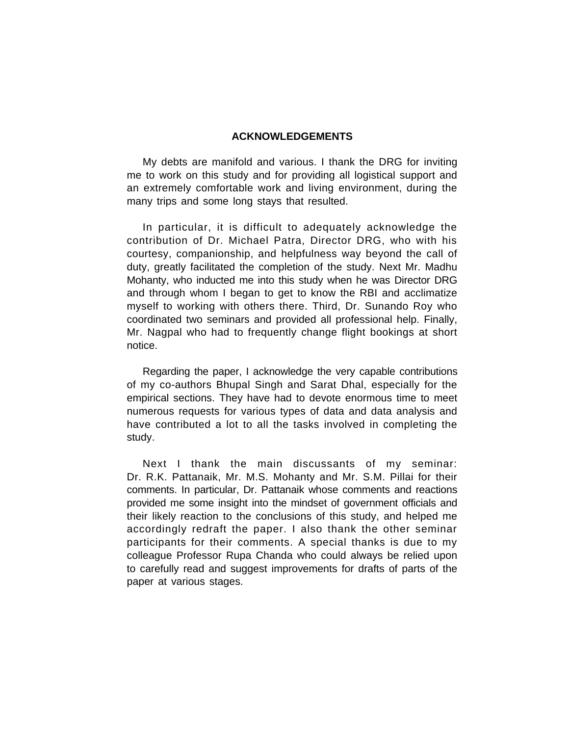# ACKNOWLEDGEMENTS

My debts are manifold and various. I thank the DRG for inviting me to work on this study and for providing all logistical support and an extremely comfortable work and living environment, during the many trips and some long stays that resulted.

In particular, it is difficult to adequately acknowledge the contribution of Dr. Michael Patra, Director DRG, who with his courtesy, companionship, and helpfulness way beyond the call of duty, greatly facilitated the completion of the study. Next Mr. Madhu Mohanty, who inducted me into this study when he was Director DRG and through whom I began to get to know the RBI and acclimatize myself to working with others there. Third, Dr. Sunando Roy who coordinated two seminars and provided all professional help. Finally, Mr. Nagpal who had to frequently change flight bookings at short notice.

Regarding the paper, I acknowledge the very capable contributions of my co-authors Bhupal Singh and Sarat Dhal, especially for the empirical sections. They have had to devote enormous time to meet numerous requests for various types of data and data analysis and have contributed a lot to all the tasks involved in completing the study.

Next I thank the main discussants of my seminar: Dr. R.K. Pattanaik, Mr. M.S. Mohanty and Mr. S.M. Pillai for their comments. In particular, Dr. Pattanaik whose comments and reactions provided me some insight into the mindset of government officials and their likely reaction to the conclusions of this study, and helped me accordingly redraft the paper. I also thank the other seminar participants for their comments. A special thanks is due to my colleague Professor Rupa Chanda who could always be relied upon to carefully read and suggest improvements for drafts of parts of the paper at various stages.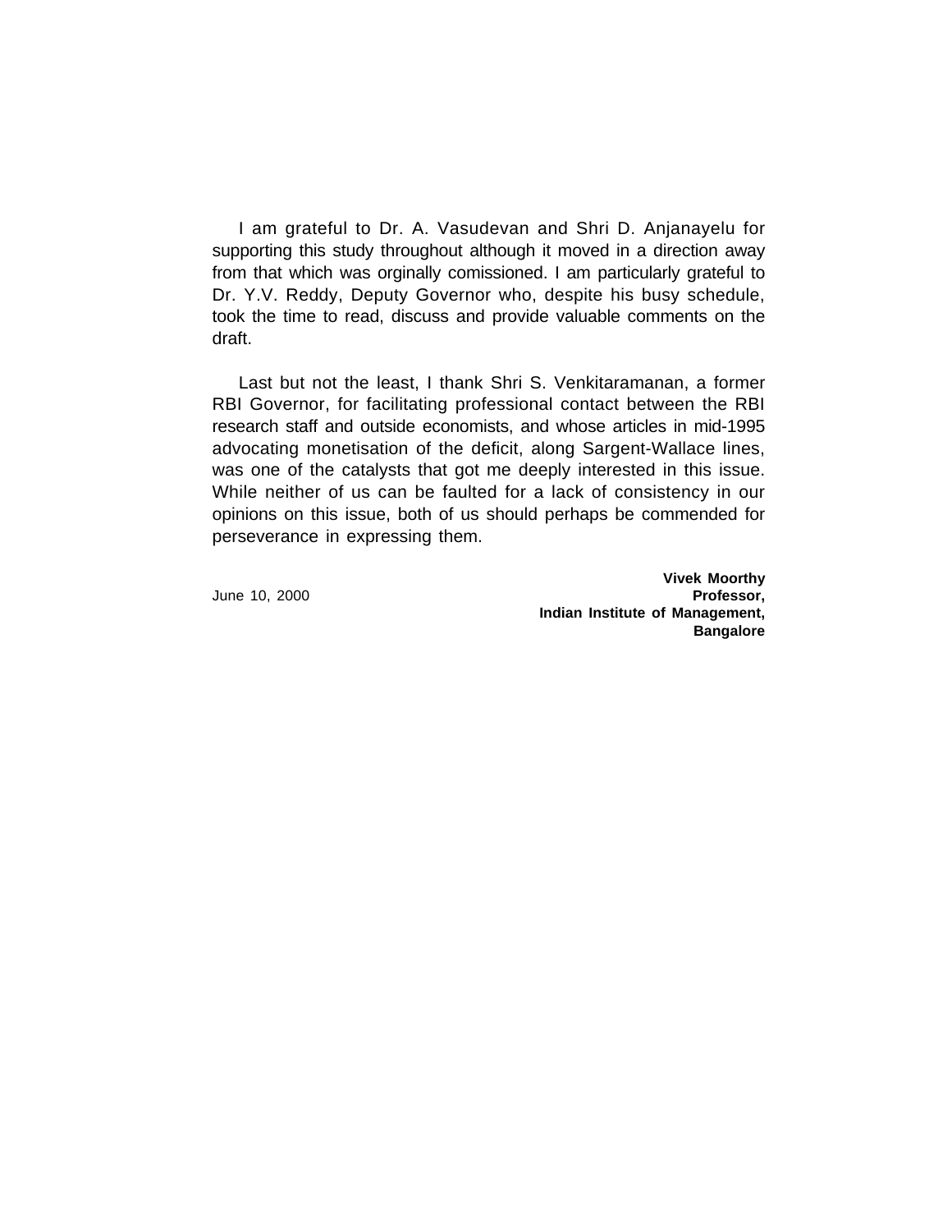I am grateful to Dr. A. Vasudevan and Shri D. Anjanayelu for supporting this study throughout although it moved in a direction away from that which was orginally comissioned. I am particularly grateful to Dr. Y.V. Reddy, Deputy Governor who, despite his busy schedule, took the time to read, discuss and provide valuable comments on the draft.

Last but not the least, I thank Shri S. Venkitaramanan, a former RBI Governor, for facilitating professional contact between the RBI research staff and outside economists, and whose articles in mid-1995 advocating monetisation of the deficit, along Sargent-Wallace lines, was one of the catalysts that got me deeply interested in this issue. While neither of us can be faulted for a lack of consistency in our opinions on this issue, both of us should perhaps be commended for perseverance in expressing them.

June 10, 2000

**Vivek Moorthy**
**Professor,**
**Indian Institute of Management,**
**Bangalore**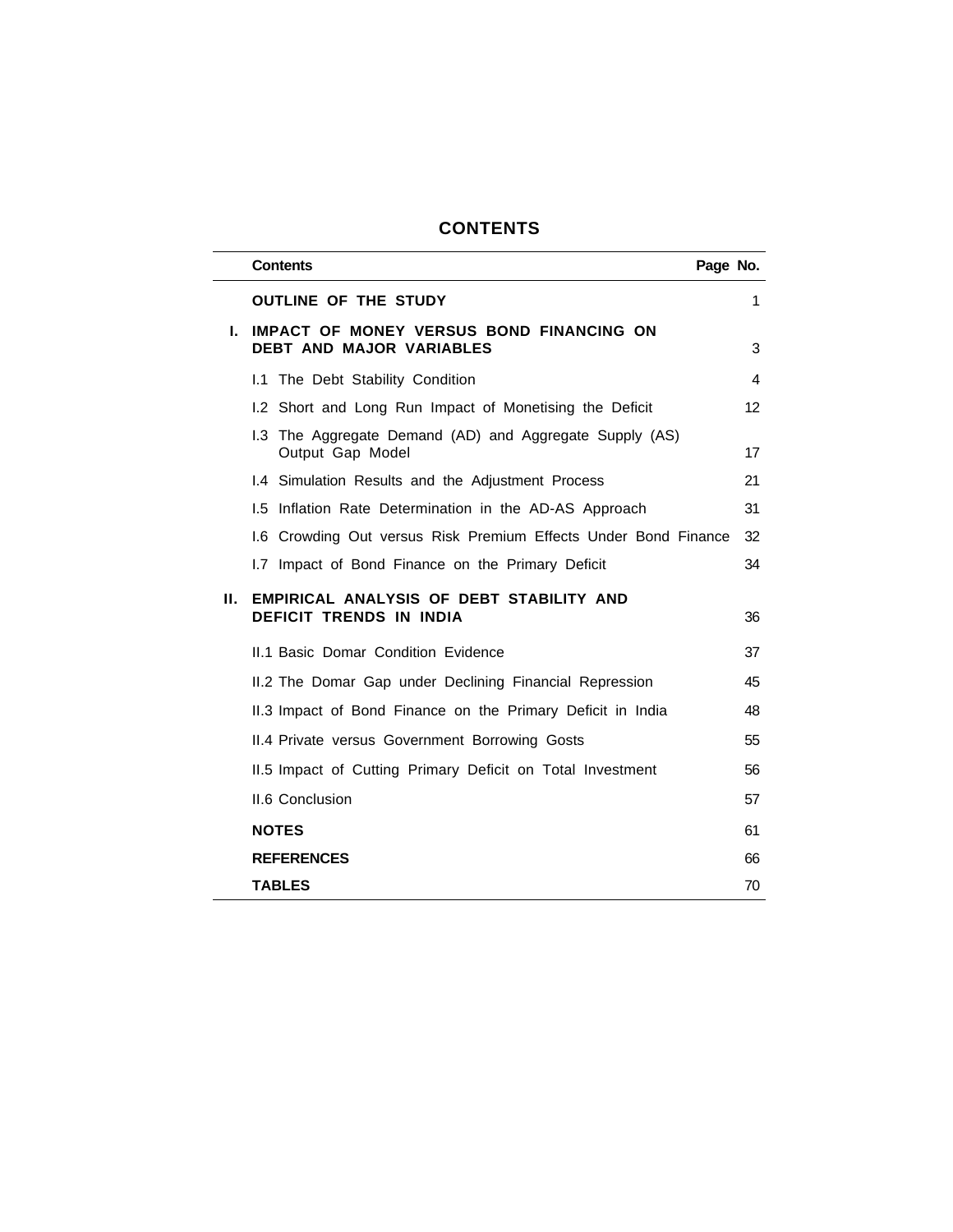# CONTENTS

| | Contents | Page No. |
|---|---|---|
| | **OUTLINE OF THE STUDY** | 1 |
| **I.** | **IMPACT OF MONEY VERSUS BOND FINANCING ON DEBT AND MAJOR VARIABLES** | 3 |
| | I.1 The Debt Stability Condition | 4 |
| | I.2 Short and Long Run Impact of Monetising the Deficit | 12 |
| | I.3 The Aggregate Demand (AD) and Aggregate Supply (AS) Output Gap Model | 17 |
| | I.4 Simulation Results and the Adjustment Process | 21 |
| | I.5 Inflation Rate Determination in the AD-AS Approach | 31 |
| | I.6 Crowding Out versus Risk Premium Effects Under Bond Finance | 32 |
| | I.7 Impact of Bond Finance on the Primary Deficit | 34 |
| **II.** | **EMPIRICAL ANALYSIS OF DEBT STABILITY AND DEFICIT TRENDS IN INDIA** | 36 |
| | II.1 Basic Domar Condition Evidence | 37 |
| | II.2 The Domar Gap under Declining Financial Repression | 45 |
| | II.3 Impact of Bond Finance on the Primary Deficit in India | 48 |
| | II.4 Private versus Government Borrowing Gosts | 55 |
| | II.5 Impact of Cutting Primary Deficit on Total Investment | 56 |
| | II.6 Conclusion | 57 |
| | **NOTES** | 61 |
| | **REFERENCES** | 66 |
| | **TABLES** | 70 |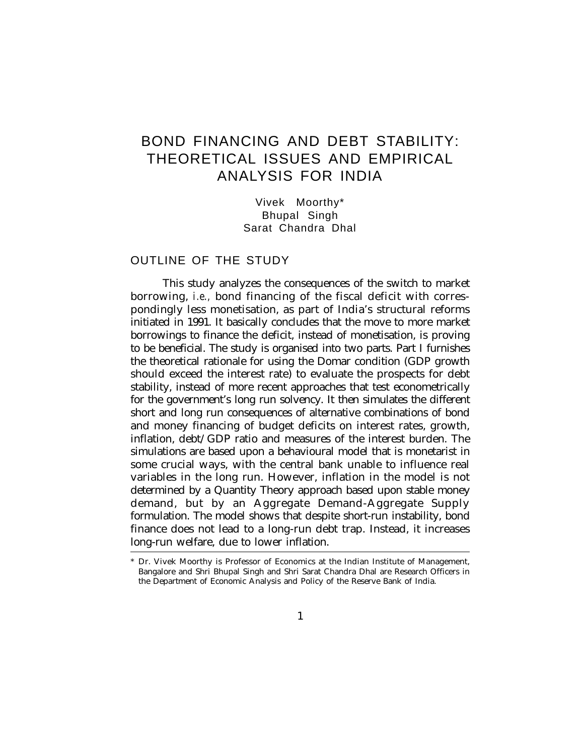# BOND FINANCING AND DEBT STABILITY: THEORETICAL ISSUES AND EMPIRICAL ANALYSIS FOR INDIA

Vivek Moorthy*
Bhupal Singh
Sarat Chandra Dhal

## OUTLINE OF THE STUDY

This study analyzes the consequences of the switch to market borrowing, *i.e.,* bond financing of the fiscal deficit with correspondingly less monetisation, as part of India's structural reforms initiated in 1991. It basically concludes that the move to more market borrowings to finance the deficit, instead of monetisation, is proving to be beneficial. The study is organised into two parts. Part I furnishes the theoretical rationale for using the Domar condition (GDP growth should exceed the interest rate) to evaluate the prospects for debt stability, instead of more recent approaches that test econometrically for the government's long run solvency. It then simulates the different short and long run consequences of alternative combinations of bond and money financing of budget deficits on interest rates, growth, inflation, debt/GDP ratio and measures of the interest burden. The simulations are based upon a behavioural model that is monetarist in some crucial ways, with the central bank unable to influence real variables in the long run. However, inflation in the model is not determined by a Quantity Theory approach based upon stable money demand, but by an Aggregate Demand-Aggregate Supply formulation. The model shows that despite short-run instability, bond finance does not lead to a long-run debt trap. Instead, it increases long-run welfare, due to lower inflation.

---

* Dr. Vivek Moorthy is Professor of Economics at the Indian Institute of Management, Bangalore and Shri Bhupal Singh and Shri Sarat Chandra Dhal are Research Officers in the Department of Economic Analysis and Policy of the Reserve Bank of India.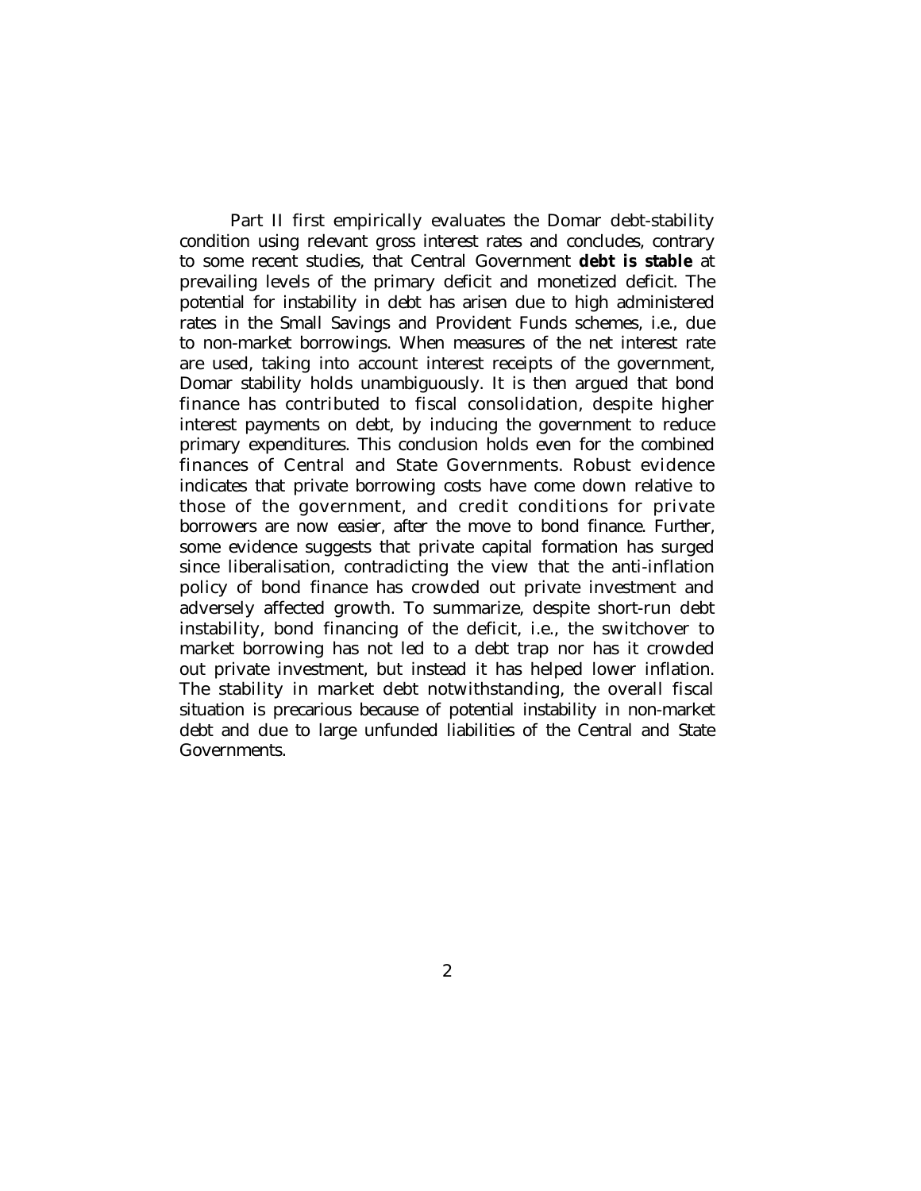Part II first empirically evaluates the Domar debt-stability condition using relevant gross interest rates and concludes, contrary to some recent studies, that Central Government **debt is stable** at prevailing levels of the primary deficit and monetized deficit. The potential for instability in debt has arisen due to high administered rates in the Small Savings and Provident Funds schemes, i.e., due to non-market borrowings. When measures of the net interest rate are used, taking into account interest receipts of the government, Domar stability holds unambiguously. It is then argued that bond finance has contributed to fiscal consolidation, despite higher interest payments on debt, by inducing the government to reduce primary expenditures. This conclusion holds even for the combined finances of Central and State Governments. Robust evidence indicates that private borrowing costs have come down relative to those of the government, and credit conditions for private borrowers are now easier, after the move to bond finance. Further, some evidence suggests that private capital formation has surged since liberalisation, contradicting the view that the anti-inflation policy of bond finance has crowded out private investment and adversely affected growth. To summarize, despite short-run debt instability, bond financing of the deficit, i.e., the switchover to market borrowing has not led to a debt trap nor has it crowded out private investment, but instead it has helped lower inflation. The stability in market debt notwithstanding, the overall fiscal situation is precarious because of potential instability in non-market debt and due to large unfunded liabilities of the Central and State Governments.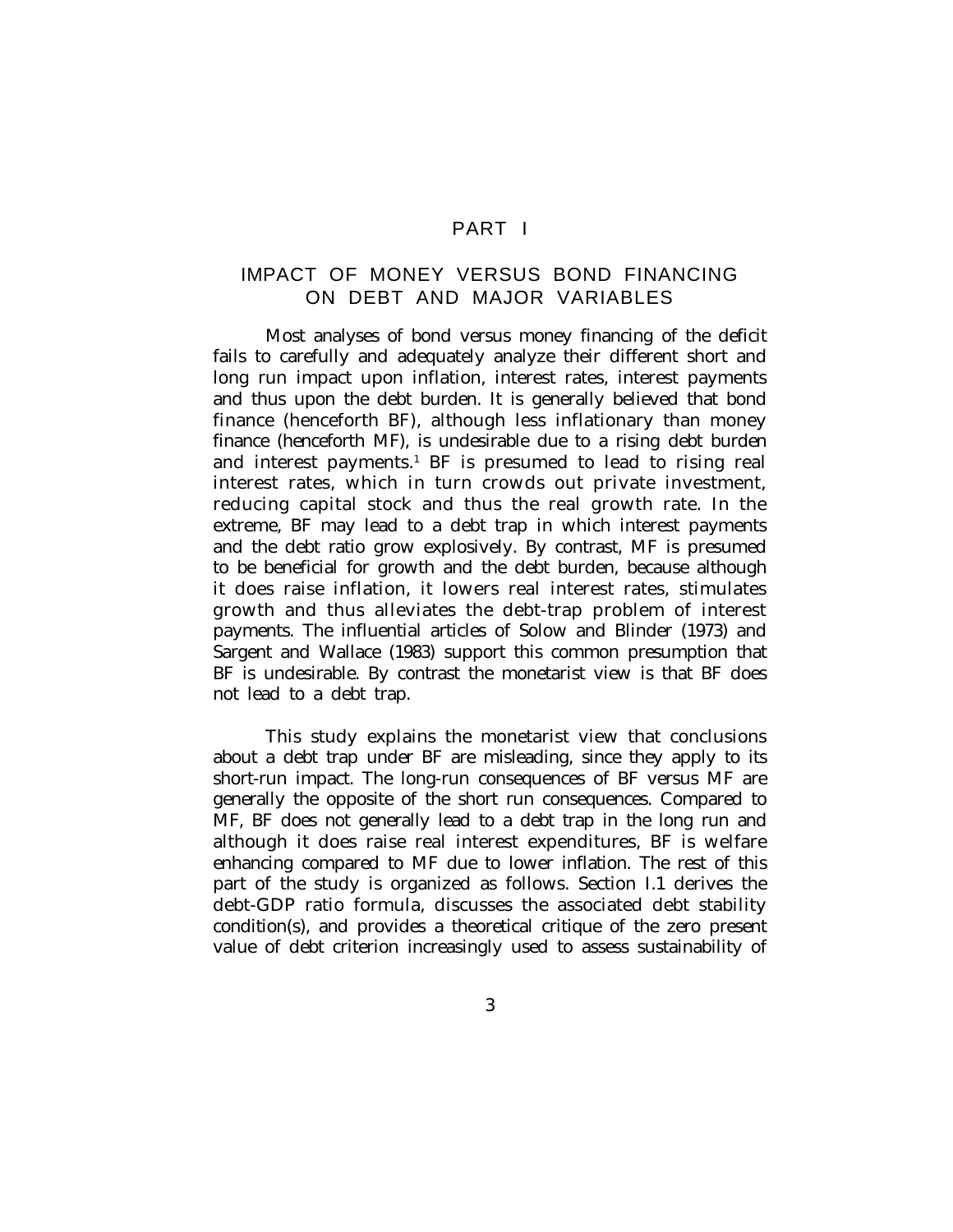# PART I

## IMPACT OF MONEY VERSUS BOND FINANCING ON DEBT AND MAJOR VARIABLES

Most analyses of bond versus money financing of the deficit fails to carefully and adequately analyze their different short and long run impact upon inflation, interest rates, interest payments and thus upon the debt burden. It is generally believed that bond finance (henceforth BF), although less inflationary than money finance (henceforth MF), is undesirable due to a rising debt burden and interest payments.[1] BF is presumed to lead to rising real interest rates, which in turn crowds out private investment, reducing capital stock and thus the real growth rate. In the extreme, BF may lead to a debt trap in which interest payments and the debt ratio grow explosively. By contrast, MF is presumed to be beneficial for growth and the debt burden, because although it does raise inflation, it lowers real interest rates, stimulates growth and thus alleviates the debt-trap problem of interest payments. The influential articles of Solow and Blinder (1973) and Sargent and Wallace (1983) support this common presumption that BF is undesirable. By contrast the monetarist view is that BF does not lead to a debt trap.

This study explains the monetarist view that conclusions about a debt trap under BF are misleading, since they apply to its short-run impact. The long-run consequences of BF versus MF are generally the opposite of the short run consequences. Compared to MF, BF does not generally lead to a debt trap in the long run and although it does raise real interest expenditures, BF is welfare enhancing compared to MF due to lower inflation. The rest of this part of the study is organized as follows. Section I.1 derives the debt-GDP ratio formula, discusses the associated debt stability condition(s), and provides a theoretical critique of the zero present value of debt criterion increasingly used to assess sustainability of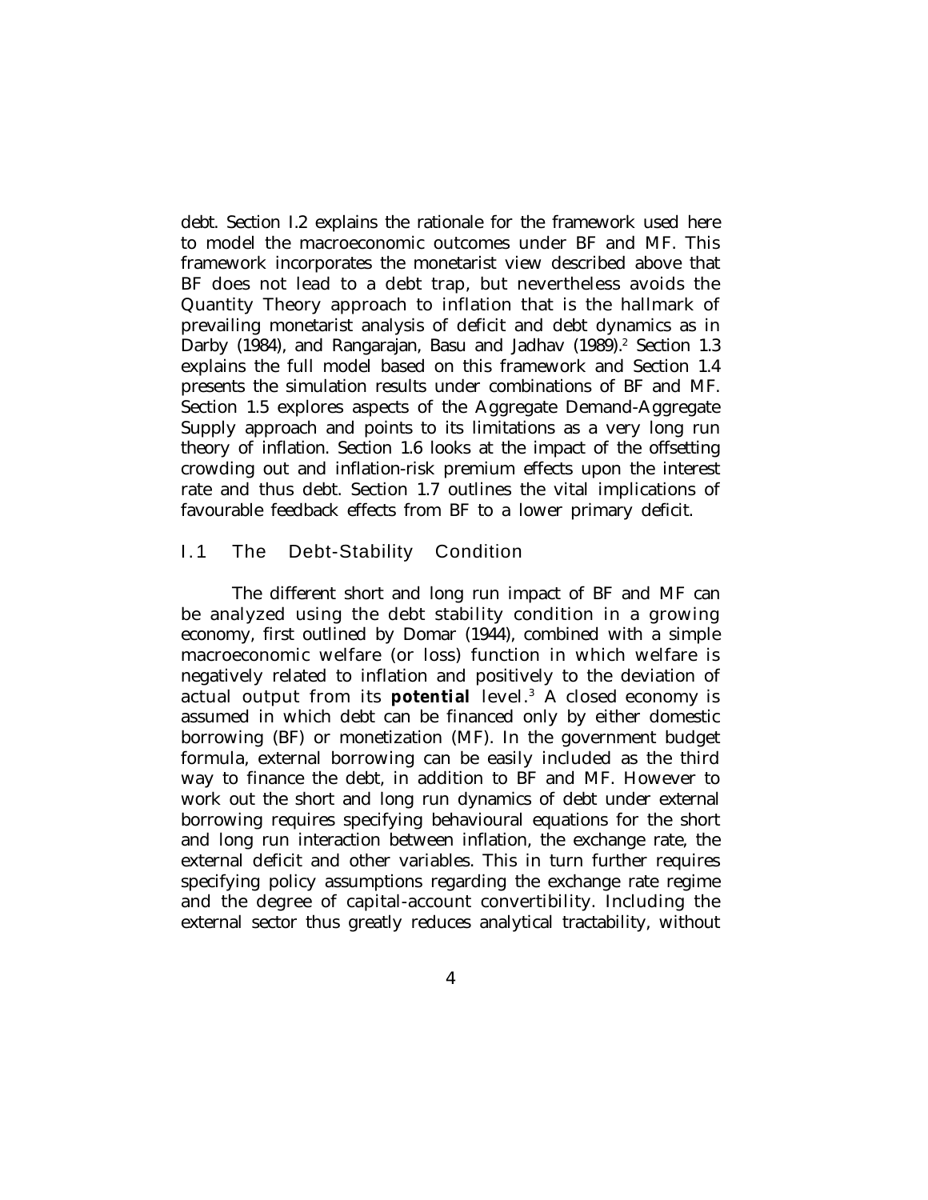debt. Section I.2 explains the rationale for the framework used here to model the macroeconomic outcomes under BF and MF. This framework incorporates the monetarist view described above that BF does not lead to a debt trap, but nevertheless avoids the Quantity Theory approach to inflation that is the hallmark of prevailing monetarist analysis of deficit and debt dynamics as in Darby (1984), and Rangarajan, Basu and Jadhav (1989).[2] Section 1.3 explains the full model based on this framework and Section 1.4 presents the simulation results under combinations of BF and MF. Section 1.5 explores aspects of the Aggregate Demand-Aggregate Supply approach and points to its limitations as a very long run theory of inflation. Section 1.6 looks at the impact of the offsetting crowding out and inflation-risk premium effects upon the interest rate and thus debt. Section 1.7 outlines the vital implications of favourable feedback effects from BF to a lower primary deficit.

## I.1 The Debt-Stability Condition

The different short and long run impact of BF and MF can be analyzed using the debt stability condition in a growing economy, first outlined by Domar (1944), combined with a simple macroeconomic welfare (or loss) function in which welfare is negatively related to inflation and positively to the deviation of actual output from its ***potential*** level.[3] A closed economy is assumed in which debt can be financed only by either domestic borrowing (BF) or monetization (MF). In the government budget formula, external borrowing can be easily included as the third way to finance the debt, in addition to BF and MF. However to work out the short and long run dynamics of debt under external borrowing requires specifying behavioural equations for the short and long run interaction between inflation, the exchange rate, the external deficit and other variables. This in turn further requires specifying policy assumptions regarding the exchange rate regime and the degree of capital-account convertibility. Including the external sector thus greatly reduces analytical tractability, without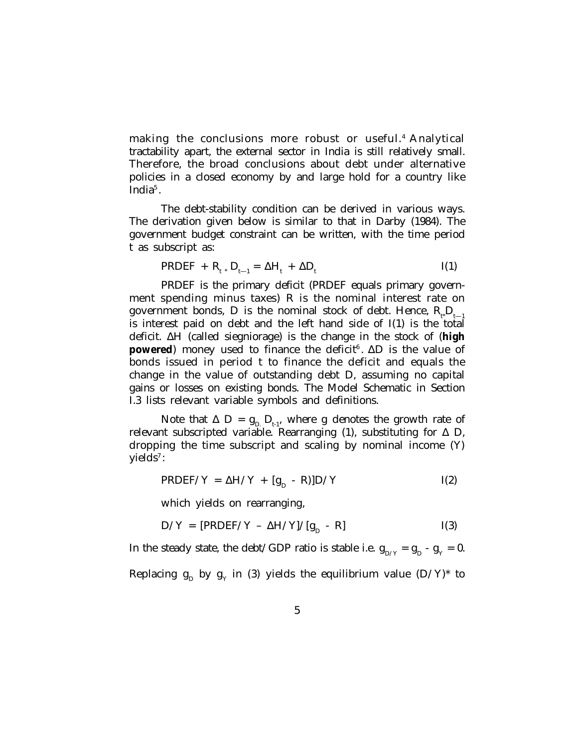making the conclusions more robust or useful.[4] Analytical tractability apart, the external sector in India is still relatively small. Therefore, the broad conclusions about debt under alternative policies in a closed economy by and large hold for a country like India[5].

The debt-stability condition can be derived in various ways. The derivation given below is similar to that in Darby (1984). The government budget constraint can be written, with the time period t as subscript as:

$$PRDEF + R_{t\,*}\,D_{t-1} = \Delta H_t + \Delta D_t \qquad I(1)$$

PRDEF is the primary deficit (PRDEF equals primary government spending minus taxes) R is the nominal interest rate on government bonds, D is the nominal stock of debt. Hence, $R_{t*}D_{t-1}$ is interest paid on debt and the left hand side of I(1) is the total deficit. ΔH (called siegniorage) is the change in the stock of (**high powered**) money used to finance the deficit[6]. ΔD is the value of bonds issued in period t to finance the deficit and equals the change in the value of outstanding debt D, assuming no capital gains or losses on existing bonds. The Model Schematic in Section I.3 lists relevant variable symbols and definitions.

Note that $\Delta D = g_{D.} D_{t-1}$, where g denotes the growth rate of relevant subscripted variable. Rearranging (1), substituting for Δ D, dropping the time subscript and scaling by nominal income (Y) yields[7]:

$$PRDEF/Y = \Delta H/Y + [g_D - R)]D/Y \qquad I(2)$$

which yields on rearranging,

$$D/Y = [PRDEF/Y - \Delta H/Y]/[g_D - R] \qquad I(3)$$

In the steady state, the debt/GDP ratio is stable i.e. $g_{D/Y} = g_D - g_Y = 0$.

Replacing $g_D$ by $g_Y$ in (3) yields the equilibrium value $(D/Y)^*$ to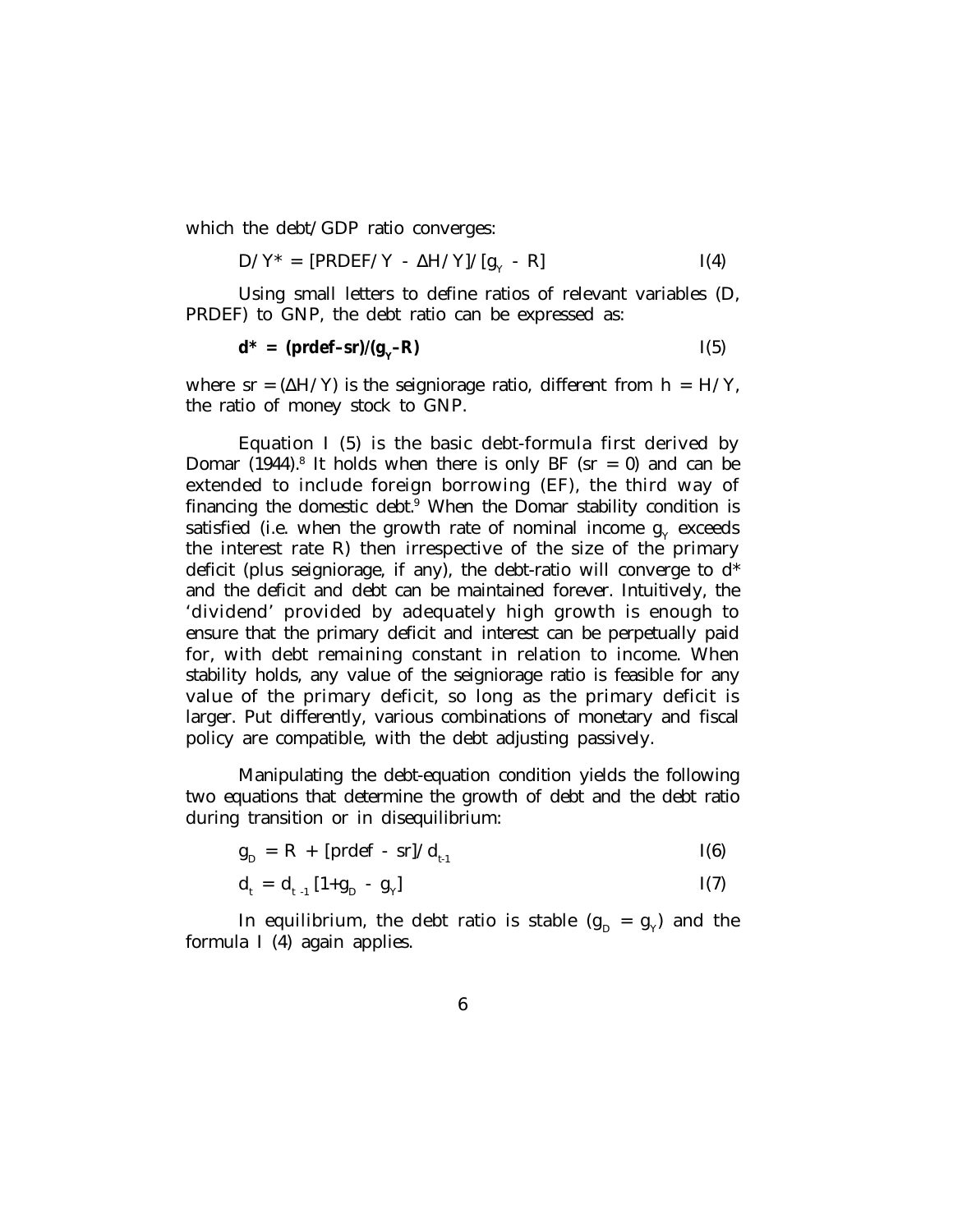which the debt/GDP ratio converges:

$$D/Y^* = [PRDEF/Y - \Delta H/Y]/[g_Y - R] \qquad I(4)$$

Using small letters to define ratios of relevant variables (D, PRDEF) to GNP, the debt ratio can be expressed as:

$$\mathbf{d^* = (prdef-sr)/(g_Y-R)} \qquad I(5)$$

where $sr = (\Delta H/Y)$ is the seigniorage ratio, different from $h = H/Y$, the ratio of money stock to GNP.

Equation I (5) is the basic debt-formula first derived by Domar (1944).[8] It holds when there is only BF ($sr = 0$) and can be extended to include foreign borrowing (EF), the third way of financing the domestic debt.[9] When the Domar stability condition is satisfied (i.e. when the growth rate of nominal income $g_Y$ exceeds the interest rate R) then irrespective of the size of the primary deficit (plus seigniorage, if any), the debt-ratio will converge to $d^*$ and the deficit and debt can be maintained forever. Intuitively, the 'dividend' provided by adequately high growth is enough to ensure that the primary deficit and interest can be perpetually paid for, with debt remaining constant in relation to income. When stability holds, any value of the seigniorage ratio is feasible for any value of the primary deficit, so long as the primary deficit is larger. Put differently, various combinations of monetary and fiscal policy are compatible, with the debt adjusting passively.

Manipulating the debt-equation condition yields the following two equations that determine the growth of debt and the debt ratio during transition or in disequilibrium:

$$g_D = R + [prdef - sr]/d_{t-1} \qquad I(6)$$

$$d_t = d_{t-1}[1+g_D - g_Y] \qquad I(7)$$

In equilibrium, the debt ratio is stable ($g_D = g_Y$) and the formula I (4) again applies.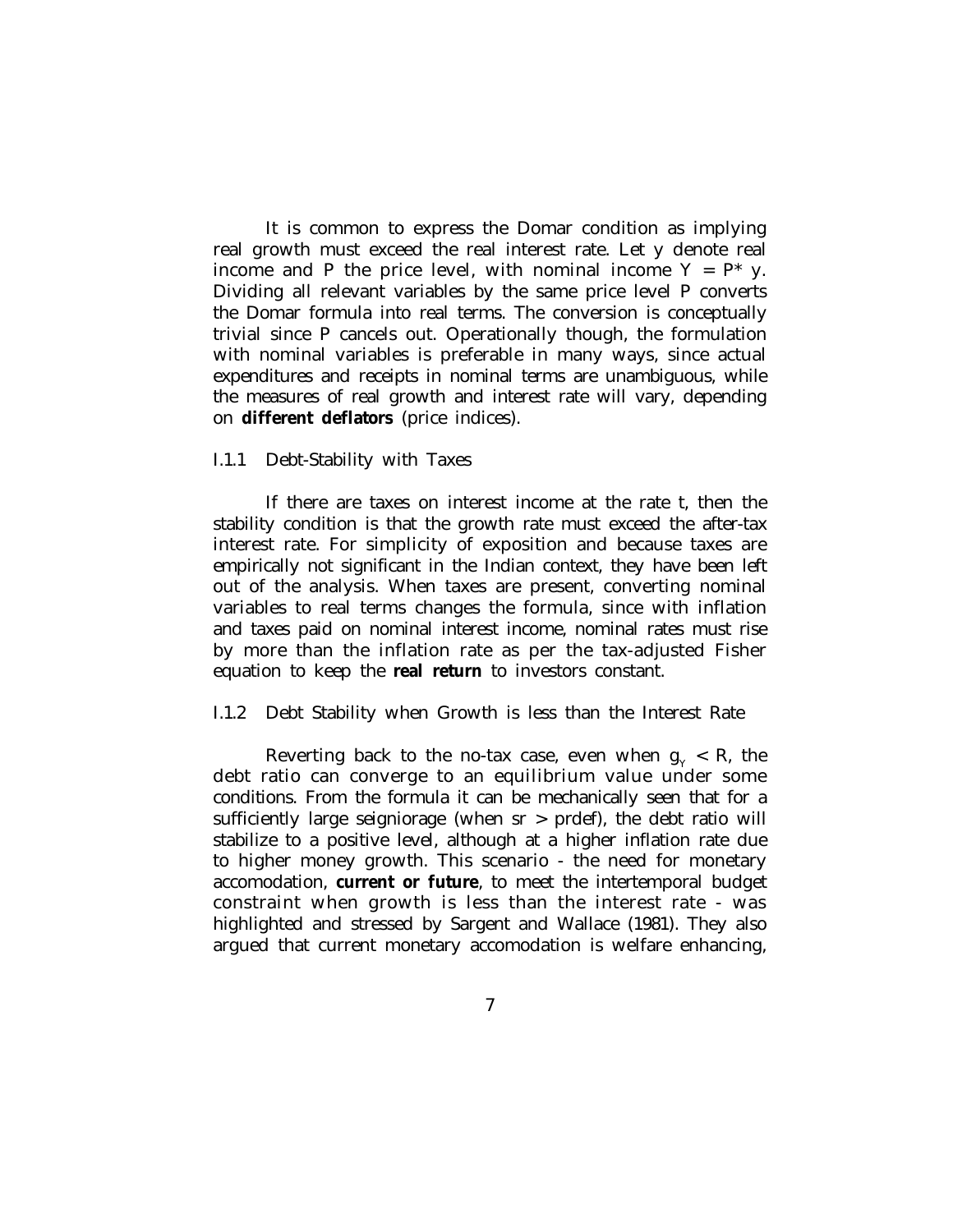It is common to express the Domar condition as implying real growth must exceed the real interest rate. Let y denote real income and P the price level, with nominal income $Y = P^* y$. Dividing all relevant variables by the same price level P converts the Domar formula into real terms. The conversion is conceptually trivial since P cancels out. Operationally though, the formulation with nominal variables is preferable in many ways, since actual expenditures and receipts in nominal terms are unambiguous, while the measures of real growth and interest rate will vary, depending on **different deflators** (price indices).

### I.1.1 Debt-Stability with Taxes

If there are taxes on interest income at the rate t, then the stability condition is that the growth rate must exceed the after-tax interest rate. For simplicity of exposition and because taxes are empirically not significant in the Indian context, they have been left out of the analysis. When taxes are present, converting nominal variables to real terms changes the formula, since with inflation and taxes paid on nominal interest income, nominal rates must rise by more than the inflation rate as per the tax-adjusted Fisher equation to keep the **real return** to investors constant.

### I.1.2 Debt Stability when Growth is less than the Interest Rate

Reverting back to the no-tax case, even when $g_Y < R$, the debt ratio can converge to an equilibrium value under some conditions. From the formula it can be mechanically seen that for a sufficiently large seigniorage (when sr > prdef), the debt ratio will stabilize to a positive level, although at a higher inflation rate due to higher money growth. This scenario - the need for monetary accomodation, **current or future**, to meet the intertemporal budget constraint when growth is less than the interest rate - was highlighted and stressed by Sargent and Wallace (1981). They also argued that current monetary accomodation is welfare enhancing,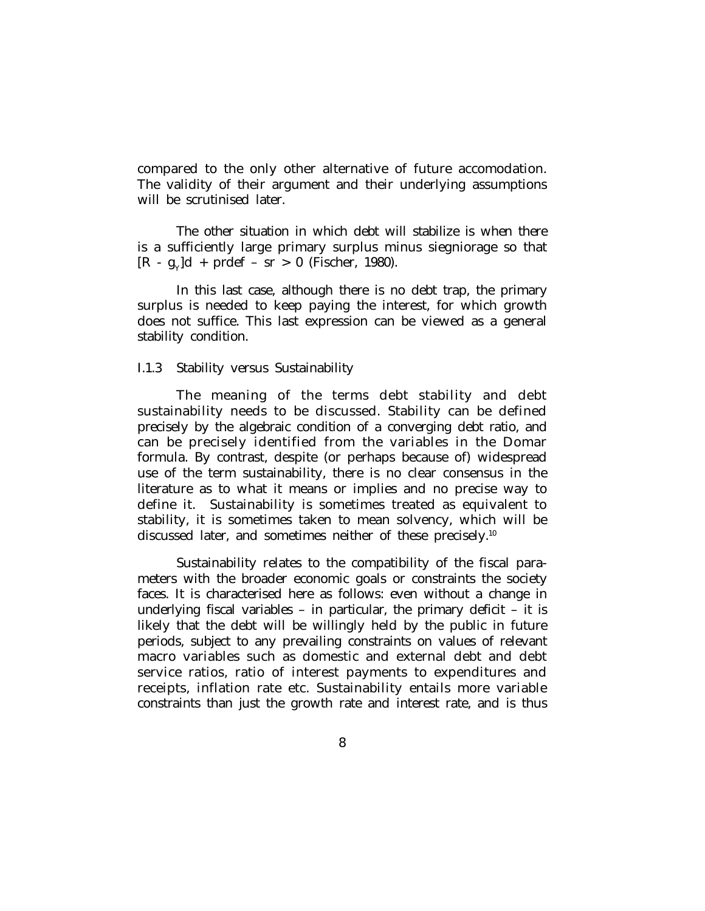compared to the only other alternative of future accomodation. The validity of their argument and their underlying assumptions will be scrutinised later.

The other situation in which debt will stabilize is when there is a sufficiently large primary surplus minus siegniorage so that $[R - g_Y]d + prdef - sr > 0$ (Fischer, 1980).

In this last case, although there is no debt trap, the primary surplus is needed to keep paying the interest, for which growth does not suffice. This last expression can be viewed as a general stability condition.

### I.1.3 Stability versus Sustainability

The meaning of the terms debt stability and debt sustainability needs to be discussed. Stability can be defined precisely by the algebraic condition of a converging debt ratio, and can be precisely identified from the variables in the Domar formula. By contrast, despite (or perhaps because of) widespread use of the term sustainability, there is no clear consensus in the literature as to what it means or implies and no precise way to define it. Sustainability is sometimes treated as equivalent to stability, it is sometimes taken to mean solvency, which will be discussed later, and sometimes neither of these precisely.[10]

Sustainability relates to the compatibility of the fiscal parameters with the broader economic goals or constraints the society faces. It is characterised here as follows: even without a change in underlying fiscal variables – in particular, the primary deficit – it is likely that the debt will be willingly held by the public in future periods, subject to any prevailing constraints on values of relevant macro variables such as domestic and external debt and debt service ratios, ratio of interest payments to expenditures and receipts, inflation rate etc. Sustainability entails more variable constraints than just the growth rate and interest rate, and is thus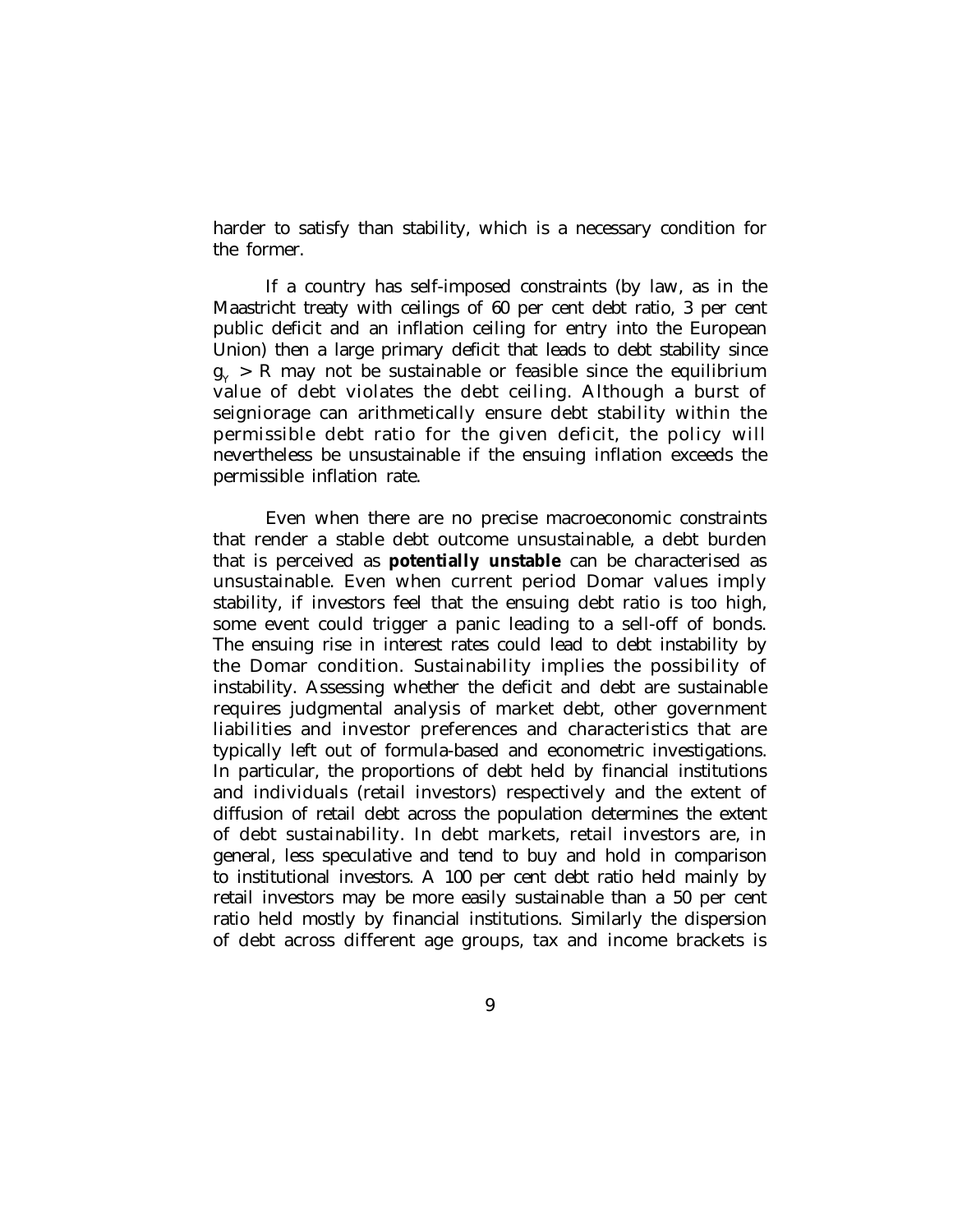harder to satisfy than stability, which is a necessary condition for the former.

If a country has self-imposed constraints (by law, as in the Maastricht treaty with ceilings of 60 per cent debt ratio, 3 per cent public deficit and an inflation ceiling for entry into the European Union) then a large primary deficit that leads to debt stability since $g_Y > R$ may not be sustainable or feasible since the equilibrium value of debt violates the debt ceiling. Although a burst of seigniorage can arithmetically ensure debt stability within the permissible debt ratio for the given deficit, the policy will nevertheless be unsustainable if the ensuing inflation exceeds the permissible inflation rate.

Even when there are no precise macroeconomic constraints that render a stable debt outcome unsustainable, a debt burden that is perceived as **potentially unstable** can be characterised as unsustainable. Even when current period Domar values imply stability, if investors feel that the ensuing debt ratio is too high, some event could trigger a panic leading to a sell-off of bonds. The ensuing rise in interest rates could lead to debt instability by the Domar condition. Sustainability implies the possibility of instability. Assessing whether the deficit and debt are sustainable requires judgmental analysis of market debt, other government liabilities and investor preferences and characteristics that are typically left out of formula-based and econometric investigations. In particular, the proportions of debt held by financial institutions and individuals (retail investors) respectively and the extent of diffusion of retail debt across the population determines the extent of debt sustainability. In debt markets, retail investors are, in general, less speculative and tend to buy and hold in comparison to institutional investors. A 100 per cent debt ratio held mainly by retail investors may be more easily sustainable than a 50 per cent ratio held mostly by financial institutions. Similarly the dispersion of debt across different age groups, tax and income brackets is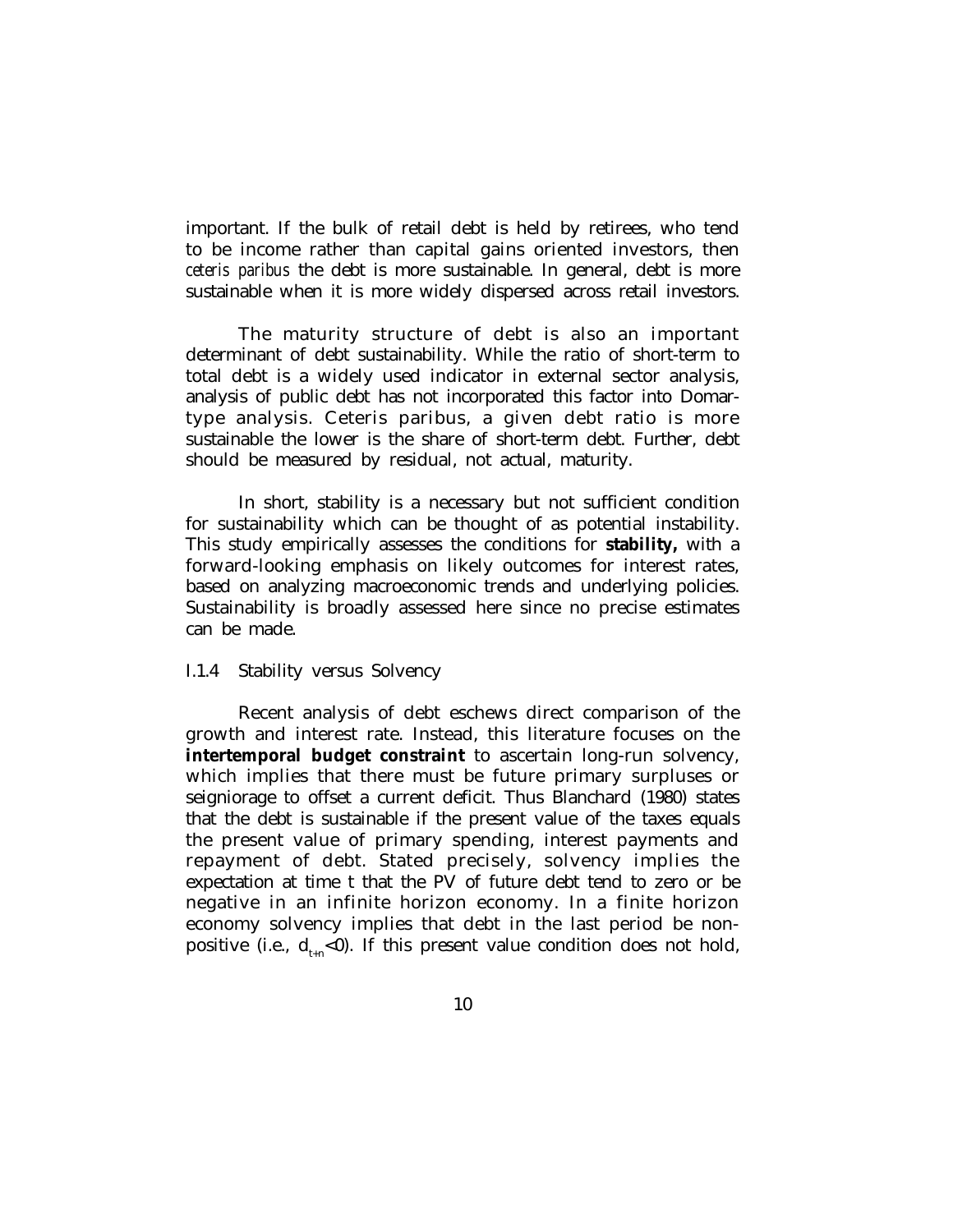important. If the bulk of retail debt is held by retirees, who tend to be income rather than capital gains oriented investors, then *ceteris paribus* the debt is more sustainable. In general, debt is more sustainable when it is more widely dispersed across retail investors.

The maturity structure of debt is also an important determinant of debt sustainability. While the ratio of short-term to total debt is a widely used indicator in external sector analysis, analysis of public debt has not incorporated this factor into Domar-type analysis. Ceteris paribus, a given debt ratio is more sustainable the lower is the share of short-term debt. Further, debt should be measured by residual, not actual, maturity.

In short, stability is a necessary but not sufficient condition for sustainability which can be thought of as potential instability. This study empirically assesses the conditions for **stability,** with a forward-looking emphasis on likely outcomes for interest rates, based on analyzing macroeconomic trends and underlying policies. Sustainability is broadly assessed here since no precise estimates can be made.

### I.1.4 Stability versus Solvency

Recent analysis of debt eschews direct comparison of the growth and interest rate. Instead, this literature focuses on the **intertemporal budget constraint** to ascertain long-run solvency, which implies that there must be future primary surpluses or seigniorage to offset a current deficit. Thus Blanchard (1980) states that the debt is sustainable if the present value of the taxes equals the present value of primary spending, interest payments and repayment of debt. Stated precisely, solvency implies the expectation at time t that the PV of future debt tend to zero or be negative in an infinite horizon economy. In a finite horizon economy solvency implies that debt in the last period be non-positive (i.e., $d_{t+n}<0$). If this present value condition does not hold,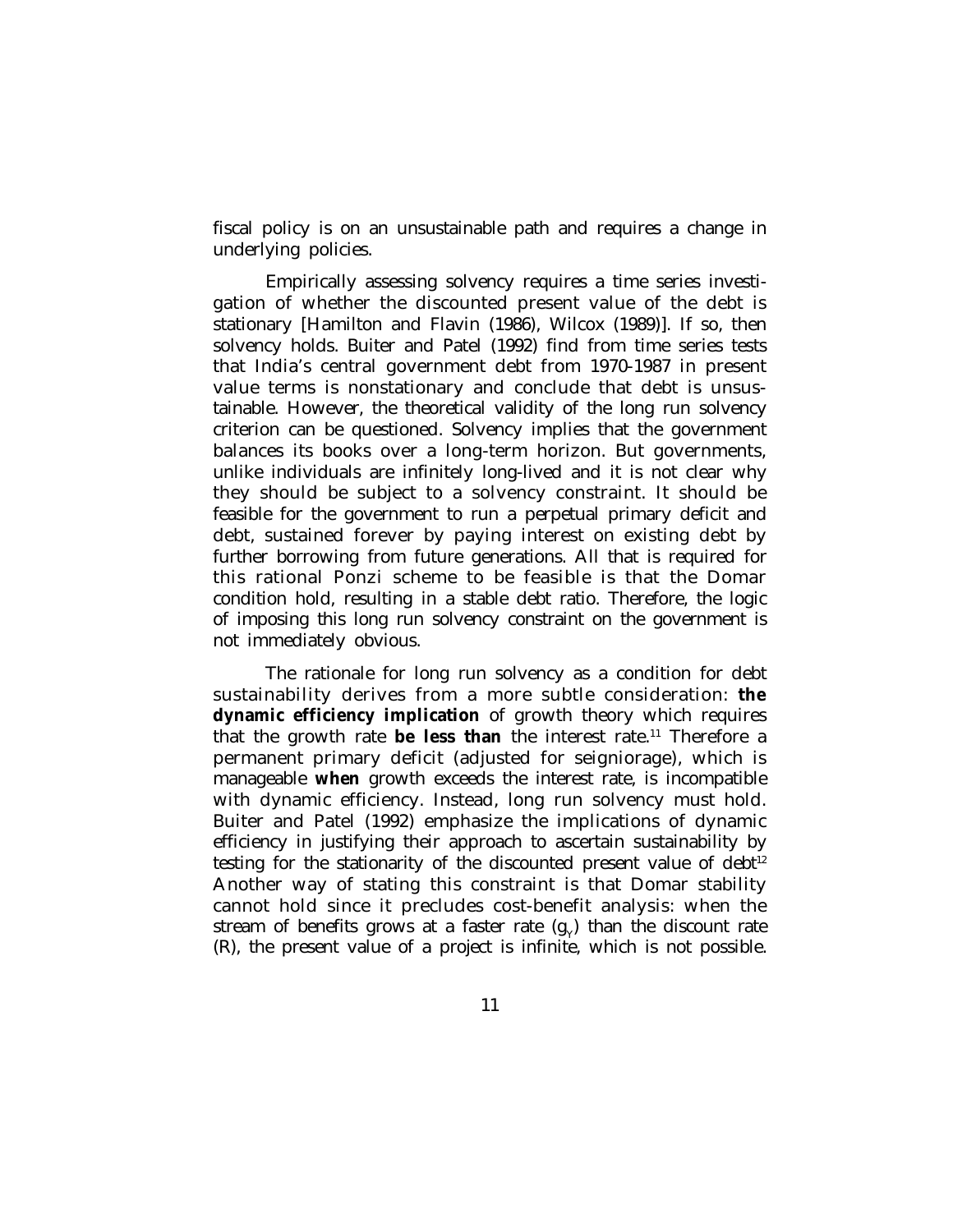fiscal policy is on an unsustainable path and requires a change in underlying policies.

Empirically assessing solvency requires a time series investigation of whether the discounted present value of the debt is stationary [Hamilton and Flavin (1986), Wilcox (1989)]. If so, then solvency holds. Buiter and Patel (1992) find from time series tests that India's central government debt from 1970-1987 in present value terms is nonstationary and conclude that debt is unsustainable. However, the theoretical validity of the long run solvency criterion can be questioned. Solvency implies that the government balances its books over a long-term horizon. But governments, unlike individuals are infinitely long-lived and it is not clear why they should be subject to a solvency constraint. It should be feasible for the government to run a perpetual primary deficit and debt, sustained forever by paying interest on existing debt by further borrowing from future generations. All that is required for this rational Ponzi scheme to be feasible is that the Domar condition hold, resulting in a stable debt ratio. Therefore, the logic of imposing this long run solvency constraint on the government is not immediately obvious.

The rationale for long run solvency as a condition for debt sustainability derives from a more subtle consideration: **the dynamic efficiency implication** of growth theory which requires that the growth rate **be less than** the interest rate.[11] Therefore a permanent primary deficit (adjusted for seigniorage), which is manageable **when** growth exceeds the interest rate, is incompatible with dynamic efficiency. Instead, long run solvency must hold. Buiter and Patel (1992) emphasize the implications of dynamic efficiency in justifying their approach to ascertain sustainability by testing for the stationarity of the discounted present value of debt[12] Another way of stating this constraint is that Domar stability cannot hold since it precludes cost-benefit analysis: when the stream of benefits grows at a faster rate ($g_Y$) than the discount rate (R), the present value of a project is infinite, which is not possible.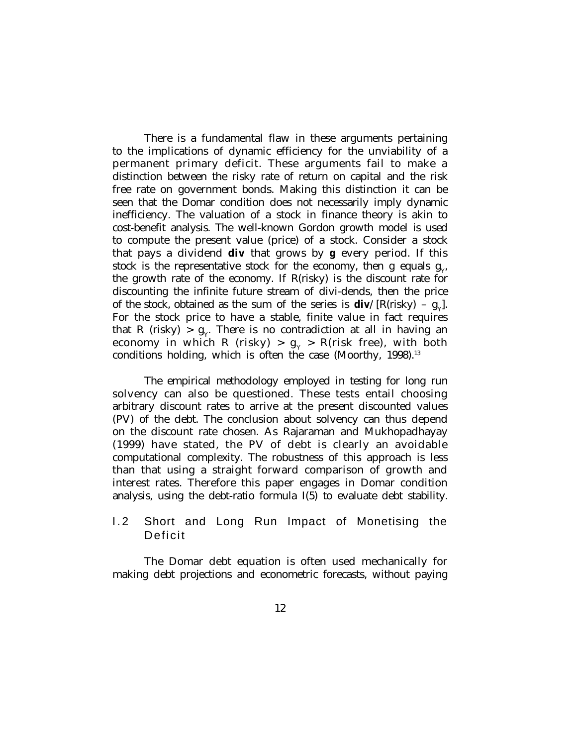There is a fundamental flaw in these arguments pertaining to the implications of dynamic efficiency for the unviability of a permanent primary deficit. These arguments fail to make a distinction between the risky rate of return on capital and the risk free rate on government bonds. Making this distinction it can be seen that the Domar condition does not necessarily imply dynamic inefficiency. The valuation of a stock in finance theory is akin to cost-benefit analysis. The well-known Gordon growth model is used to compute the present value (price) of a stock. Consider a stock that pays a dividend **div** that grows by **g** every period. If this stock is the representative stock for the economy, then g equals $g_Y$, the growth rate of the economy. If R(risky) is the discount rate for discounting the infinite future stream of divi-dends, then the price of the stock, obtained as the sum of the series is **div**/[R(risky) – $g_Y$]. For the stock price to have a stable, finite value in fact requires that R (risky) > $g_Y$. There is no contradiction at all in having an economy in which R (risky) > $g_Y$ > R(risk free), with both conditions holding, which is often the case (Moorthy, 1998).[13]

The empirical methodology employed in testing for long run solvency can also be questioned. These tests entail choosing arbitrary discount rates to arrive at the present discounted values (PV) of the debt. The conclusion about solvency can thus depend on the discount rate chosen. As Rajaraman and Mukhopadhayay (1999) have stated, the PV of debt is clearly an avoidable computational complexity. The robustness of this approach is less than that using a straight forward comparison of growth and interest rates. Therefore this paper engages in Domar condition analysis, using the debt-ratio formula I(5) to evaluate debt stability.

## I.2 Short and Long Run Impact of Monetising the Deficit

The Domar debt equation is often used mechanically for making debt projections and econometric forecasts, without paying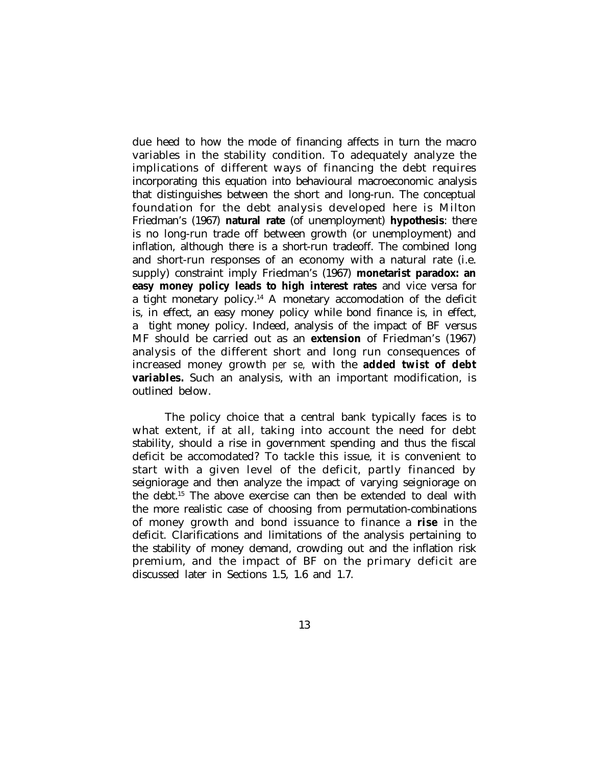due heed to how the mode of financing affects in turn the macro variables in the stability condition. To adequately analyze the implications of different ways of financing the debt requires incorporating this equation into behavioural macroeconomic analysis that distinguishes between the short and long-run. The conceptual foundation for the debt analysis developed here is Milton Friedman's (1967) **natural rate** (of unemployment) **hypothesis**: there is no long-run trade off between growth (or unemployment) and inflation, although there is a short-run tradeoff. The combined long and short-run responses of an economy with a natural rate (i.e. supply) constraint imply Friedman's (1967) **monetarist paradox: an easy money policy leads to high interest rates** and vice versa for a tight monetary policy.[14] A monetary accomodation of the deficit is, in effect, an easy money policy while bond finance is, in effect, a tight money policy. Indeed, analysis of the impact of BF versus MF should be carried out as an **extension** of Friedman's (1967) analysis of the different short and long run consequences of increased money growth *per se,* with the **added twist of debt variables.** Such an analysis, with an important modification, is outlined below.

The policy choice that a central bank typically faces is to what extent, if at all, taking into account the need for debt stability, should a rise in government spending and thus the fiscal deficit be accomodated? To tackle this issue, it is convenient to start with a given level of the deficit, partly financed by seigniorage and then analyze the impact of varying seigniorage on the debt.[15] The above exercise can then be extended to deal with the more realistic case of choosing from permutation-combinations of money growth and bond issuance to finance a **rise** in the deficit. Clarifications and limitations of the analysis pertaining to the stability of money demand, crowding out and the inflation risk premium, and the impact of BF on the primary deficit are discussed later in Sections 1.5, 1.6 and 1.7.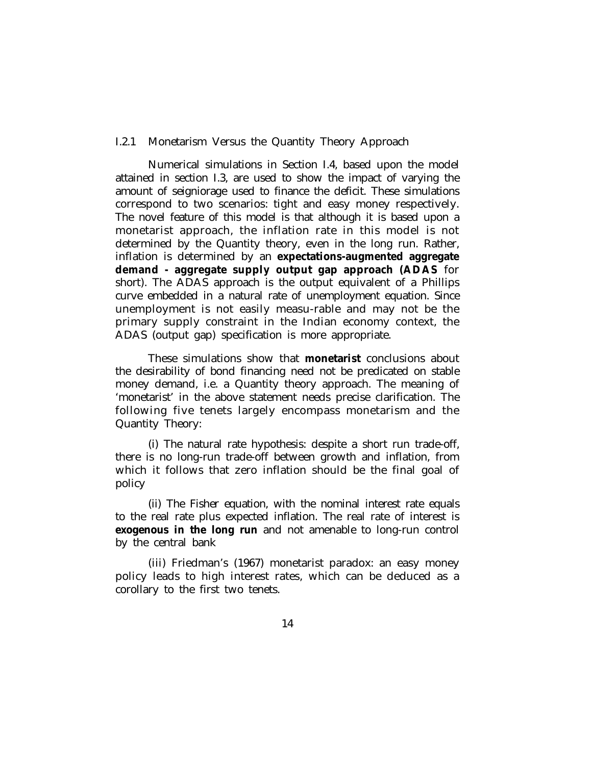### I.2.1 Monetarism Versus the Quantity Theory Approach

Numerical simulations in Section I.4, based upon the model attained in section I.3, are used to show the impact of varying the amount of seigniorage used to finance the deficit. These simulations correspond to two scenarios: tight and easy money respectively. The novel feature of this model is that although it is based upon a monetarist approach, the inflation rate in this model is not determined by the Quantity theory, even in the long run. Rather, inflation is determined by an **expectations-augmented aggregate demand - aggregate supply output gap approach (ADAS** for short). The ADAS approach is the output equivalent of a Phillips curve embedded in a natural rate of unemployment equation. Since unemployment is not easily measu-rable and may not be the primary supply constraint in the Indian economy context, the ADAS (output gap) specification is more appropriate.

These simulations show that **monetarist** conclusions about the desirability of bond financing need not be predicated on stable money demand, i.e. a Quantity theory approach. The meaning of 'monetarist' in the above statement needs precise clarification. The following five tenets largely encompass monetarism and the Quantity Theory:

(i) The natural rate hypothesis: despite a short run trade-off, there is no long-run trade-off between growth and inflation, from which it follows that zero inflation should be the final goal of policy

(ii) The Fisher equation, with the nominal interest rate equals to the real rate plus expected inflation. The real rate of interest is **exogenous in the long run** and not amenable to long-run control by the central bank

(iii) Friedman's (1967) monetarist paradox: an easy money policy leads to high interest rates, which can be deduced as a corollary to the first two tenets.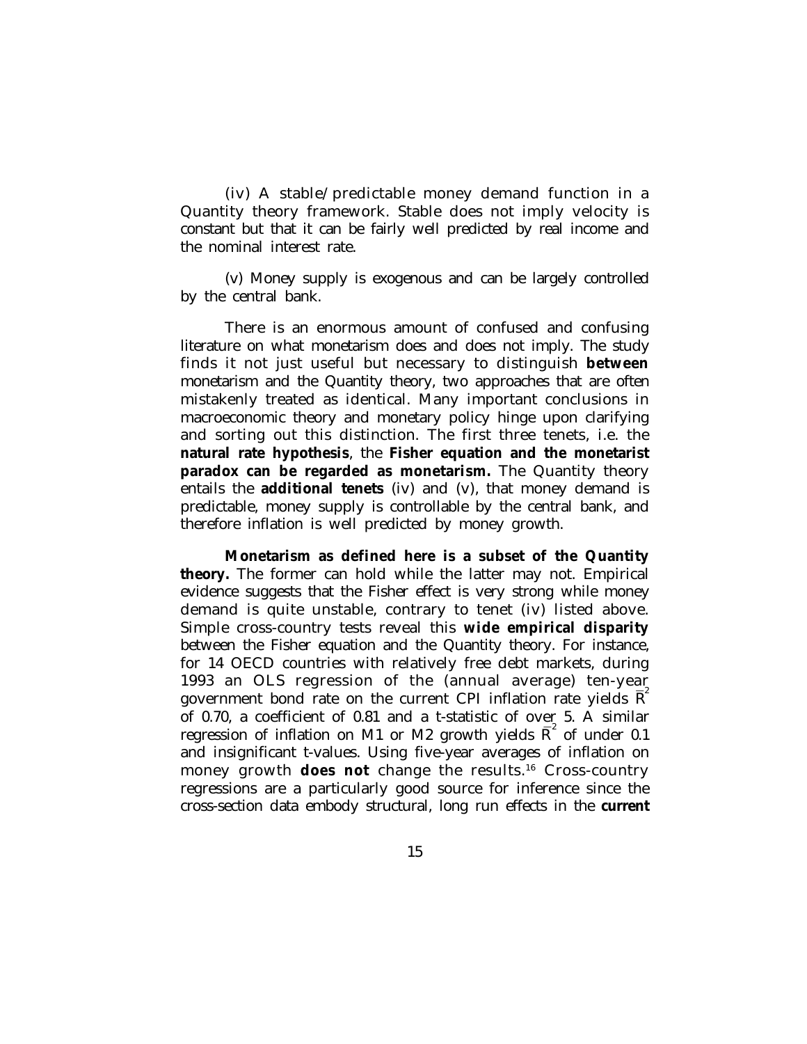(iv) A stable/predictable money demand function in a Quantity theory framework. Stable does not imply velocity is constant but that it can be fairly well predicted by real income and the nominal interest rate.

(v) Money supply is exogenous and can be largely controlled by the central bank.

There is an enormous amount of confused and confusing literature on what monetarism does and does not imply. The study finds it not just useful but necessary to distinguish **between** monetarism and the Quantity theory, two approaches that are often mistakenly treated as identical. Many important conclusions in macroeconomic theory and monetary policy hinge upon clarifying and sorting out this distinction. The first three tenets, i.e. the **natural rate hypothesis**, the **Fisher equation and the monetarist paradox can be regarded as monetarism.** The Quantity theory entails the **additional tenets** (iv) and (v), that money demand is predictable, money supply is controllable by the central bank, and therefore inflation is well predicted by money growth.

**Monetarism as defined here is a subset of the Quantity theory.** The former can hold while the latter may not. Empirical evidence suggests that the Fisher effect is very strong while money demand is quite unstable, contrary to tenet (iv) listed above. Simple cross-country tests reveal this **wide empirical disparity** between the Fisher equation and the Quantity theory. For instance, for 14 OECD countries with relatively free debt markets, during 1993 an OLS regression of the (annual average) ten-year government bond rate on the current CPI inflation rate yields $\bar{R}^2$ of 0.70, a coefficient of 0.81 and a t-statistic of over 5. A similar regression of inflation on M1 or M2 growth yields $\bar{R}^2$ of under 0.1 and insignificant t-values. Using five-year averages of inflation on money growth **does not** change the results.[16] Cross-country regressions are a particularly good source for inference since the cross-section data embody structural, long run effects in the **current**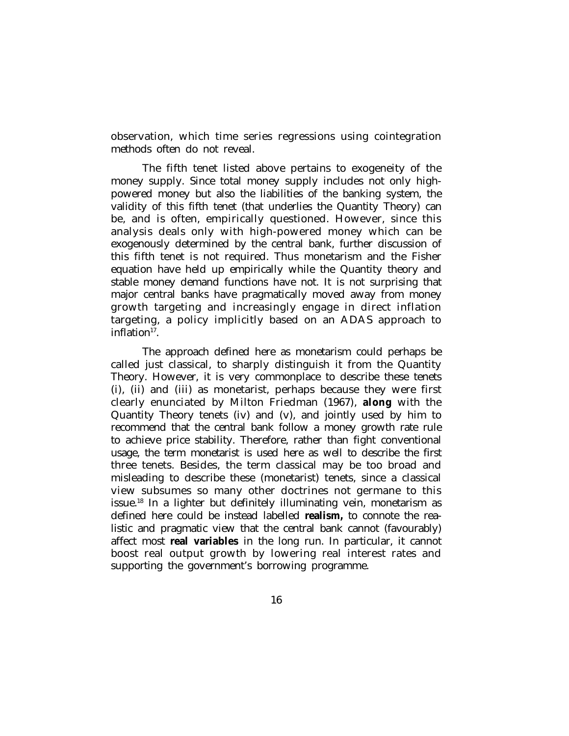observation, which time series regressions using cointegration methods often do not reveal.

The fifth tenet listed above pertains to exogeneity of the money supply. Since total money supply includes not only high-powered money but also the liabilities of the banking system, the validity of this fifth tenet (that underlies the Quantity Theory) can be, and is often, empirically questioned. However, since this analysis deals only with high-powered money which can be exogenously determined by the central bank, further discussion of this fifth tenet is not required. Thus monetarism and the Fisher equation have held up empirically while the Quantity theory and stable money demand functions have not. It is not surprising that major central banks have pragmatically moved away from money growth targeting and increasingly engage in direct inflation targeting, a policy implicitly based on an ADAS approach to inflation[17].

The approach defined here as monetarism could perhaps be called just classical, to sharply distinguish it from the Quantity Theory. However, it is very commonplace to describe these tenets (i), (ii) and (iii) as monetarist, perhaps because they were first clearly enunciated by Milton Friedman (1967), **along** with the Quantity Theory tenets (iv) and (v), and jointly used by him to recommend that the central bank follow a money growth rate rule to achieve price stability. Therefore, rather than fight conventional usage, the term monetarist is used here as well to describe the first three tenets. Besides, the term classical may be too broad and misleading to describe these (monetarist) tenets, since a classical view subsumes so many other doctrines not germane to this issue.[18] In a lighter but definitely illuminating vein, monetarism as defined here could be instead labelled **realism,** to connote the realistic and pragmatic view that the central bank cannot (favourably) affect most **real variables** in the long run. In particular, it cannot boost real output growth by lowering real interest rates and supporting the government's borrowing programme.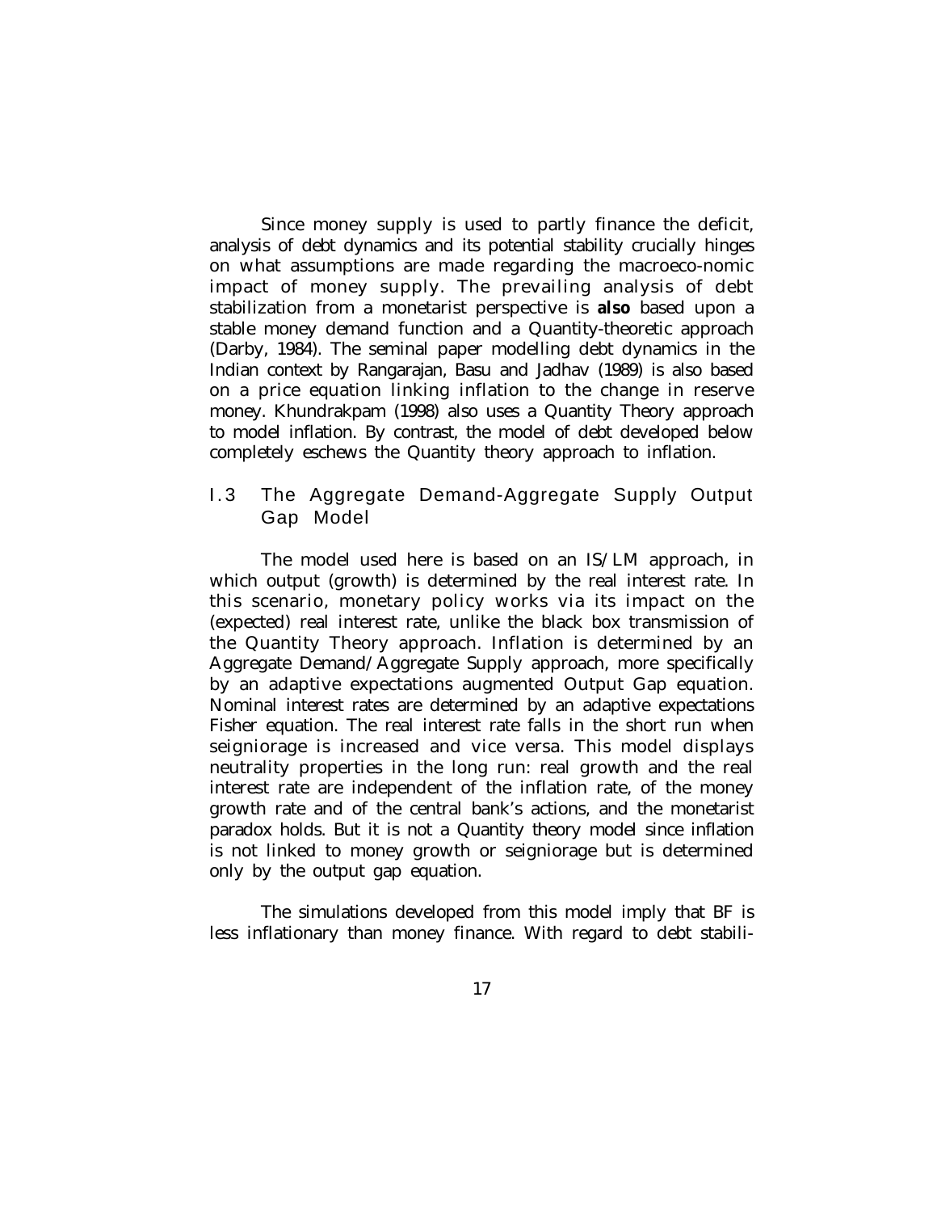Since money supply is used to partly finance the deficit, analysis of debt dynamics and its potential stability crucially hinges on what assumptions are made regarding the macroeco-nomic impact of money supply. The prevailing analysis of debt stabilization from a monetarist perspective is **also** based upon a stable money demand function and a Quantity-theoretic approach (Darby, 1984). The seminal paper modelling debt dynamics in the Indian context by Rangarajan, Basu and Jadhav (1989) is also based on a price equation linking inflation to the change in reserve money. Khundrakpam (1998) also uses a Quantity Theory approach to model inflation. By contrast, the model of debt developed below completely eschews the Quantity theory approach to inflation.

## I.3 The Aggregate Demand-Aggregate Supply Output Gap Model

The model used here is based on an IS/LM approach, in which output (growth) is determined by the real interest rate. In this scenario, monetary policy works via its impact on the (expected) real interest rate, unlike the black box transmission of the Quantity Theory approach. Inflation is determined by an Aggregate Demand/Aggregate Supply approach, more specifically by an adaptive expectations augmented Output Gap equation. Nominal interest rates are determined by an adaptive expectations Fisher equation. The real interest rate falls in the short run when seigniorage is increased and vice versa. This model displays neutrality properties in the long run: real growth and the real interest rate are independent of the inflation rate, of the money growth rate and of the central bank's actions, and the monetarist paradox holds. But it is not a Quantity theory model since inflation is not linked to money growth or seigniorage but is determined only by the output gap equation.

The simulations developed from this model imply that BF is less inflationary than money finance. With regard to debt stabili-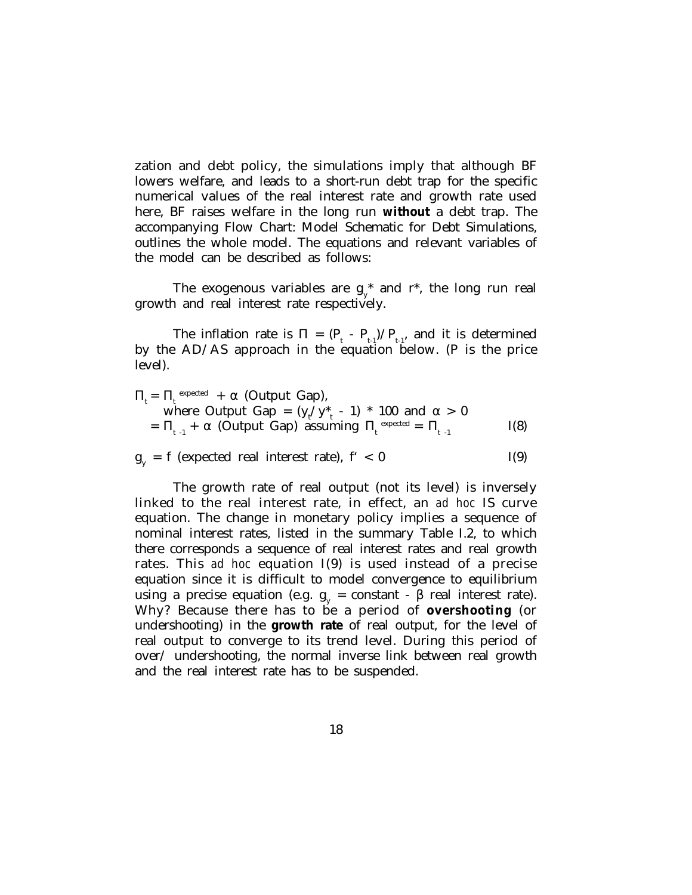zation and debt policy, the simulations imply that although BF lowers welfare, and leads to a short-run debt trap for the specific numerical values of the real interest rate and growth rate used here, BF raises welfare in the long run **without** a debt trap. The accompanying Flow Chart: Model Schematic for Debt Simulations, outlines the whole model. The equations and relevant variables of the model can be described as follows:

The exogenous variables are $g_y$* and r*, the long run real growth and real interest rate respectively.

The inflation rate is $\Pi = (P_t - P_{t-1})/P_{t-1}$, and it is determined by the AD/AS approach in the equation below. (P is the price level).

$$\Pi_t = \Pi_t^{\,expected} + \alpha \text{ (Output Gap)},$$
$$\text{where Output Gap} = (y_t/y^*_t - 1) * 100 \text{ and } \alpha > 0$$
$$= \Pi_{t-1} + \alpha \text{ (Output Gap) assuming } \Pi_t^{\,expected} = \Pi_{t-1} \qquad \text{I(8)}$$

$$g_y = f \text{ (expected real interest rate)},\ f' < 0 \qquad \text{I(9)}$$

The growth rate of real output (not its level) is inversely linked to the real interest rate, in effect, an *ad hoc* IS curve equation. The change in monetary policy implies a sequence of nominal interest rates, listed in the summary Table I.2, to which there corresponds a sequence of real interest rates and real growth rates. This *ad hoc* equation I(9) is used instead of a precise equation since it is difficult to model convergence to equilibrium using a precise equation (e.g. $g_y$ = constant - $\beta$ real interest rate). Why? Because there has to be a period of **overshooting** (or undershooting) in the **growth rate** of real output, for the level of real output to converge to its trend level. During this period of over/ undershooting, the normal inverse link between real growth and the real interest rate has to be suspended.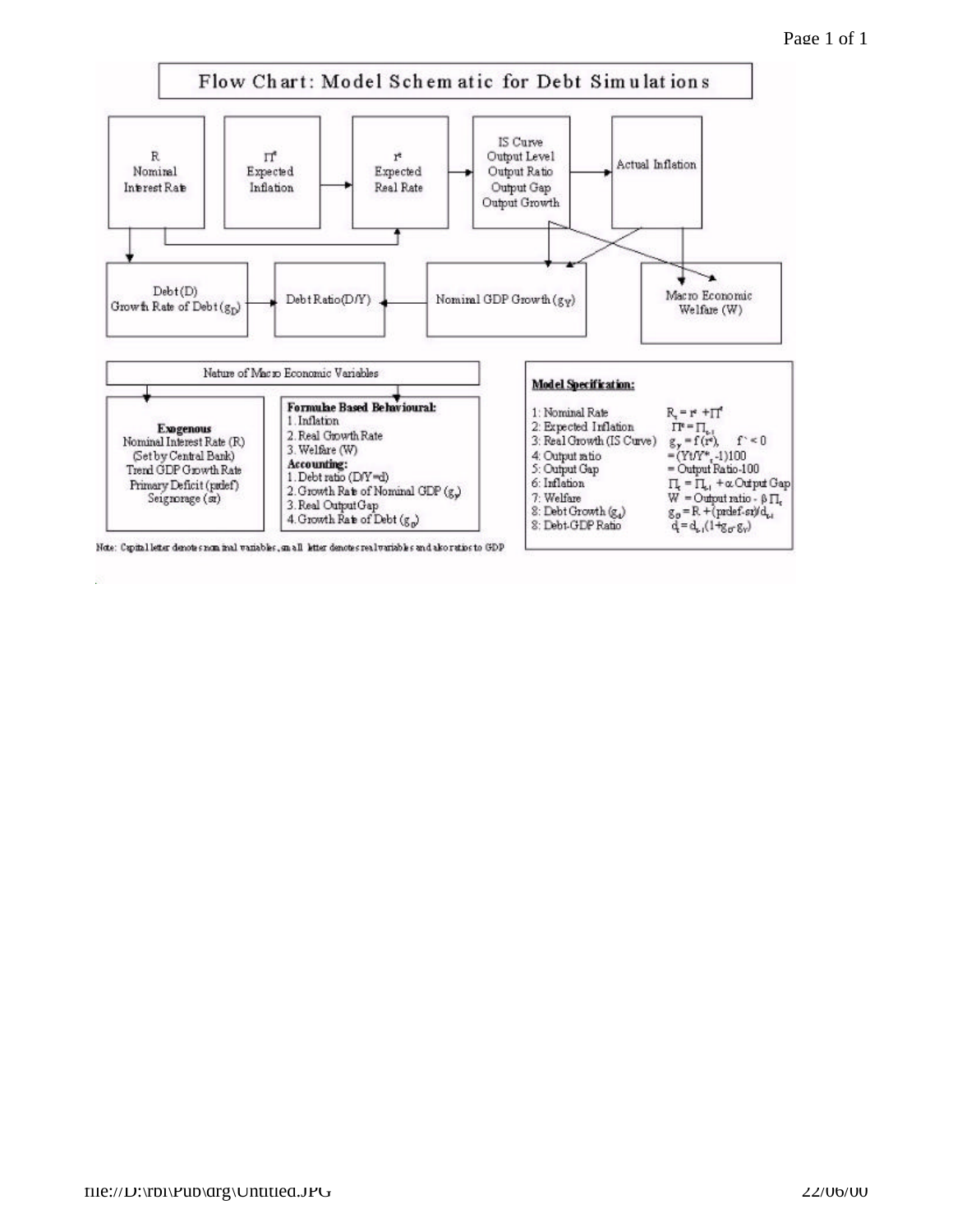# Flow Chart: Model Schematic for Debt Simulations

| R Nominal Interest Rate | $\Pi^e$ Expected Inflation | $r^e$ Expected Real Rate | IS Curve Output Level Output Ratio Output Gap Output Growth | Actual Inflation |
|---|---|---|---|---|

| Debt (D) Growth Rate of Debt ($g_D$) | Debt Ratio (D/Y) | Nominal GDP Growth ($g_Y$) | Macro Economic Welfare (W) |
|---|---|---|---|

**Nature of Macro Economic Variables**

**Exogenous**
Nominal Interest Rate (R) (Set by Central Bank)
Trend GDP Growth Rate
Primary Deficit (prdef)
Seignorage (sr)

**Formulae Based Behavioural:**
1. Inflation
2. Real Growth Rate
3. Welfare (W)

**Accounting:**
1. Debt ratio (D/Y=d)
2. Growth Rate of Nominal GDP ($g_y$)
3. Real Output Gap
4. Growth Rate of Debt ($g_d$)

**Model Specification:**

| | |
|---|---|
| 1: Nominal Rate | $R_t = r^e + \Pi^e$ |
| 2: Expected Inflation | $\Pi^e = \Pi_{t-1}$ |
| 3: Real Growth (IS Curve) | $g_y = f(r^e), \quad f' < 0$ |
| 4: Output ratio | $= (Yt/Y^*_t - 1)100$ |
| 5: Output Gap | = Output Ratio-100 |
| 6: Inflation | $\Pi_t = \Pi_{t-1} + \alpha$ Output Gap |
| 7: Welfare | $W$ = Output ratio - $\beta \Pi_t$ |
| 8: Debt Growth ($g_d$) | $g_D = R + (prdef - sr)/d_{t-1}$ |
| 8: Debt-GDP Ratio | $d_t = d_{t-1}(1 + g_D - g_Y)$ |

Note: Capital letter denotes nominal variables, small letter denotes real variables and also ratios to GDP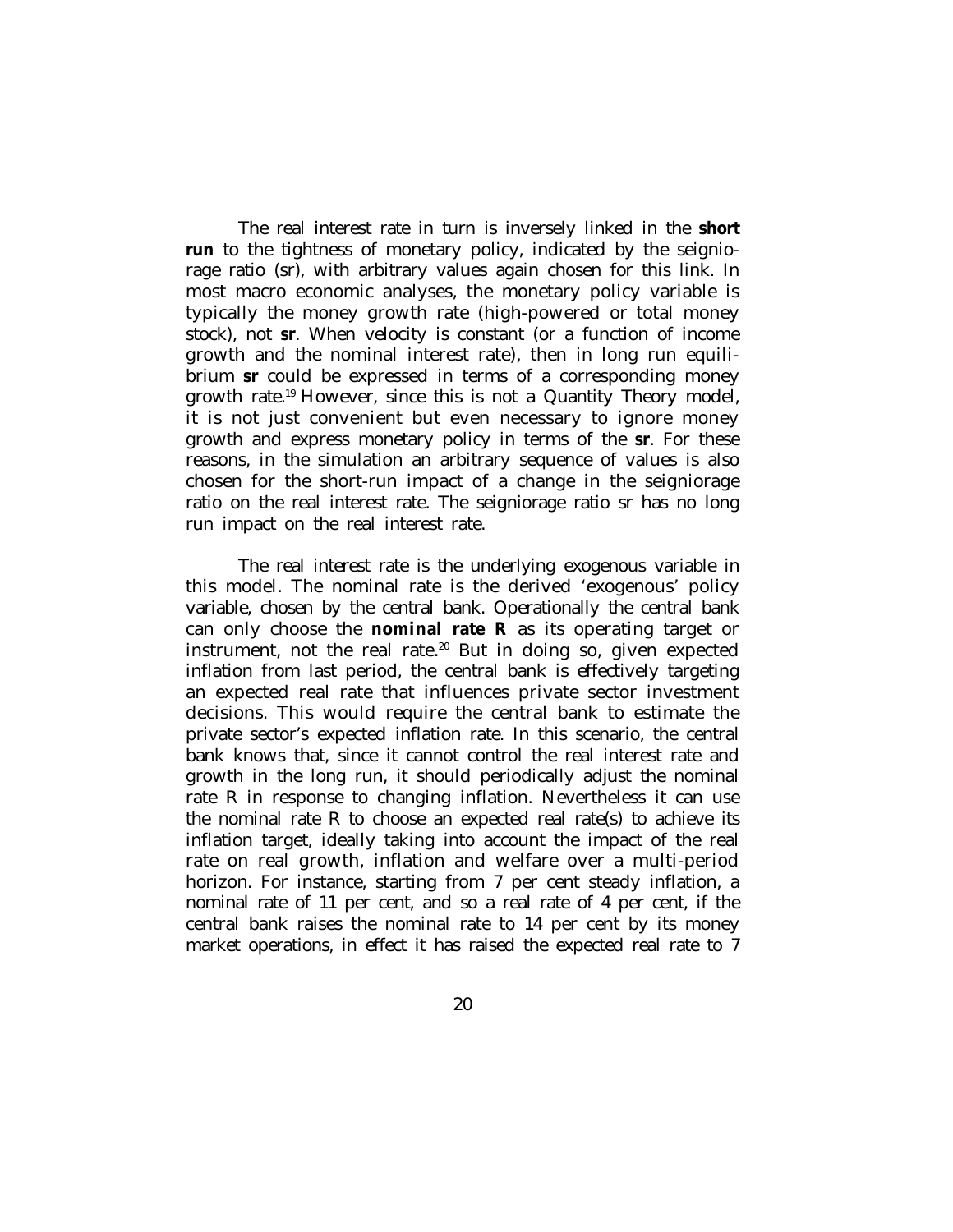The real interest rate in turn is inversely linked in the **short run** to the tightness of monetary policy, indicated by the seigniorage ratio (sr), with arbitrary values again chosen for this link. In most macro economic analyses, the monetary policy variable is typically the money growth rate (high-powered or total money stock), not **sr**. When velocity is constant (or a function of income growth and the nominal interest rate), then in long run equilibrium **sr** could be expressed in terms of a corresponding money growth rate.[19] However, since this is not a Quantity Theory model, it is not just convenient but even necessary to ignore money growth and express monetary policy in terms of the **sr**. For these reasons, in the simulation an arbitrary sequence of values is also chosen for the short-run impact of a change in the seigniorage ratio on the real interest rate. The seigniorage ratio sr has no long run impact on the real interest rate.

The real interest rate is the underlying exogenous variable in this model. The nominal rate is the derived 'exogenous' policy variable, chosen by the central bank. Operationally the central bank can only choose the ***nominal rate R*** as its operating target or instrument, not the real rate.[20] But in doing so, given expected inflation from last period, the central bank is effectively targeting an expected real rate that influences private sector investment decisions. This would require the central bank to estimate the private sector's expected inflation rate. In this scenario, the central bank knows that, since it cannot control the real interest rate and growth in the long run, it should periodically adjust the nominal rate R in response to changing inflation. Nevertheless it can use the nominal rate R to choose an expected real rate(s) to achieve its inflation target, ideally taking into account the impact of the real rate on real growth, inflation and welfare over a multi-period horizon. For instance, starting from 7 per cent steady inflation, a nominal rate of 11 per cent, and so a real rate of 4 per cent, if the central bank raises the nominal rate to 14 per cent by its money market operations, in effect it has raised the expected real rate to 7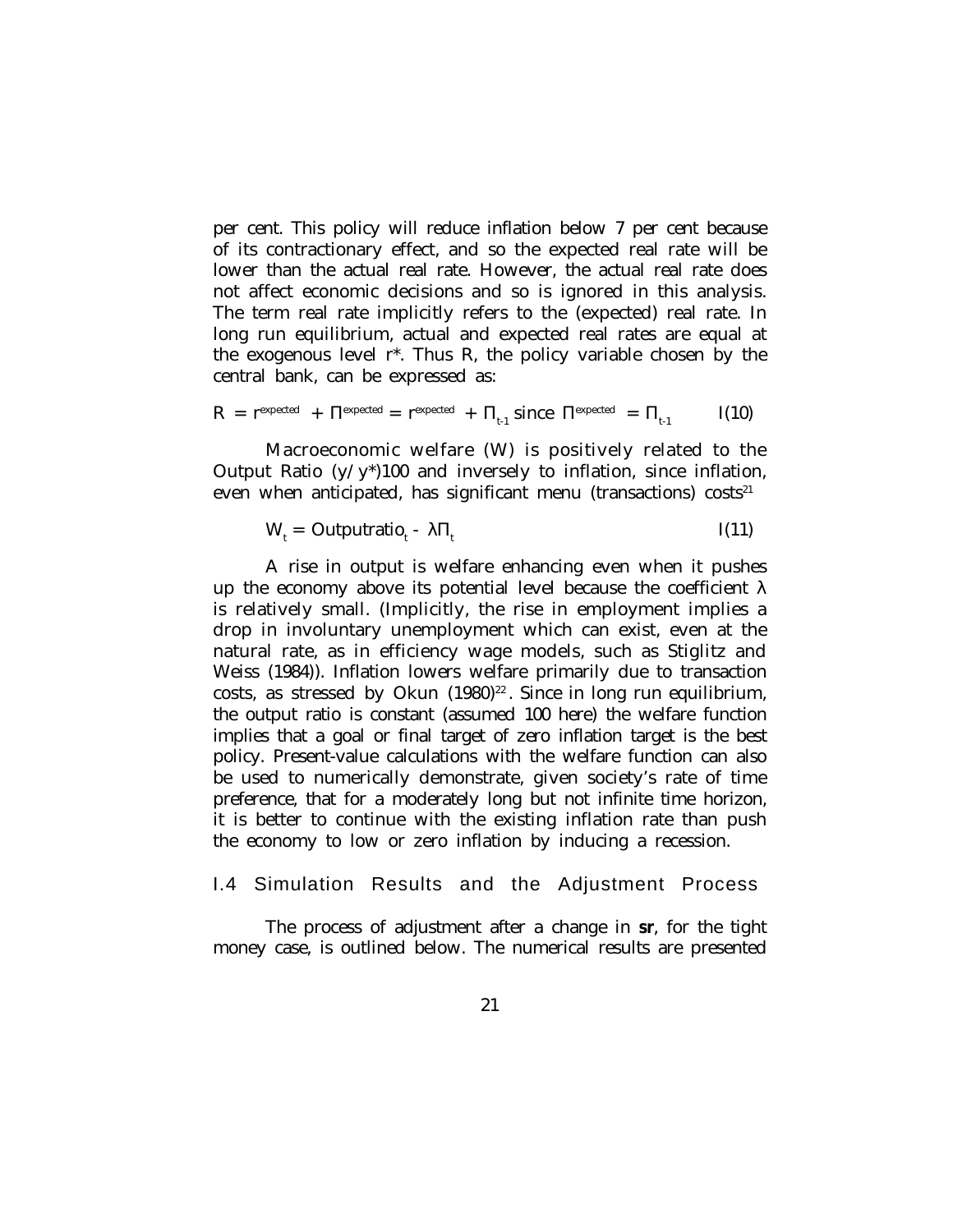per cent. This policy will reduce inflation below 7 per cent because of its contractionary effect, and so the expected real rate will be lower than the actual real rate. However, the actual real rate does not affect economic decisions and so is ignored in this analysis. The term real rate implicitly refers to the (expected) real rate. In long run equilibrium, actual and expected real rates are equal at the exogenous level r*. Thus R, the policy variable chosen by the central bank, can be expressed as:

$$R = r^{expected} + \Pi^{expected} = r^{expected} + \Pi_{t-1} \text{ since } \Pi^{expected} = \Pi_{t-1} \qquad I(10)$$

Macroeconomic welfare (W) is positively related to the Output Ratio (y/y*)100 and inversely to inflation, since inflation, even when anticipated, has significant menu (transactions) costs[21]

$$W_t = Outputratio_t - \lambda\Pi_t \qquad I(11)$$

A rise in output is welfare enhancing even when it pushes up the economy above its potential level because the coefficient λ is relatively small. (Implicitly, the rise in employment implies a drop in involuntary unemployment which can exist, even at the natural rate, as in efficiency wage models, such as Stiglitz and Weiss (1984)). Inflation lowers welfare primarily due to transaction costs, as stressed by Okun (1980)[22]. Since in long run equilibrium, the output ratio is constant (assumed 100 here) the welfare function implies that a goal or final target of zero inflation target is the best policy. Present-value calculations with the welfare function can also be used to numerically demonstrate, given society's rate of time preference, that for a moderately long but not infinite time horizon, it is better to continue with the existing inflation rate than push the economy to low or zero inflation by inducing a recession.

## I.4 Simulation Results and the Adjustment Process

The process of adjustment after a change in **sr**, for the tight money case, is outlined below. The numerical results are presented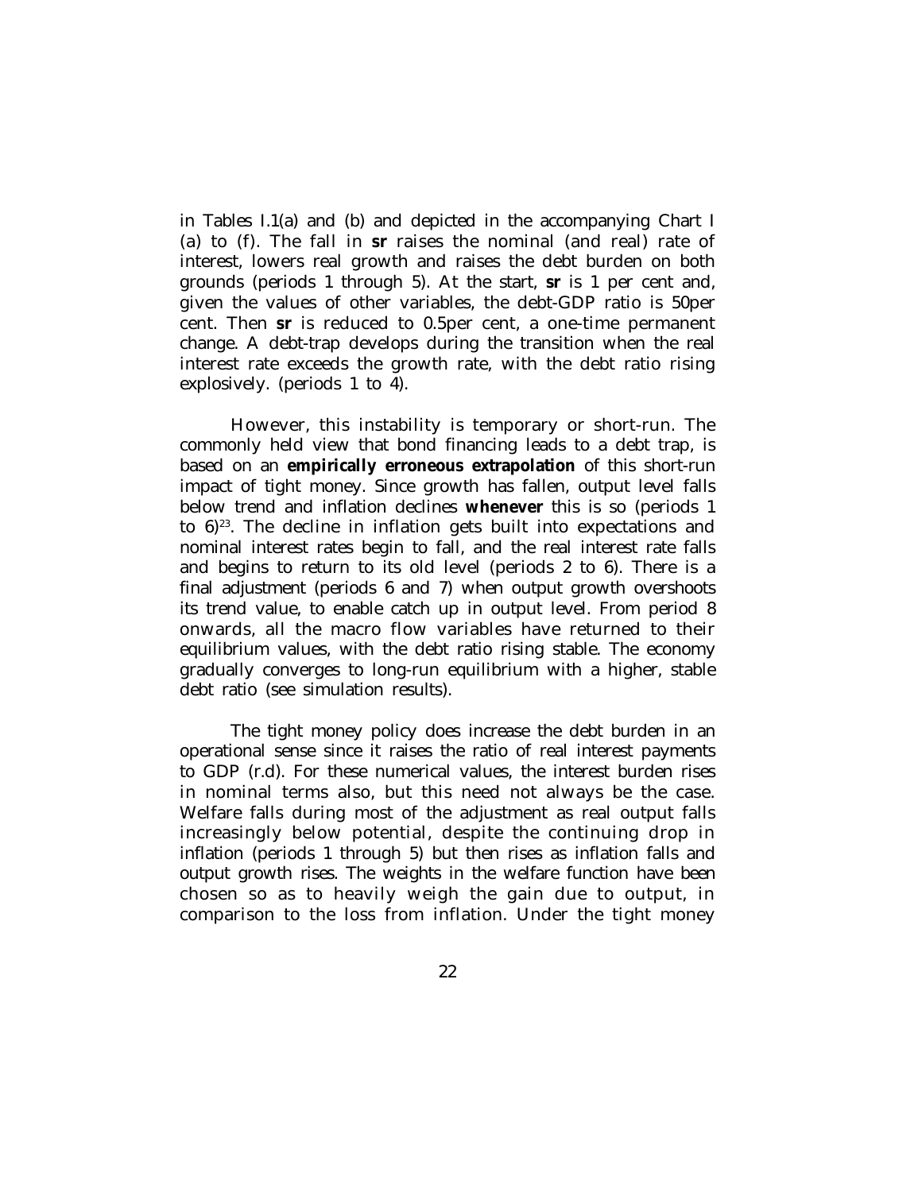in Tables I.1(a) and (b) and depicted in the accompanying Chart I (a) to (f). The fall in **sr** raises the nominal (and real) rate of interest, lowers real growth and raises the debt burden on both grounds (periods 1 through 5). At the start, **sr** is 1 per cent and, given the values of other variables, the debt-GDP ratio is 50per cent. Then **sr** is reduced to 0.5per cent, a one-time permanent change. A debt-trap develops during the transition when the real interest rate exceeds the growth rate, with the debt ratio rising explosively. (periods 1 to 4).

However, this instability is temporary or short-run. The commonly held view that bond financing leads to a debt trap, is based on an **empirically erroneous extrapolation** of this short-run impact of tight money. Since growth has fallen, output level falls below trend and inflation declines **whenever** this is so (periods 1 to 6)[23]. The decline in inflation gets built into expectations and nominal interest rates begin to fall, and the real interest rate falls and begins to return to its old level (periods 2 to 6). There is a final adjustment (periods 6 and 7) when output growth overshoots its trend value, to enable catch up in output level. From period 8 onwards, all the macro flow variables have returned to their equilibrium values, with the debt ratio rising stable. The economy gradually converges to long-run equilibrium with a higher, stable debt ratio (see simulation results).

The tight money policy does increase the debt burden in an operational sense since it raises the ratio of real interest payments to GDP (r.d). For these numerical values, the interest burden rises in nominal terms also, but this need not always be the case. Welfare falls during most of the adjustment as real output falls increasingly below potential, despite the continuing drop in inflation (periods 1 through 5) but then rises as inflation falls and output growth rises. The weights in the welfare function have been chosen so as to heavily weigh the gain due to output, in comparison to the loss from inflation. Under the tight money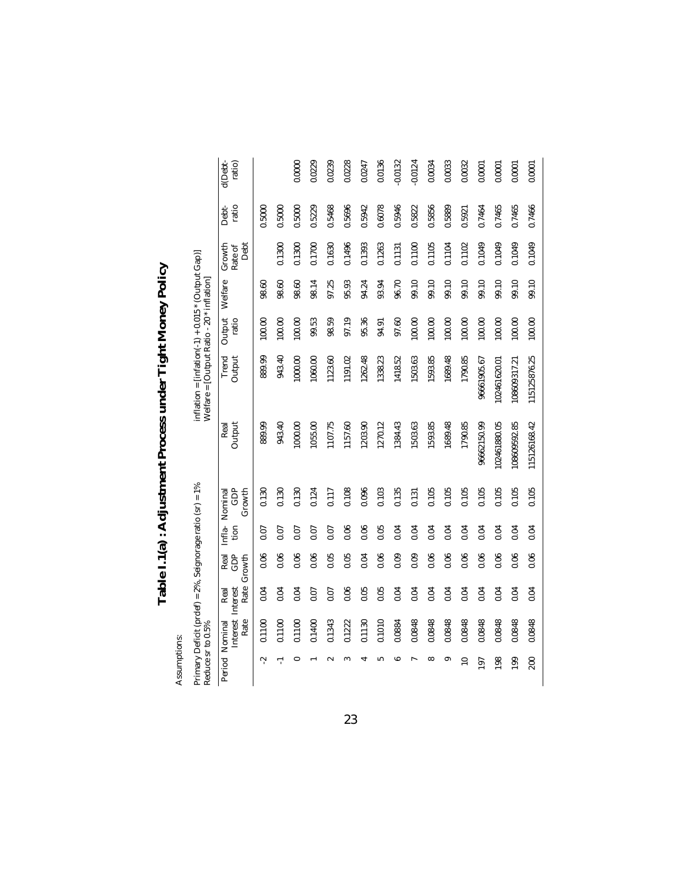# Table I.1(a): Adjustment Process under Tight Money Policy

Assumptions:

Primary Deficit (prdef) = 2%, Seignorage ratio (sr) = 1%
Reduce sr to 0.5%

inflation = [infation(-1) + 0.015 * (Output Gap)]
Welfare = [Output Ratio - 20 * inflation]

| Period | Nominal Interest Rate | Real Interest Rate | Real GDP Growth | Infla-tion | Nominal GDP Growth | Real Output | Trend Output | Output ratio | Welfare | Growth Rate of Debt | Debt-ratio | d(Debt-ratio) |
|---|---|---|---|---|---|---|---|---|---|---|---|---|
| -2 | 0.1100 | 0.04 | 0.06 | 0.07 | 0.130 | 889.99 | 889.99 | 100.00 | 98.60 | | 0.5000 | |
| -1 | 0.1100 | 0.04 | 0.06 | 0.07 | 0.130 | 943.40 | 943.40 | 100.00 | 98.60 | 0.1300 | 0.5000 | |
| 0 | 0.1100 | 0.04 | 0.06 | 0.07 | 0.130 | 1000.00 | 1000.00 | 100.00 | 98.60 | 0.1300 | 0.5000 | 0.0000 |
| 1 | 0.1400 | 0.07 | 0.06 | 0.07 | 0.124 | 1055.00 | 1060.00 | 99.53 | 98.14 | 0.1700 | 0.5229 | 0.0229 |
| 2 | 0.1343 | 0.07 | 0.05 | 0.07 | 0.117 | 1107.75 | 1123.60 | 98.59 | 97.25 | 0.1630 | 0.5468 | 0.0239 |
| 3 | 0.1222 | 0.06 | 0.05 | 0.06 | 0.108 | 1157.60 | 1191.02 | 97.19 | 95.93 | 0.1496 | 0.5696 | 0.0228 |
| 4 | 0.1130 | 0.05 | 0.04 | 0.06 | 0.096 | 1203.90 | 1262.48 | 95.36 | 94.24 | 0.1393 | 0.5942 | 0.0247 |
| 5 | 0.1010 | 0.05 | 0.06 | 0.05 | 0.103 | 1270.12 | 1338.23 | 94.91 | 93.94 | 0.1263 | 0.6078 | 0.0136 |
| 6 | 0.0884 | 0.04 | 0.09 | 0.04 | 0.135 | 1384.43 | 1418.52 | 97.60 | 96.70 | 0.1131 | 0.5946 | -0.0132 |
| 7 | 0.0848 | 0.04 | 0.09 | 0.04 | 0.131 | 1503.63 | 1503.63 | 100.00 | 99.10 | 0.1100 | 0.5822 | -0.0124 |
| 8 | 0.0848 | 0.04 | 0.06 | 0.04 | 0.105 | 1593.85 | 1593.85 | 100.00 | 99.10 | 0.1105 | 0.5856 | 0.0034 |
| 9 | 0.0848 | 0.04 | 0.06 | 0.04 | 0.105 | 1689.48 | 1689.48 | 100.00 | 99.10 | 0.1104 | 0.5889 | 0.0033 |
| 10 | 0.0848 | 0.04 | 0.06 | 0.04 | 0.105 | 1790.85 | 1790.85 | 100.00 | 99.10 | 0.1102 | 0.5921 | 0.0032 |
| 197 | 0.0848 | 0.04 | 0.06 | 0.04 | 0.105 | 96662150.99 | 96661905.67 | 100.00 | 99.10 | 0.1049 | 0.7464 | 0.0001 |
| 198 | 0.0848 | 0.04 | 0.06 | 0.04 | 0.105 | 102461880.05 | 102461620.01 | 100.00 | 99.10 | 0.1049 | 0.7465 | 0.0001 |
| 199 | 0.0848 | 0.04 | 0.06 | 0.04 | 0.105 | 108609592.85 | 108609317.21 | 100.00 | 99.10 | 0.1049 | 0.7465 | 0.0001 |
| 200 | 0.0848 | 0.04 | 0.06 | 0.04 | 0.105 | 115126168.42 | 115125876.25 | 100.00 | 99.10 | 0.1049 | 0.7466 | 0.0001 |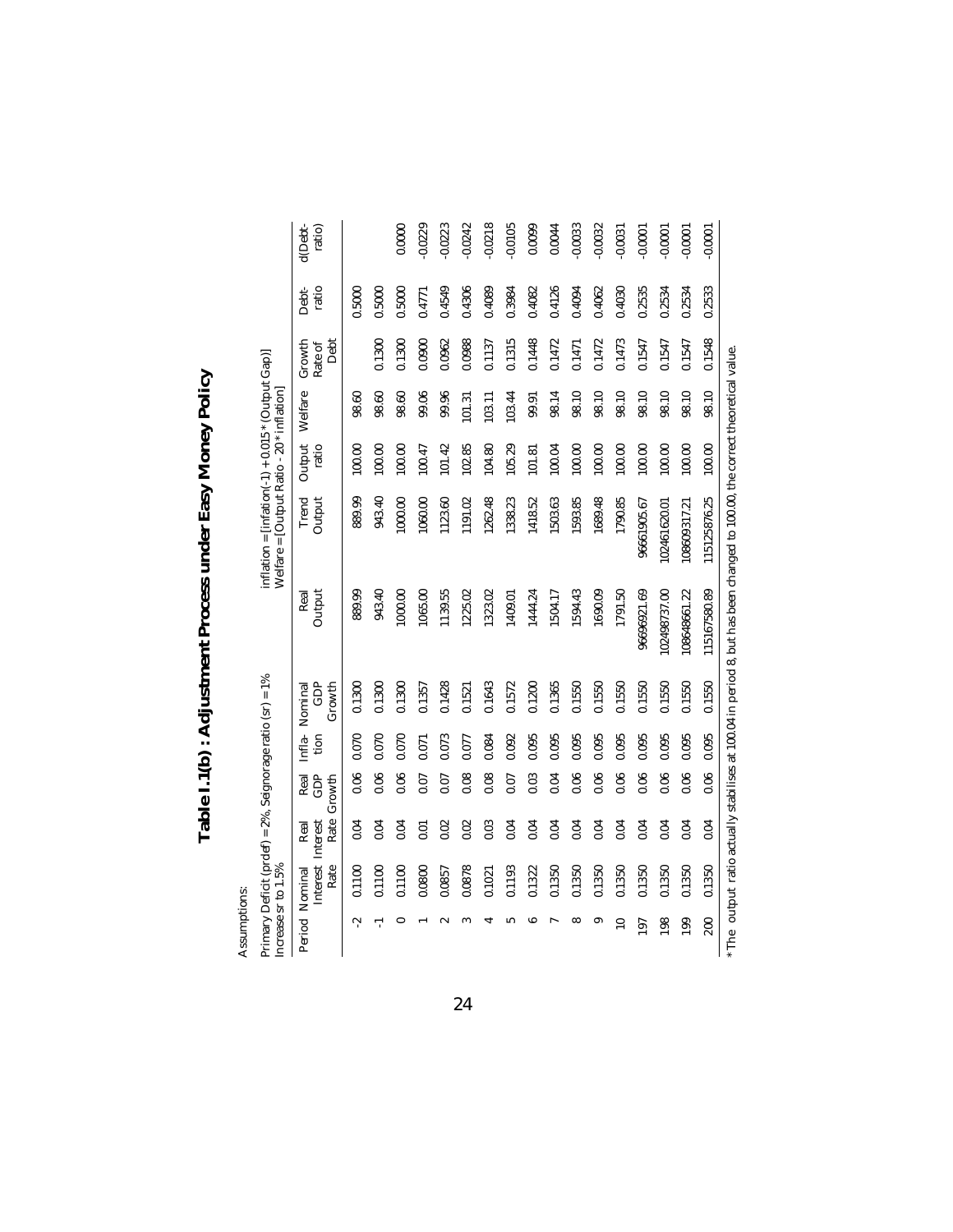# Table I.1(b) : Adjustment Process under Easy Money Policy

Assumptions:

Primary Deficit (prdef) = 2%, Seignorage ratio (sr) = 1%
Increase sr to 1.5%

inflation = [inflation(-1) + 0.015 * (Output Gap)]
Welfare = [Output Ratio - 20 * inflation]

| Period | Nominal Interest Rate | Real Interest Rate | Real GDP Growth | Infla-tion | Nominal GDP Growth | Real Output | Trend Output | Output ratio | Welfare | Growth Rate of Debt | Debt-ratio | d(Debt-ratio) |
|---|---|---|---|---|---|---|---|---|---|---|---|---|
| -2 | 0.1100 | 0.04 | 0.06 | 0.070 | 0.1300 | 889.99 | 889.99 | 100.00 | 98.60 | | 0.5000 | |
| -1 | 0.1100 | 0.04 | 0.06 | 0.070 | 0.1300 | 943.40 | 943.40 | 100.00 | 98.60 | 0.1300 | 0.5000 | |
| 0 | 0.1100 | 0.04 | 0.06 | 0.070 | 0.1300 | 1000.00 | 1000.00 | 100.00 | 98.60 | 0.1300 | 0.5000 | 0.0000 |
| 1 | 0.0800 | 0.01 | 0.07 | 0.071 | 0.1357 | 1065.00 | 1060.00 | 100.47 | 99.06 | 0.0900 | 0.4771 | -0.0229 |
| 2 | 0.0857 | 0.02 | 0.07 | 0.073 | 0.1428 | 1139.55 | 1123.60 | 101.42 | 99.96 | 0.0962 | 0.4549 | -0.0223 |
| 3 | 0.0878 | 0.02 | 0.08 | 0.077 | 0.1521 | 1225.02 | 1191.02 | 102.85 | 101.31 | 0.0988 | 0.4306 | -0.0242 |
| 4 | 0.1021 | 0.03 | 0.08 | 0.084 | 0.1643 | 1323.02 | 1262.48 | 104.80 | 103.11 | 0.1137 | 0.4089 | -0.0218 |
| 5 | 0.1193 | 0.04 | 0.07 | 0.092 | 0.1572 | 1409.01 | 1338.23 | 105.29 | 103.44 | 0.1315 | 0.3984 | -0.0105 |
| 6 | 0.1322 | 0.04 | 0.03 | 0.095 | 0.1200 | 1444.24 | 1418.52 | 101.81 | 99.91 | 0.1448 | 0.4082 | 0.0099 |
| 7 | 0.1350 | 0.04 | 0.04 | 0.095 | 0.1365 | 1504.17 | 1503.63 | 100.04 | 98.14 | 0.1472 | 0.4126 | 0.0044 |
| 8 | 0.1350 | 0.04 | 0.06 | 0.095 | 0.1550 | 1594.43 | 1593.85 | 100.00 | 98.10 | 0.1471 | 0.4094 | -0.0033 |
| 9 | 0.1350 | 0.04 | 0.06 | 0.095 | 0.1550 | 1690.09 | 1689.48 | 100.00 | 98.10 | 0.1472 | 0.4062 | -0.0032 |
| 10 | 0.1350 | 0.04 | 0.06 | 0.095 | 0.1550 | 1791.50 | 1790.85 | 100.00 | 98.10 | 0.1473 | 0.4030 | -0.0031 |
| 197 | 0.1350 | 0.04 | 0.06 | 0.095 | 0.1550 | 96696921.69 | 96661905.67 | 100.00 | 98.10 | 0.1547 | 0.2535 | -0.0001 |
| 198 | 0.1350 | 0.04 | 0.06 | 0.095 | 0.1550 | 102498737.00 | 102461620.01 | 100.00 | 98.10 | 0.1547 | 0.2534 | -0.0001 |
| 199 | 0.1350 | 0.04 | 0.06 | 0.095 | 0.1550 | 108648661.22 | 108609317.21 | 100.00 | 98.10 | 0.1547 | 0.2534 | -0.0001 |
| 200 | 0.1350 | 0.04 | 0.06 | 0.095 | 0.1550 | 115167580.89 | 115125876.25 | 100.00 | 98.10 | 0.1548 | 0.2533 | -0.0001 |

* The output ratio actually stabilises at 100.04 in period 8, but has been changed to 100.00, the correct theoretical value.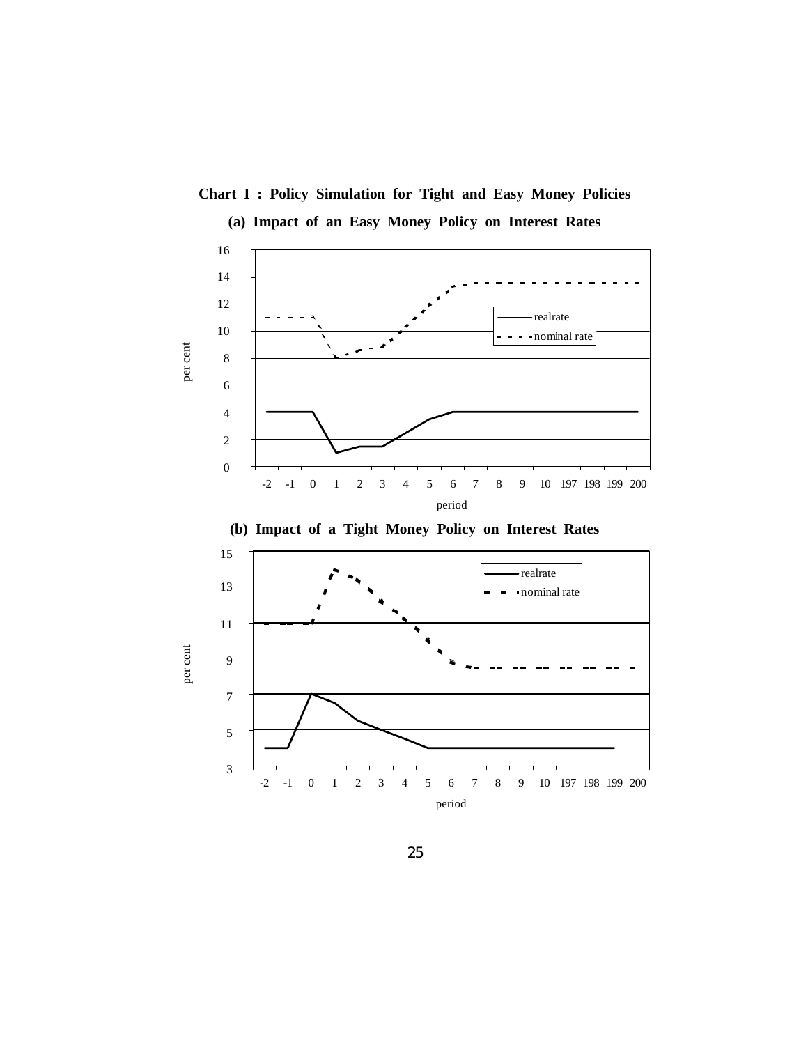**Chart I : Policy Simulation for Tight and Easy Money Policies**

**(a) Impact of an Easy Money Policy on Interest Rates**

**(b) Impact of a Tight Money Policy on Interest Rates**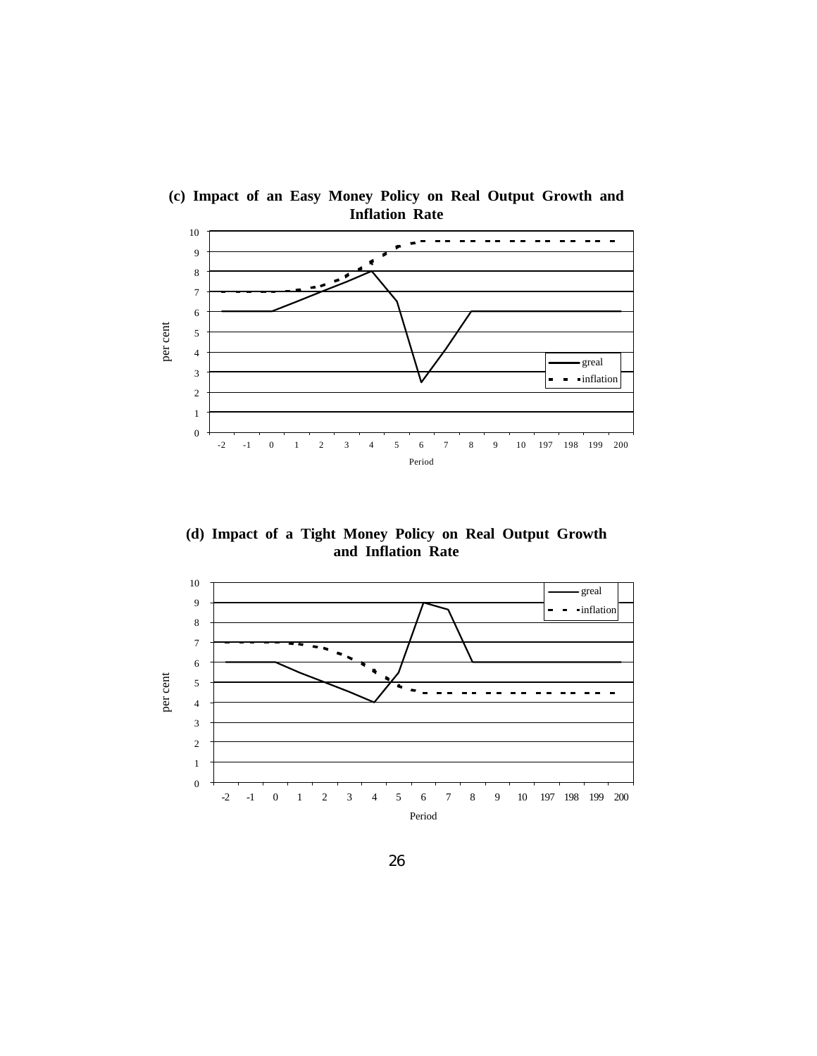**(c) Impact of an Easy Money Policy on Real Output Growth and Inflation Rate**

**(d) Impact of a Tight Money Policy on Real Output Growth and Inflation Rate**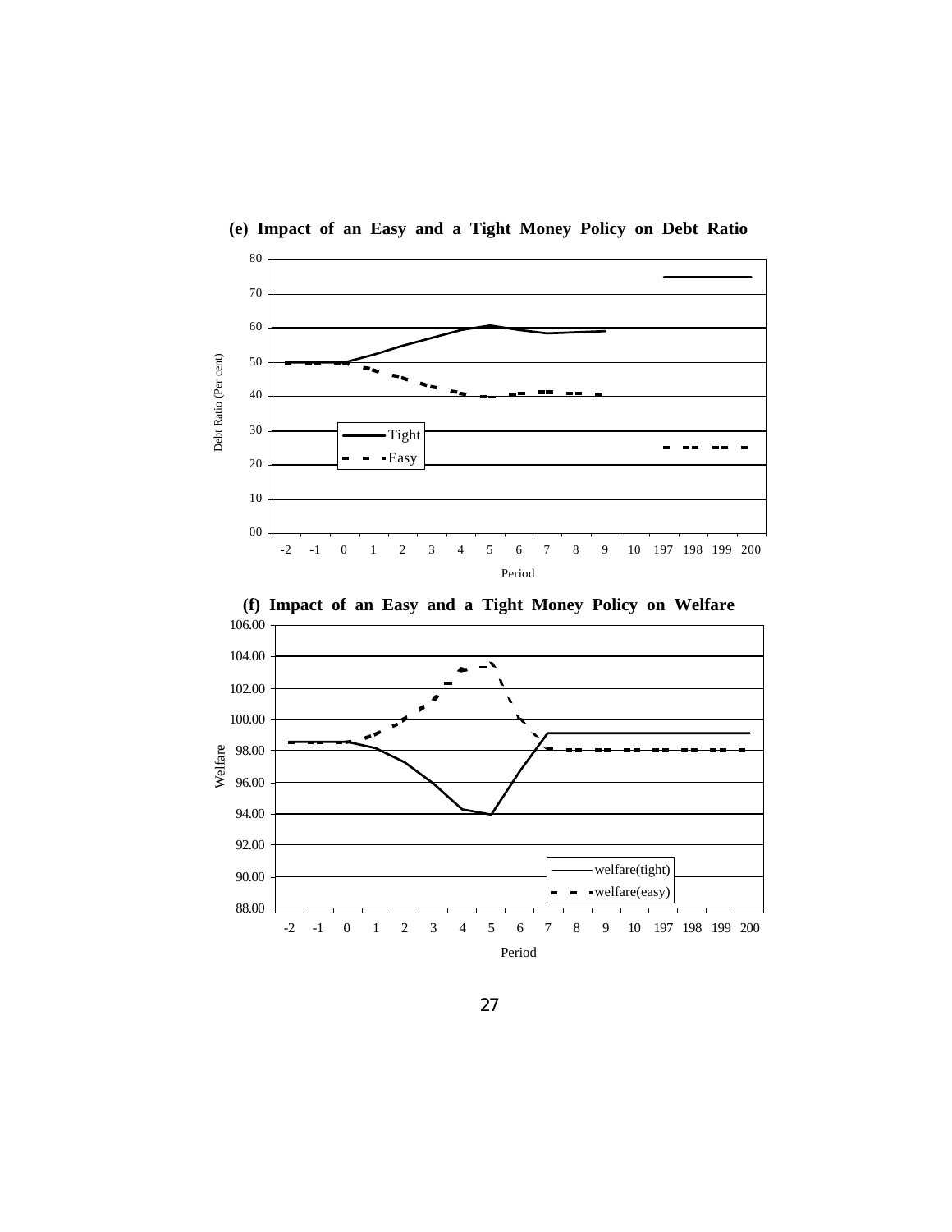**(e) Impact of an Easy and a Tight Money Policy on Debt Ratio**

**(f) Impact of an Easy and a Tight Money Policy on Welfare**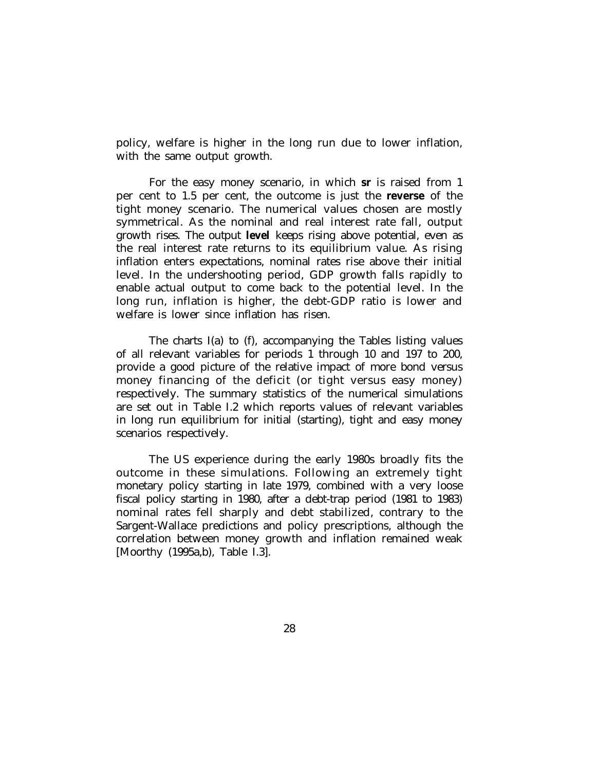policy, welfare is higher in the long run due to lower inflation, with the same output growth.

For the easy money scenario, in which **sr** is raised from 1 per cent to 1.5 per cent, the outcome is just the **reverse** of the tight money scenario. The numerical values chosen are mostly symmetrical. As the nominal and real interest rate fall, output growth rises. The output **level** keeps rising above potential, even as the real interest rate returns to its equilibrium value. As rising inflation enters expectations, nominal rates rise above their initial level. In the undershooting period, GDP growth falls rapidly to enable actual output to come back to the potential level. In the long run, inflation is higher, the debt-GDP ratio is lower and welfare is lower since inflation has risen.

The charts I(a) to (f), accompanying the Tables listing values of all relevant variables for periods 1 through 10 and 197 to 200, provide a good picture of the relative impact of more bond versus money financing of the deficit (or tight versus easy money) respectively. The summary statistics of the numerical simulations are set out in Table I.2 which reports values of relevant variables in long run equilibrium for initial (starting), tight and easy money scenarios respectively.

The US experience during the early 1980s broadly fits the outcome in these simulations. Following an extremely tight monetary policy starting in late 1979, combined with a very loose fiscal policy starting in 1980, after a debt-trap period (1981 to 1983) nominal rates fell sharply and debt stabilized, contrary to the Sargent-Wallace predictions and policy prescriptions, although the correlation between money growth and inflation remained weak [Moorthy (1995a,b), Table I.3].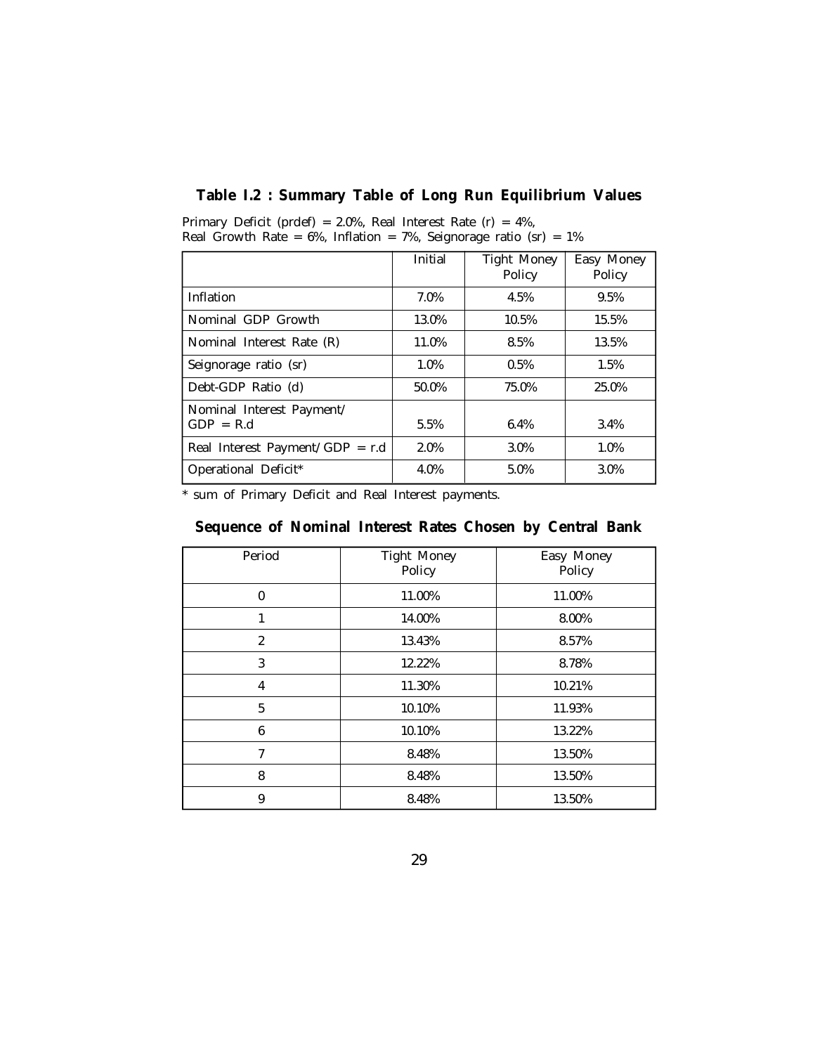## Table I.2 : Summary Table of Long Run Equilibrium Values

Primary Deficit (prdef) = 2.0%, Real Interest Rate (r) = 4%,
Real Growth Rate = 6%, Inflation = 7%, Seignorage ratio (sr) = 1%

| | Initial | Tight Money Policy | Easy Money Policy |
|---|---|---|---|
| Inflation | 7.0% | 4.5% | 9.5% |
| Nominal GDP Growth | 13.0% | 10.5% | 15.5% |
| Nominal Interest Rate (R) | 11.0% | 8.5% | 13.5% |
| Seignorage ratio (sr) | 1.0% | 0.5% | 1.5% |
| Debt-GDP Ratio (d) | 50.0% | 75.0% | 25.0% |
| Nominal Interest Payment/ GDP = R.d | 5.5% | 6.4% | 3.4% |
| Real Interest Payment/GDP = r.d | 2.0% | 3.0% | 1.0% |
| Operational Deficit* | 4.0% | 5.0% | 3.0% |

* sum of Primary Deficit and Real Interest payments.

## Sequence of Nominal Interest Rates Chosen by Central Bank

| Period | Tight Money Policy | Easy Money Policy |
|---|---|---|
| 0 | 11.00% | 11.00% |
| 1 | 14.00% | 8.00% |
| 2 | 13.43% | 8.57% |
| 3 | 12.22% | 8.78% |
| 4 | 11.30% | 10.21% |
| 5 | 10.10% | 11.93% |
| 6 | 10.10% | 13.22% |
| 7 | 8.48% | 13.50% |
| 8 | 8.48% | 13.50% |
| 9 | 8.48% | 13.50% |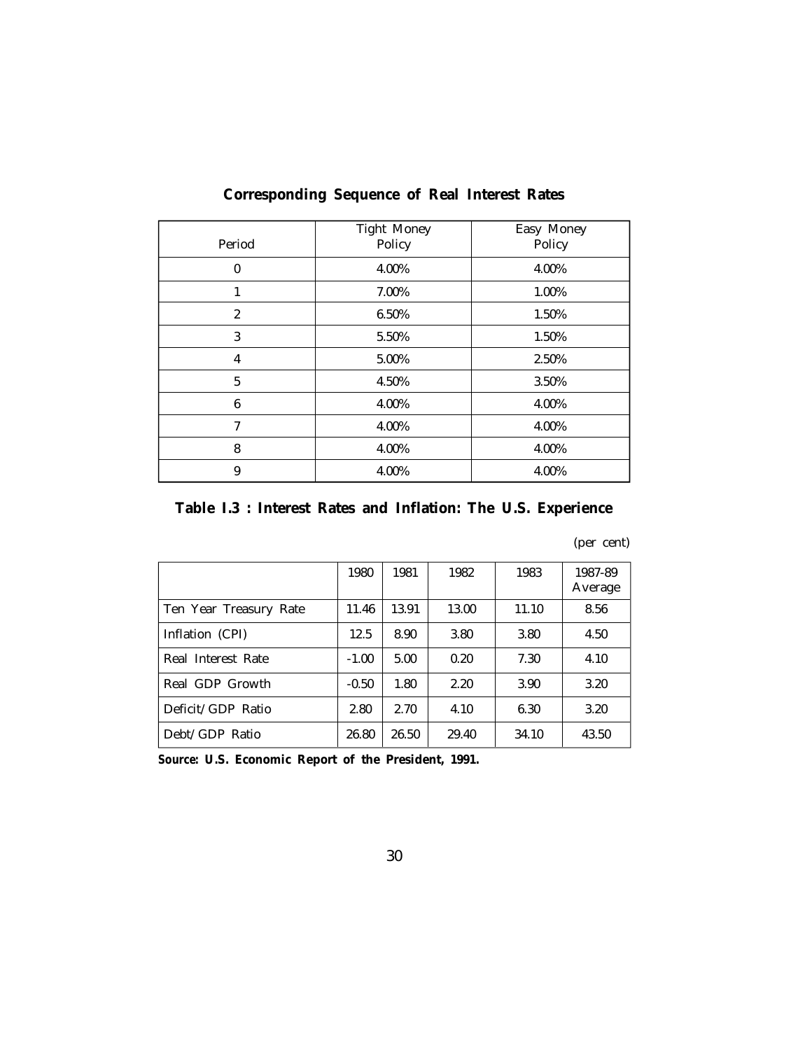**Corresponding Sequence of Real Interest Rates**

| Period | Tight Money Policy | Easy Money Policy |
|---|---|---|
| 0 | 4.00% | 4.00% |
| 1 | 7.00% | 1.00% |
| 2 | 6.50% | 1.50% |
| 3 | 5.50% | 1.50% |
| 4 | 5.00% | 2.50% |
| 5 | 4.50% | 3.50% |
| 6 | 4.00% | 4.00% |
| 7 | 4.00% | 4.00% |
| 8 | 4.00% | 4.00% |
| 9 | 4.00% | 4.00% |

**Table I.3 : Interest Rates and Inflation: The U.S. Experience**

(per cent)

| | 1980 | 1981 | 1982 | 1983 | 1987-89 Average |
|---|---|---|---|---|---|
| Ten Year Treasury Rate | 11.46 | 13.91 | 13.00 | 11.10 | 8.56 |
| Inflation (CPI) | 12.5 | 8.90 | 3.80 | 3.80 | 4.50 |
| Real Interest Rate | -1.00 | 5.00 | 0.20 | 7.30 | 4.10 |
| Real GDP Growth | -0.50 | 1.80 | 2.20 | 3.90 | 3.20 |
| Deficit/GDP Ratio | 2.80 | 2.70 | 4.10 | 6.30 | 3.20 |
| Debt/GDP Ratio | 26.80 | 26.50 | 29.40 | 34.10 | 43.50 |

**Source: U.S. Economic Report of the President, 1991.**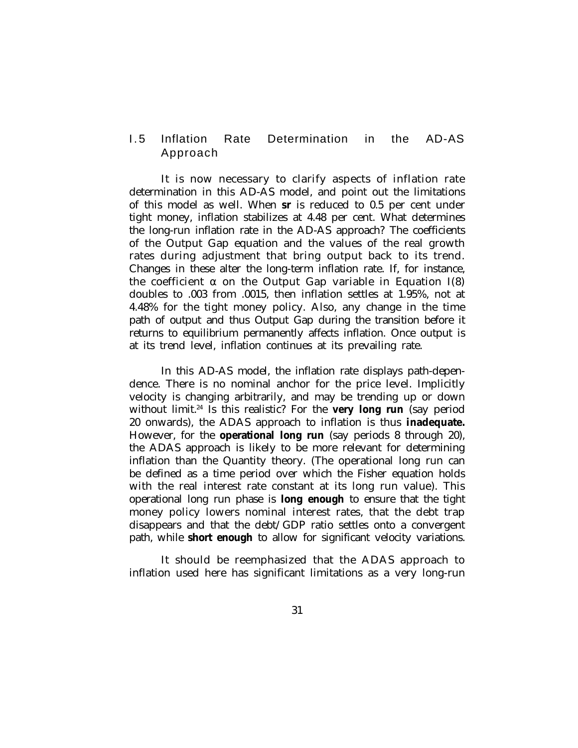## I.5 Inflation Rate Determination in the AD-AS Approach

It is now necessary to clarify aspects of inflation rate determination in this AD-AS model, and point out the limitations of this model as well. When **sr** is reduced to 0.5 per cent under tight money, inflation stabilizes at 4.48 per cent. What determines the long-run inflation rate in the AD-AS approach? The coefficients of the Output Gap equation and the values of the real growth rates during adjustment that bring output back to its trend. Changes in these alter the long-term inflation rate. If, for instance, the coefficient $\alpha$ on the Output Gap variable in Equation I(8) doubles to .003 from .0015, then inflation settles at 1.95%, not at 4.48% for the tight money policy. Also, any change in the time path of output and thus Output Gap during the transition before it returns to equilibrium permanently affects inflation. Once output is at its trend level, inflation continues at its prevailing rate.

In this AD-AS model, the inflation rate displays path-dependence. There is no nominal anchor for the price level. Implicitly velocity is changing arbitrarily, and may be trending up or down without limit.[24] Is this realistic? For the **very long run** (say period 20 onwards), the ADAS approach to inflation is thus **inadequate.** However, for the **operational long run** (say periods 8 through 20), the ADAS approach is likely to be more relevant for determining inflation than the Quantity theory. (The operational long run can be defined as a time period over which the Fisher equation holds with the real interest rate constant at its long run value). This operational long run phase is **long enough** to ensure that the tight money policy lowers nominal interest rates, that the debt trap disappears and that the debt/GDP ratio settles onto a convergent path, while **short enough** to allow for significant velocity variations.

It should be reemphasized that the ADAS approach to inflation used here has significant limitations as a very long-run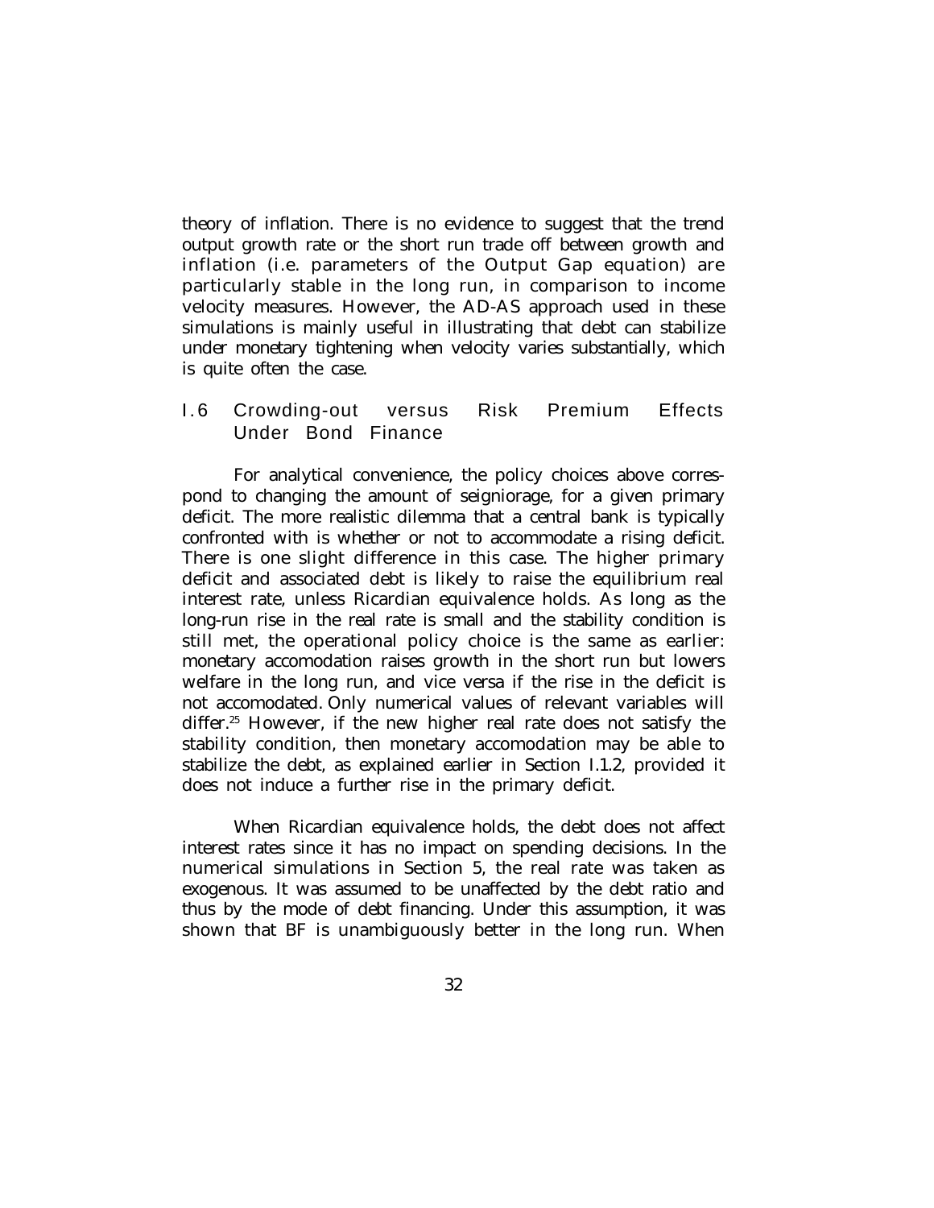theory of inflation. There is no evidence to suggest that the trend output growth rate or the short run trade off between growth and inflation (i.e. parameters of the Output Gap equation) are particularly stable in the long run, in comparison to income velocity measures. However, the AD-AS approach used in these simulations is mainly useful in illustrating that debt can stabilize under monetary tightening when velocity varies substantially, which is quite often the case.

## I.6 Crowding-out versus Risk Premium Effects Under Bond Finance

For analytical convenience, the policy choices above correspond to changing the amount of seigniorage, for a given primary deficit. The more realistic dilemma that a central bank is typically confronted with is whether or not to accommodate a rising deficit. There is one slight difference in this case. The higher primary deficit and associated debt is likely to raise the equilibrium real interest rate, unless Ricardian equivalence holds. As long as the long-run rise in the real rate is small and the stability condition is still met, the operational policy choice is the same as earlier: monetary accomodation raises growth in the short run but lowers welfare in the long run, and vice versa if the rise in the deficit is not accomodated. Only numerical values of relevant variables will differ.[25] However, if the new higher real rate does not satisfy the stability condition, then monetary accomodation may be able to stabilize the debt, as explained earlier in Section I.1.2, provided it does not induce a further rise in the primary deficit.

When Ricardian equivalence holds, the debt does not affect interest rates since it has no impact on spending decisions. In the numerical simulations in Section 5, the real rate was taken as exogenous. It was assumed to be unaffected by the debt ratio and thus by the mode of debt financing. Under this assumption, it was shown that BF is unambiguously better in the long run. When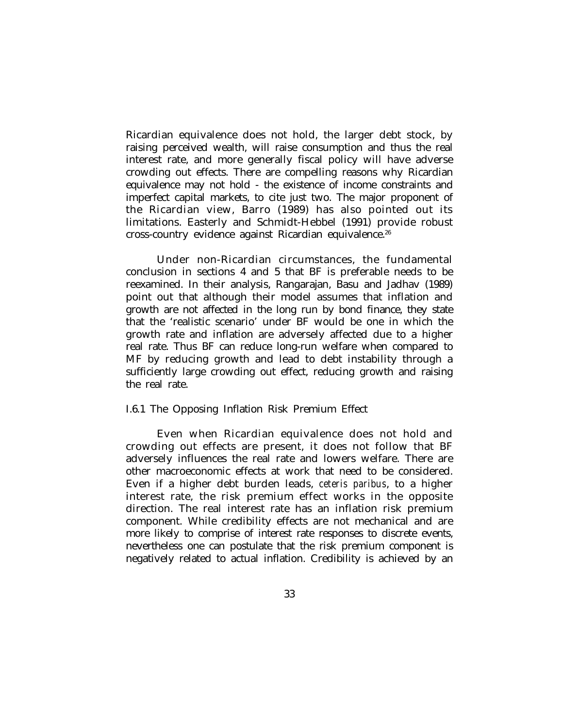Ricardian equivalence does not hold, the larger debt stock, by raising perceived wealth, will raise consumption and thus the real interest rate, and more generally fiscal policy will have adverse crowding out effects. There are compelling reasons why Ricardian equivalence may not hold - the existence of income constraints and imperfect capital markets, to cite just two. The major proponent of the Ricardian view, Barro (1989) has also pointed out its limitations. Easterly and Schmidt-Hebbel (1991) provide robust cross-country evidence against Ricardian equivalence.[26]

Under non-Ricardian circumstances, the fundamental conclusion in sections 4 and 5 that BF is preferable needs to be reexamined. In their analysis, Rangarajan, Basu and Jadhav (1989) point out that although their model assumes that inflation and growth are not affected in the long run by bond finance, they state that the 'realistic scenario' under BF would be one in which the growth rate and inflation are adversely affected due to a higher real rate. Thus BF can reduce long-run welfare when compared to MF by reducing growth and lead to debt instability through a sufficiently large crowding out effect, reducing growth and raising the real rate.

### I.6.1 The Opposing Inflation Risk Premium Effect

Even when Ricardian equivalence does not hold and crowding out effects are present, it does not follow that BF adversely influences the real rate and lowers welfare. There are other macroeconomic effects at work that need to be considered. Even if a higher debt burden leads, *ceteris paribus*, to a higher interest rate, the risk premium effect works in the opposite direction. The real interest rate has an inflation risk premium component. While credibility effects are not mechanical and are more likely to comprise of interest rate responses to discrete events, nevertheless one can postulate that the risk premium component is negatively related to actual inflation. Credibility is achieved by an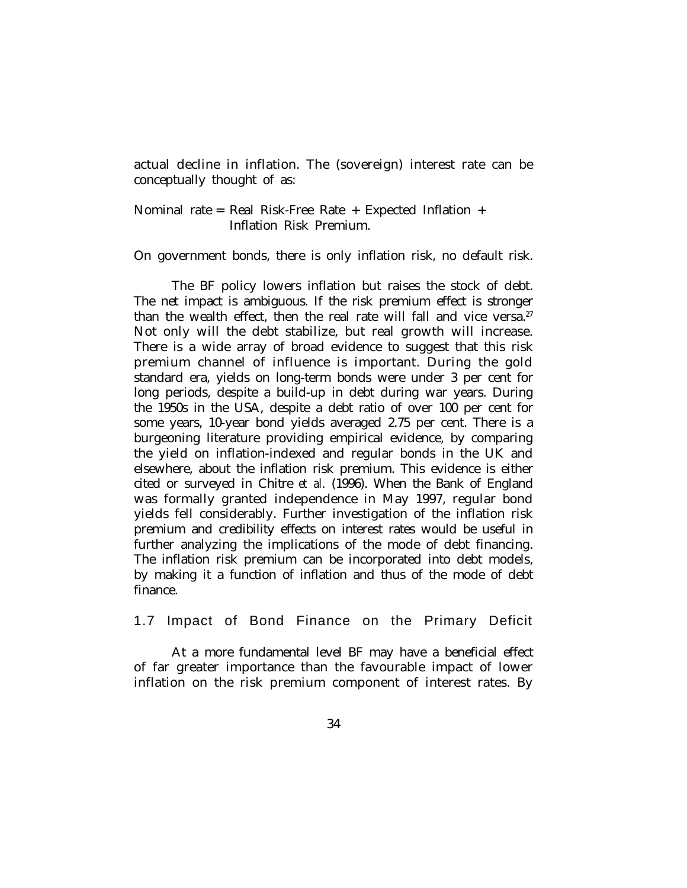actual decline in inflation. The (sovereign) interest rate can be conceptually thought of as:

Nominal rate = Real Risk-Free Rate + Expected Inflation + Inflation Risk Premium.

On government bonds, there is only inflation risk, no default risk.

The BF policy lowers inflation but raises the stock of debt. The net impact is ambiguous. If the risk premium effect is stronger than the wealth effect, then the real rate will fall and vice versa.[27] Not only will the debt stabilize, but real growth will increase. There is a wide array of broad evidence to suggest that this risk premium channel of influence is important. During the gold standard era, yields on long-term bonds were under 3 per cent for long periods, despite a build-up in debt during war years. During the 1950s in the USA, despite a debt ratio of over 100 per cent for some years, 10-year bond yields averaged 2.75 per cent. There is a burgeoning literature providing empirical evidence, by comparing the yield on inflation-indexed and regular bonds in the UK and elsewhere, about the inflation risk premium. This evidence is either cited or surveyed in Chitre *et al.* (1996). When the Bank of England was formally granted independence in May 1997, regular bond yields fell considerably. Further investigation of the inflation risk premium and credibility effects on interest rates would be useful in further analyzing the implications of the mode of debt financing. The inflation risk premium can be incorporated into debt models, by making it a function of inflation and thus of the mode of debt finance.

## 1.7 Impact of Bond Finance on the Primary Deficit

At a more fundamental level BF may have a beneficial effect of far greater importance than the favourable impact of lower inflation on the risk premium component of interest rates. By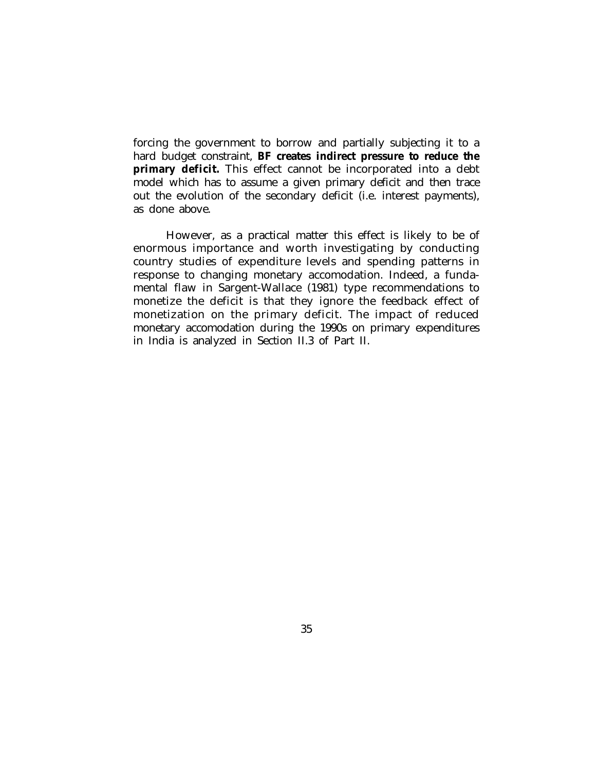forcing the government to borrow and partially subjecting it to a hard budget constraint, **BF creates indirect pressure to reduce the primary deficit.** This effect cannot be incorporated into a debt model which has to assume a given primary deficit and then trace out the evolution of the secondary deficit (i.e. interest payments), as done above.

However, as a practical matter this effect is likely to be of enormous importance and worth investigating by conducting country studies of expenditure levels and spending patterns in response to changing monetary accomodation. Indeed, a fundamental flaw in Sargent-Wallace (1981) type recommendations to monetize the deficit is that they ignore the feedback effect of monetization on the primary deficit. The impact of reduced monetary accomodation during the 1990s on primary expenditures in India is analyzed in Section II.3 of Part II.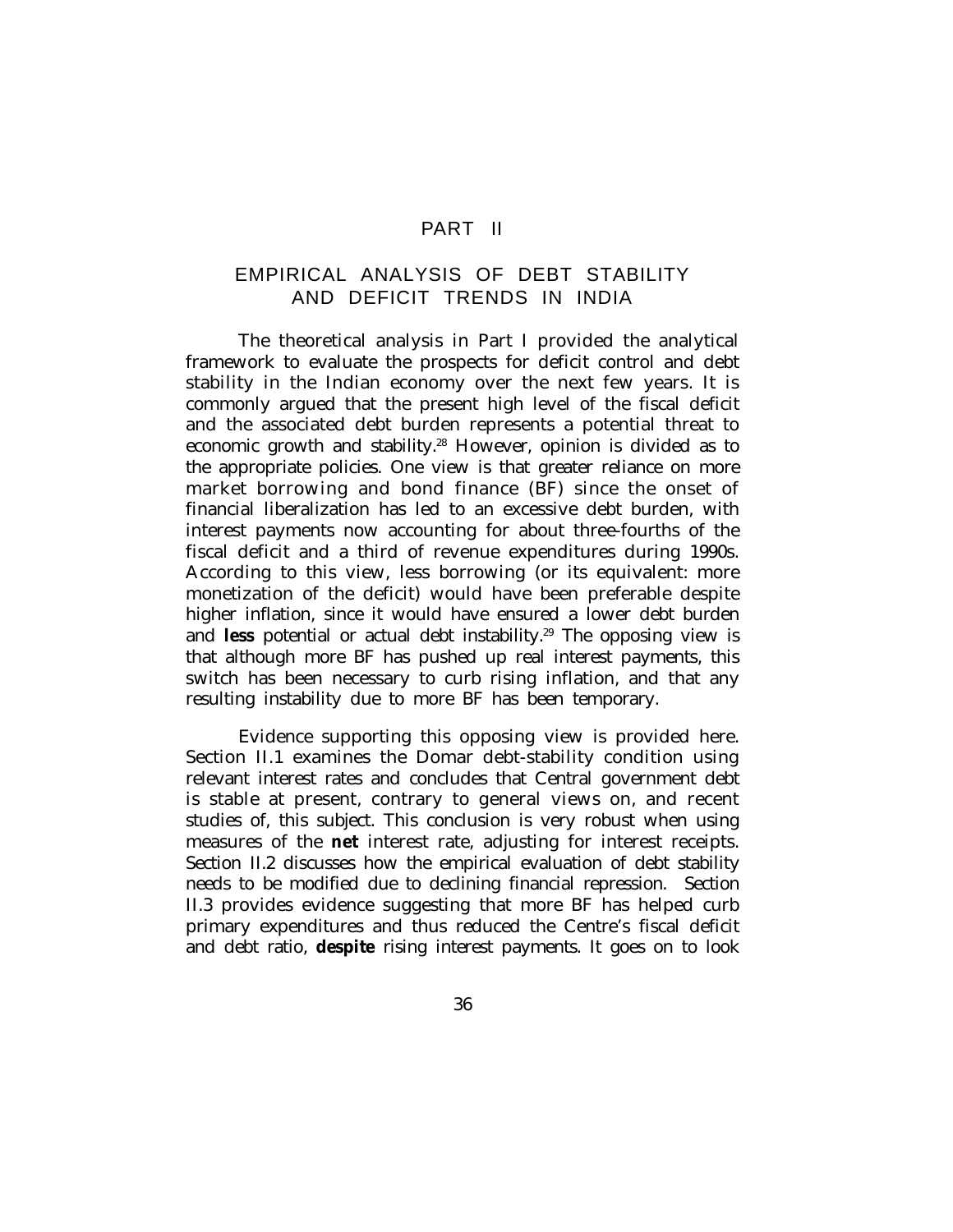# PART II

## EMPIRICAL ANALYSIS OF DEBT STABILITY AND DEFICIT TRENDS IN INDIA

The theoretical analysis in Part I provided the analytical framework to evaluate the prospects for deficit control and debt stability in the Indian economy over the next few years. It is commonly argued that the present high level of the fiscal deficit and the associated debt burden represents a potential threat to economic growth and stability.[28] However, opinion is divided as to the appropriate policies. One view is that greater reliance on more market borrowing and bond finance (BF) since the onset of financial liberalization has led to an excessive debt burden, with interest payments now accounting for about three-fourths of the fiscal deficit and a third of revenue expenditures during 1990s. According to this view, less borrowing (or its equivalent: more monetization of the deficit) would have been preferable despite higher inflation, since it would have ensured a lower debt burden and **less** potential or actual debt instability.[29] The opposing view is that although more BF has pushed up real interest payments, this switch has been necessary to curb rising inflation, and that any resulting instability due to more BF has been temporary.

Evidence supporting this opposing view is provided here. Section II.1 examines the Domar debt-stability condition using relevant interest rates and concludes that Central government debt is stable at present, contrary to general views on, and recent studies of, this subject. This conclusion is very robust when using measures of the **net** interest rate, adjusting for interest receipts. Section II.2 discusses how the empirical evaluation of debt stability needs to be modified due to declining financial repression. Section II.3 provides evidence suggesting that more BF has helped curb primary expenditures and thus reduced the Centre's fiscal deficit and debt ratio, **despite** rising interest payments. It goes on to look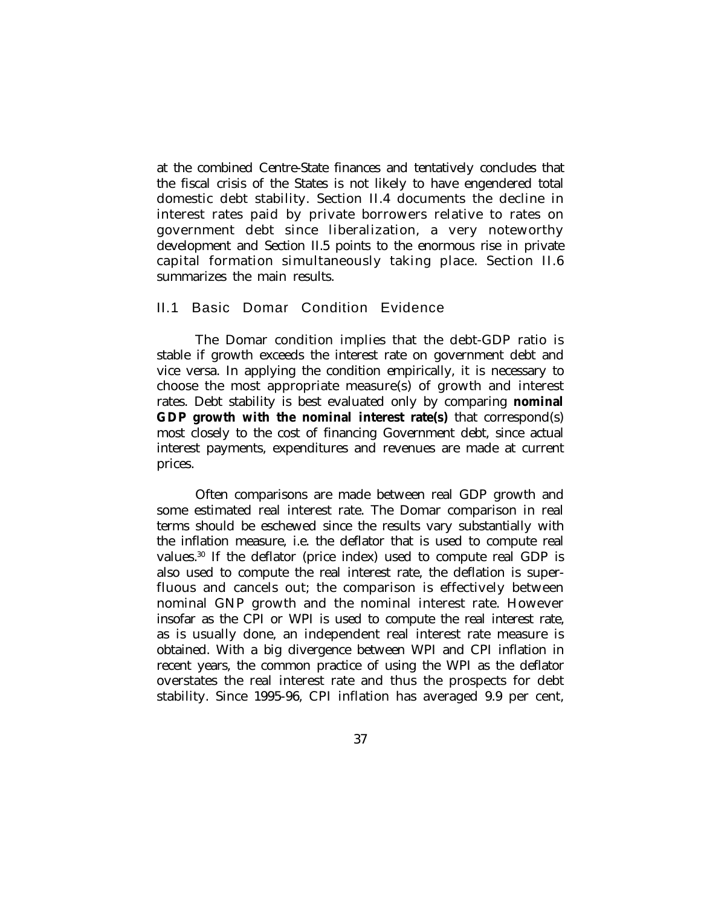at the combined Centre-State finances and tentatively concludes that the fiscal crisis of the States is not likely to have engendered total domestic debt stability. Section II.4 documents the decline in interest rates paid by private borrowers relative to rates on government debt since liberalization, a very noteworthy development and Section II.5 points to the enormous rise in private capital formation simultaneously taking place. Section II.6 summarizes the main results.

## II.1 Basic Domar Condition Evidence

The Domar condition implies that the debt-GDP ratio is stable if growth exceeds the interest rate on government debt and vice versa. In applying the condition empirically, it is necessary to choose the most appropriate measure(s) of growth and interest rates. Debt stability is best evaluated only by comparing **nominal GDP growth with the nominal interest rate(s)** that correspond(s) most closely to the cost of financing Government debt, since actual interest payments, expenditures and revenues are made at current prices.

Often comparisons are made between real GDP growth and some estimated real interest rate. The Domar comparison in real terms should be eschewed since the results vary substantially with the inflation measure, i.e. the deflator that is used to compute real values.[30] If the deflator (price index) used to compute real GDP is also used to compute the real interest rate, the deflation is superfluous and cancels out; the comparison is effectively between nominal GNP growth and the nominal interest rate. However insofar as the CPI or WPI is used to compute the real interest rate, as is usually done, an independent real interest rate measure is obtained. With a big divergence between WPI and CPI inflation in recent years, the common practice of using the WPI as the deflator overstates the real interest rate and thus the prospects for debt stability. Since 1995-96, CPI inflation has averaged 9.9 per cent,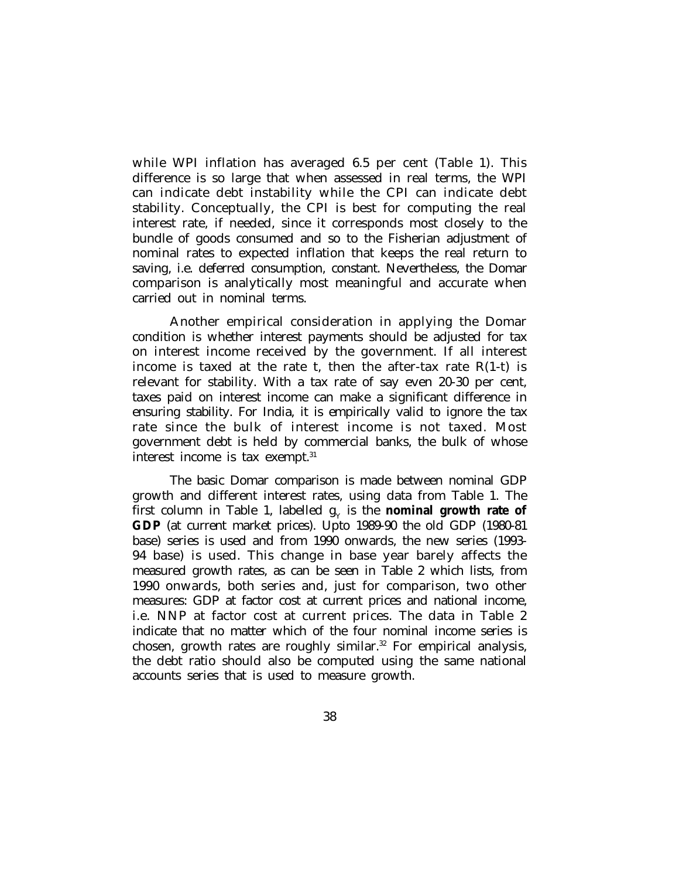while WPI inflation has averaged 6.5 per cent (Table 1). This difference is so large that when assessed in real terms, the WPI can indicate debt instability while the CPI can indicate debt stability. Conceptually, the CPI is best for computing the real interest rate, if needed, since it corresponds most closely to the bundle of goods consumed and so to the Fisherian adjustment of nominal rates to expected inflation that keeps the real return to saving, i.e. deferred consumption, constant. Nevertheless, the Domar comparison is analytically most meaningful and accurate when carried out in nominal terms.

Another empirical consideration in applying the Domar condition is whether interest payments should be adjusted for tax on interest income received by the government. If all interest income is taxed at the rate t, then the after-tax rate $R(1-t)$ is relevant for stability. With a tax rate of say even 20-30 per cent, taxes paid on interest income can make a significant difference in ensuring stability. For India, it is empirically valid to ignore the tax rate since the bulk of interest income is not taxed. Most government debt is held by commercial banks, the bulk of whose interest income is tax exempt.[31]

The basic Domar comparison is made between nominal GDP growth and different interest rates, using data from Table 1. The first column in Table 1, labelled $g_Y$ is the **nominal growth rate of GDP** (at current market prices). Upto 1989-90 the old GDP (1980-81 base) series is used and from 1990 onwards, the new series (1993-94 base) is used. This change in base year barely affects the measured growth rates, as can be seen in Table 2 which lists, from 1990 onwards, both series and, just for comparison, two other measures: GDP at factor cost at current prices and national income, i.e. NNP at factor cost at current prices. The data in Table 2 indicate that no matter which of the four nominal income series is chosen, growth rates are roughly similar.[32] For empirical analysis, the debt ratio should also be computed using the same national accounts series that is used to measure growth.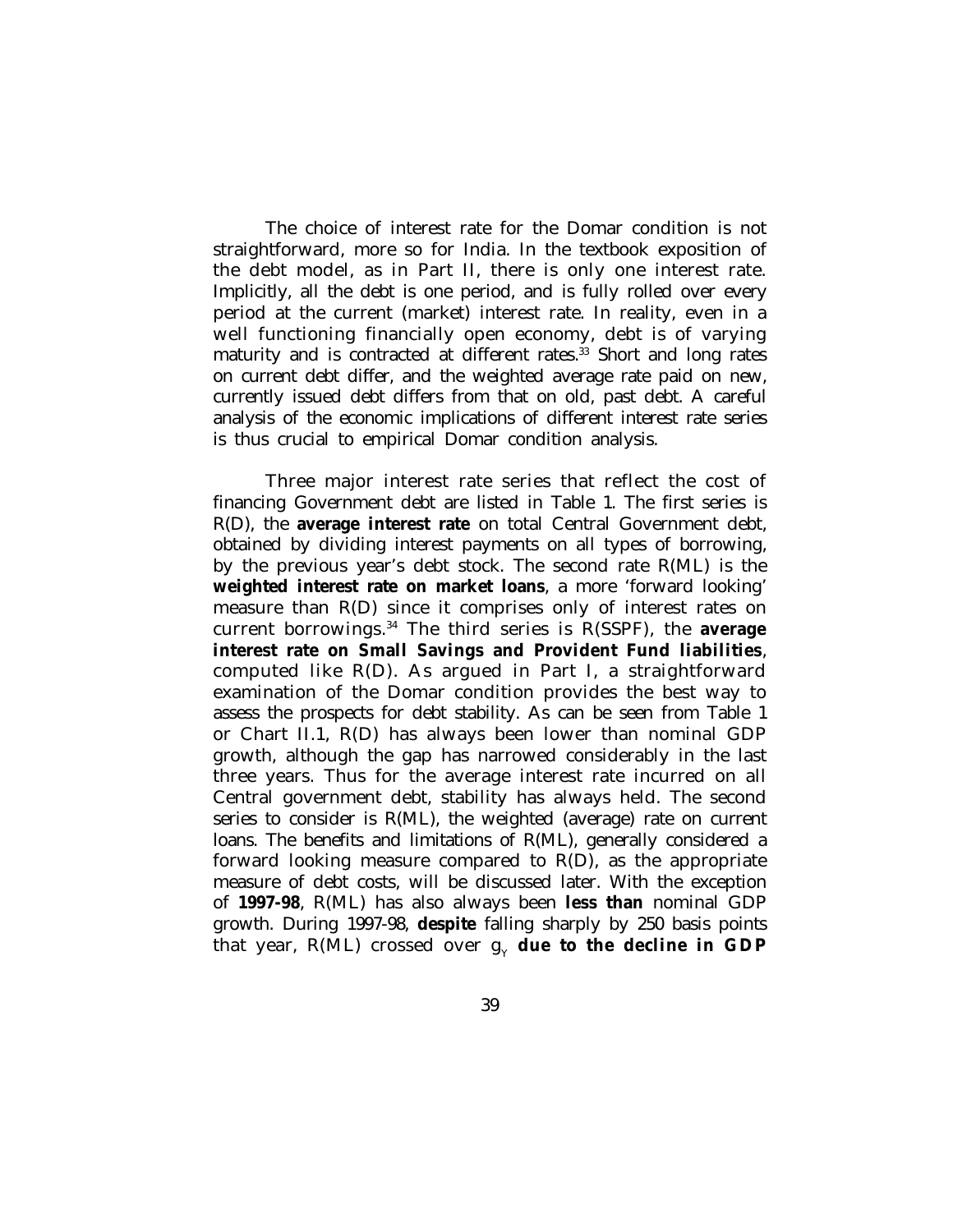The choice of interest rate for the Domar condition is not straightforward, more so for India. In the textbook exposition of the debt model, as in Part II, there is only one interest rate. Implicitly, all the debt is one period, and is fully rolled over every period at the current (market) interest rate. In reality, even in a well functioning financially open economy, debt is of varying maturity and is contracted at different rates.[33] Short and long rates on current debt differ, and the weighted average rate paid on new, currently issued debt differs from that on old, past debt. A careful analysis of the economic implications of different interest rate series is thus crucial to empirical Domar condition analysis.

Three major interest rate series that reflect the cost of financing Government debt are listed in Table 1. The first series is R(D), the **average interest rate** on total Central Government debt, obtained by dividing interest payments on all types of borrowing, by the previous year's debt stock. The second rate R(ML) is the **weighted interest rate on market loans**, a more 'forward looking' measure than R(D) since it comprises only of interest rates on current borrowings.[34] The third series is R(SSPF), the **average interest rate on Small Savings and Provident Fund liabilities**, computed like R(D). As argued in Part I, a straightforward examination of the Domar condition provides the best way to assess the prospects for debt stability. As can be seen from Table 1 or Chart II.1, R(D) has always been lower than nominal GDP growth, although the gap has narrowed considerably in the last three years. Thus for the average interest rate incurred on all Central government debt, stability has always held. The second series to consider is R(ML), the weighted (average) rate on current loans. The benefits and limitations of R(ML), generally considered a forward looking measure compared to R(D), as the appropriate measure of debt costs, will be discussed later. With the exception of **1997-98**, R(ML) has also always been **less than** nominal GDP growth. During 1997-98, **despite** falling sharply by 250 basis points that year, R(ML) crossed over $g_Y$ **due to the decline in GDP**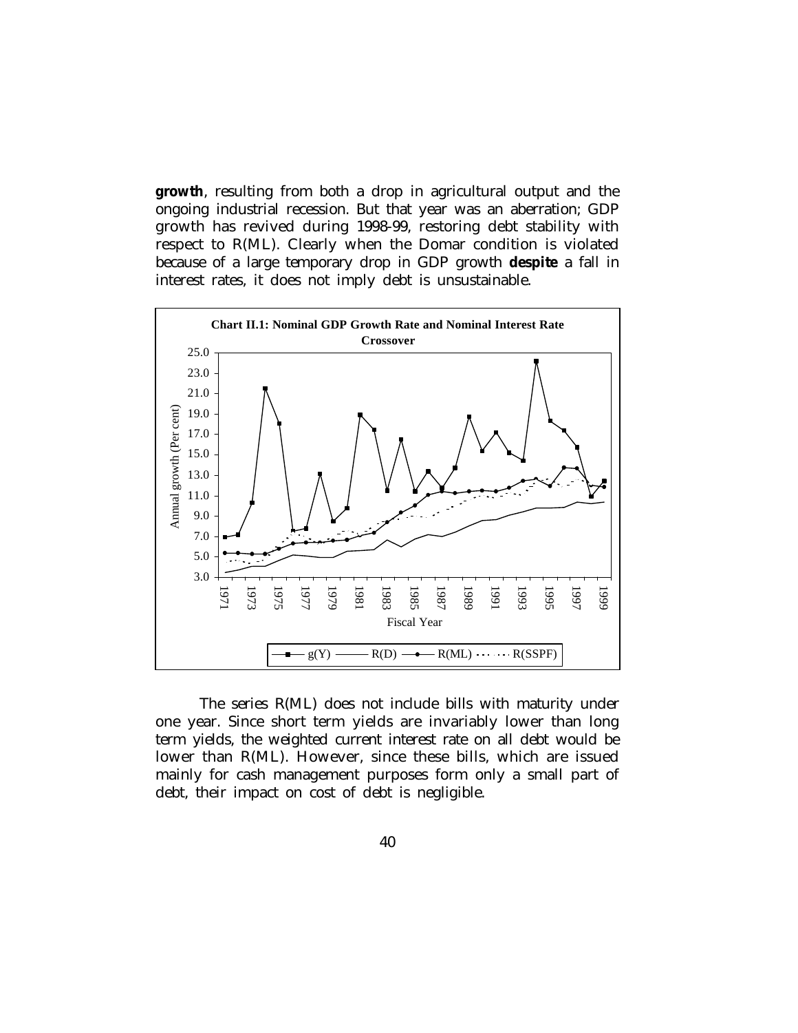**growth**, resulting from both a drop in agricultural output and the ongoing industrial recession. But that year was an aberration; GDP growth has revived during 1998-99, restoring debt stability with respect to R(ML). Clearly when the Domar condition is violated because of a large temporary drop in GDP growth **despite** a fall in interest rates, it does not imply debt is unsustainable.

**Chart II.1: Nominal GDP Growth Rate and Nominal Interest Rate Crossover**

The series R(ML) does not include bills with maturity under one year. Since short term yields are invariably lower than long term yields, the weighted current interest rate on all debt would be lower than R(ML). However, since these bills, which are issued mainly for cash management purposes form only a small part of debt, their impact on cost of debt is negligible.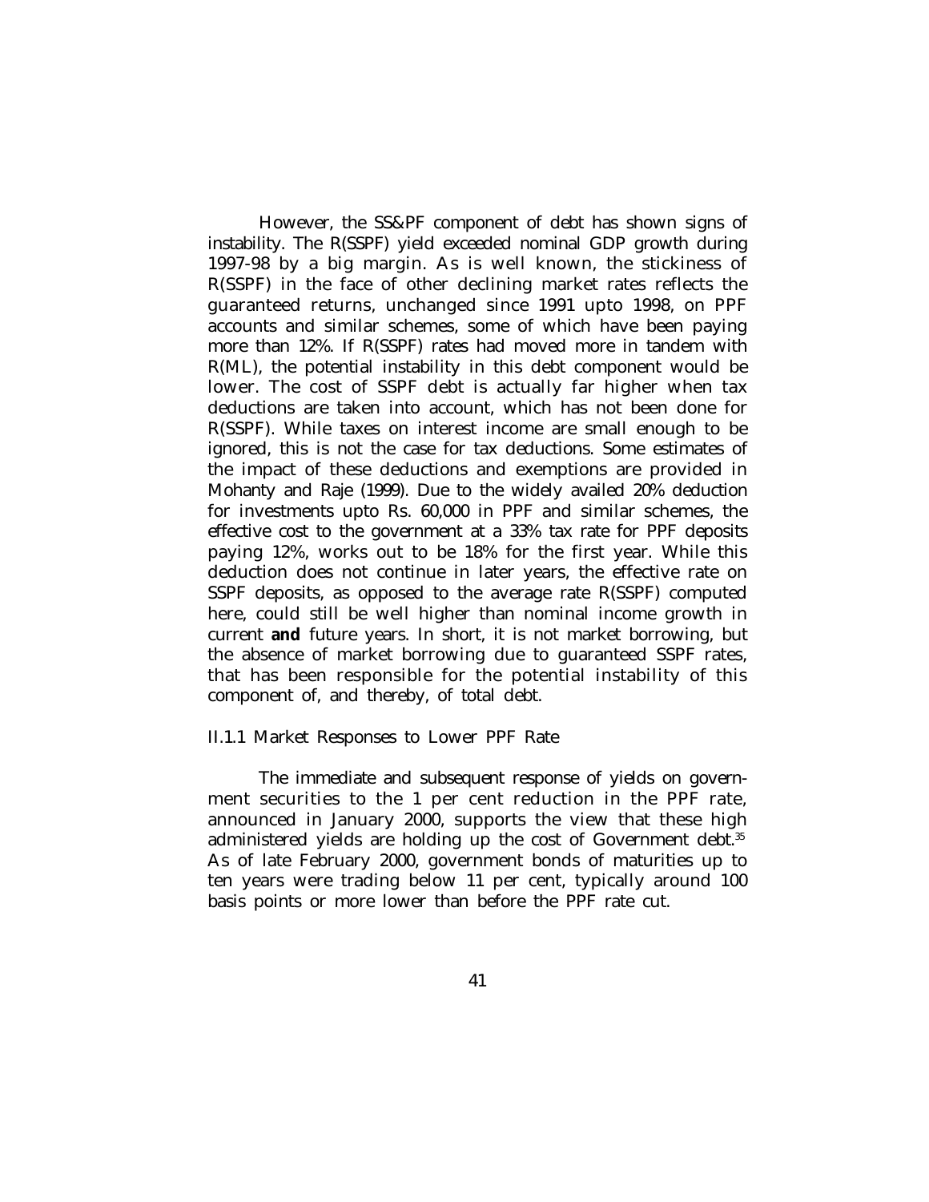However, the SS&PF component of debt has shown signs of instability. The R(SSPF) yield exceeded nominal GDP growth during 1997-98 by a big margin. As is well known, the stickiness of R(SSPF) in the face of other declining market rates reflects the guaranteed returns, unchanged since 1991 upto 1998, on PPF accounts and similar schemes, some of which have been paying more than 12%. If R(SSPF) rates had moved more in tandem with R(ML), the potential instability in this debt component would be lower. The cost of SSPF debt is actually far higher when tax deductions are taken into account, which has not been done for R(SSPF). While taxes on interest income are small enough to be ignored, this is not the case for tax deductions. Some estimates of the impact of these deductions and exemptions are provided in Mohanty and Raje (1999). Due to the widely availed 20% deduction for investments upto Rs. 60,000 in PPF and similar schemes, the effective cost to the government at a 33% tax rate for PPF deposits paying 12%, works out to be 18% for the first year. While this deduction does not continue in later years, the effective rate on SSPF deposits, as opposed to the average rate R(SSPF) computed here, could still be well higher than nominal income growth in current **and** future years. In short, it is not market borrowing, but the absence of market borrowing due to guaranteed SSPF rates, that has been responsible for the potential instability of this component of, and thereby, of total debt.

### II.1.1 Market Responses to Lower PPF Rate

The immediate and subsequent response of yields on government securities to the 1 per cent reduction in the PPF rate, announced in January 2000, supports the view that these high administered yields are holding up the cost of Government debt.[35] As of late February 2000, government bonds of maturities up to ten years were trading below 11 per cent, typically around 100 basis points or more lower than before the PPF rate cut.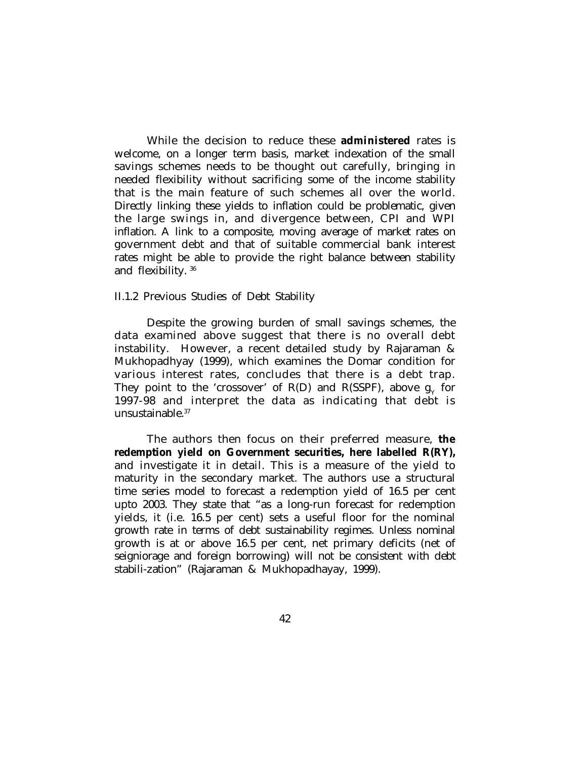While the decision to reduce these **administered** rates is welcome, on a longer term basis, market indexation of the small savings schemes needs to be thought out carefully, bringing in needed flexibility without sacrificing some of the income stability that is the main feature of such schemes all over the world. Directly linking these yields to inflation could be problematic, given the large swings in, and divergence between, CPI and WPI inflation. A link to a composite, moving average of market rates on government debt and that of suitable commercial bank interest rates might be able to provide the right balance between stability and flexibility. [36]

### II.1.2 Previous Studies of Debt Stability

Despite the growing burden of small savings schemes, the data examined above suggest that there is no overall debt instability. However, a recent detailed study by Rajaraman & Mukhopadhyay (1999), which examines the Domar condition for various interest rates, concludes that there is a debt trap. They point to the 'crossover' of R(D) and R(SSPF), above $g_Y$ for 1997-98 and interpret the data as indicating that debt is unsustainable.[37]

The authors then focus on their preferred measure, **the redemption yield on Government securities, here labelled R(RY),** and investigate it in detail. This is a measure of the yield to maturity in the secondary market. The authors use a structural time series model to forecast a redemption yield of 16.5 per cent upto 2003. They state that "as a long-run forecast for redemption yields, it (i.e. 16.5 per cent) sets a useful floor for the nominal growth rate in terms of debt sustainability regimes. Unless nominal growth is at or above 16.5 per cent, net primary deficits (net of seigniorage and foreign borrowing) will not be consistent with debt stabili-zation" (Rajaraman & Mukhopadhayay, 1999).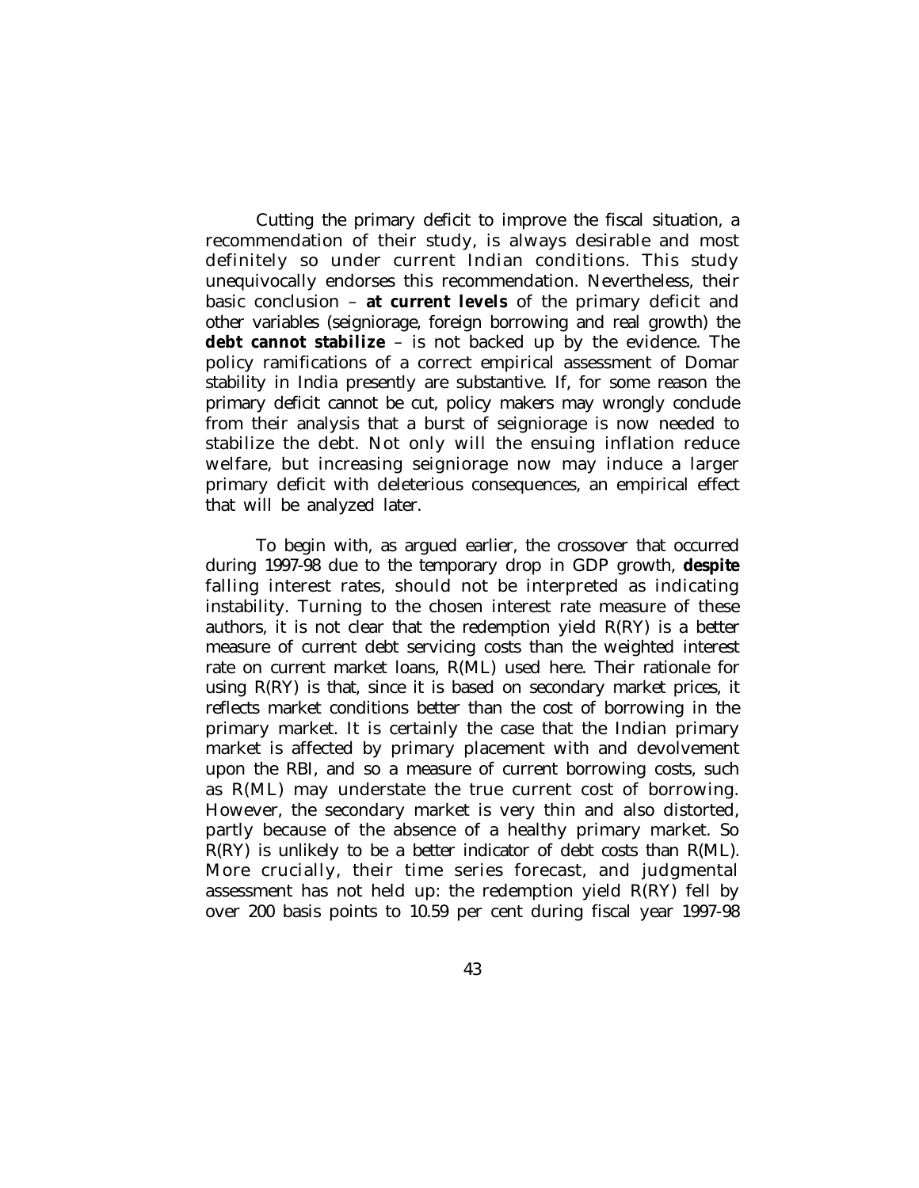Cutting the primary deficit to improve the fiscal situation, a recommendation of their study, is always desirable and most definitely so under current Indian conditions. This study unequivocally endorses this recommendation. Nevertheless, their basic conclusion – **at current levels** of the primary deficit and other variables (seigniorage, foreign borrowing and real growth) the **debt cannot stabilize** – is not backed up by the evidence. The policy ramifications of a correct empirical assessment of Domar stability in India presently are substantive. If, for some reason the primary deficit cannot be cut, policy makers may wrongly conclude from their analysis that a burst of seigniorage is now needed to stabilize the debt. Not only will the ensuing inflation reduce welfare, but increasing seigniorage now may induce a larger primary deficit with deleterious consequences, an empirical effect that will be analyzed later.

To begin with, as argued earlier, the crossover that occurred during 1997-98 due to the temporary drop in GDP growth, **despite** falling interest rates, should not be interpreted as indicating instability. Turning to the chosen interest rate measure of these authors, it is not clear that the redemption yield R(RY) is a better measure of current debt servicing costs than the weighted interest rate on current market loans, R(ML) used here. Their rationale for using R(RY) is that, since it is based on secondary market prices, it reflects market conditions better than the cost of borrowing in the primary market. It is certainly the case that the Indian primary market is affected by primary placement with and devolvement upon the RBI, and so a measure of current borrowing costs, such as R(ML) may understate the true current cost of borrowing. However, the secondary market is very thin and also distorted, partly because of the absence of a healthy primary market. So R(RY) is unlikely to be a better indicator of debt costs than R(ML). More crucially, their time series forecast, and judgmental assessment has not held up: the redemption yield R(RY) fell by over 200 basis points to 10.59 per cent during fiscal year 1997-98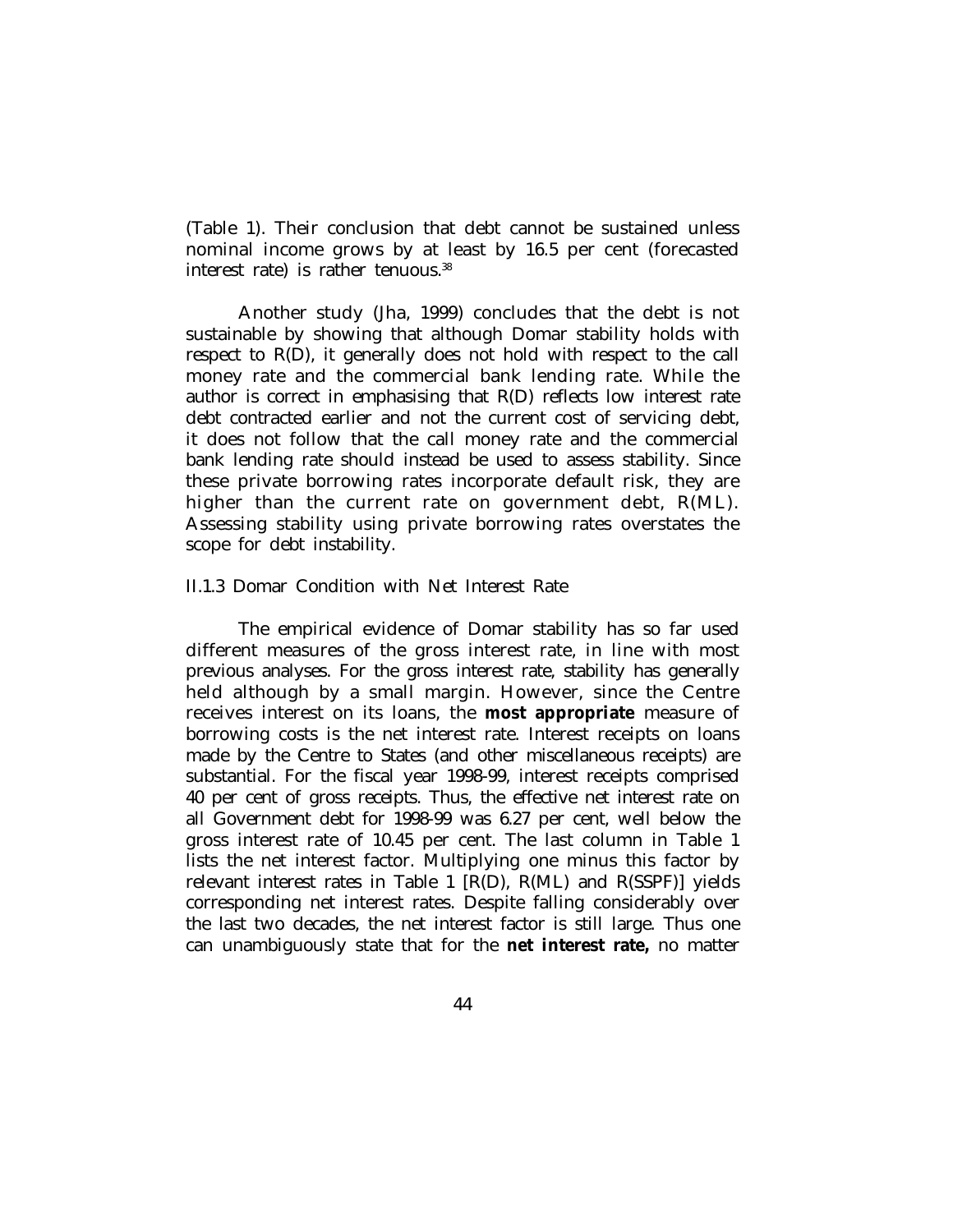(Table 1). Their conclusion that debt cannot be sustained unless nominal income grows by at least by 16.5 per cent (forecasted interest rate) is rather tenuous.[38]

Another study (Jha, 1999) concludes that the debt is not sustainable by showing that although Domar stability holds with respect to R(D), it generally does not hold with respect to the call money rate and the commercial bank lending rate. While the author is correct in emphasising that R(D) reflects low interest rate debt contracted earlier and not the current cost of servicing debt, it does not follow that the call money rate and the commercial bank lending rate should instead be used to assess stability. Since these private borrowing rates incorporate default risk, they are higher than the current rate on government debt, R(ML). Assessing stability using private borrowing rates overstates the scope for debt instability.

### II.1.3 Domar Condition with Net Interest Rate

The empirical evidence of Domar stability has so far used different measures of the gross interest rate, in line with most previous analyses. For the gross interest rate, stability has generally held although by a small margin. However, since the Centre receives interest on its loans, the **most appropriate** measure of borrowing costs is the net interest rate. Interest receipts on loans made by the Centre to States (and other miscellaneous receipts) are substantial. For the fiscal year 1998-99, interest receipts comprised 40 per cent of gross receipts. Thus, the effective net interest rate on all Government debt for 1998-99 was 6.27 per cent, well below the gross interest rate of 10.45 per cent. The last column in Table 1 lists the net interest factor. Multiplying one minus this factor by relevant interest rates in Table 1 [R(D), R(ML) and R(SSPF)] yields corresponding net interest rates. Despite falling considerably over the last two decades, the net interest factor is still large. Thus one can unambiguously state that for the **net interest rate,** no matter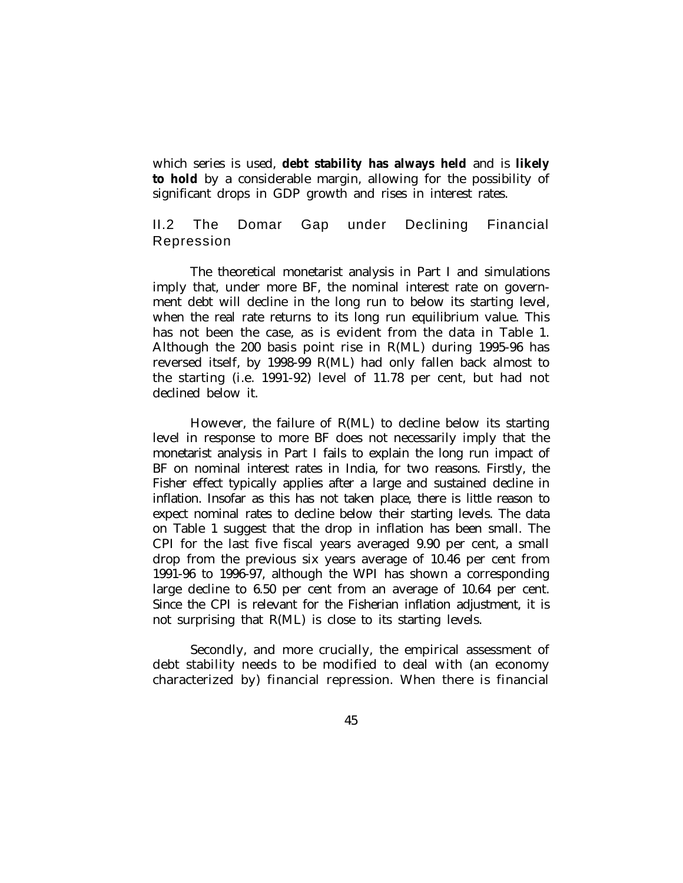which series is used, **debt stability has always held** and is **likely to hold** by a considerable margin, allowing for the possibility of significant drops in GDP growth and rises in interest rates.

## II.2 The Domar Gap under Declining Financial Repression

The theoretical monetarist analysis in Part I and simulations imply that, under more BF, the nominal interest rate on government debt will decline in the long run to below its starting level, when the real rate returns to its long run equilibrium value. This has not been the case, as is evident from the data in Table 1. Although the 200 basis point rise in R(ML) during 1995-96 has reversed itself, by 1998-99 R(ML) had only fallen back almost to the starting (i.e. 1991-92) level of 11.78 per cent, but had not declined below it.

However, the failure of R(ML) to decline below its starting level in response to more BF does not necessarily imply that the monetarist analysis in Part I fails to explain the long run impact of BF on nominal interest rates in India, for two reasons. Firstly, the Fisher effect typically applies after a large and sustained decline in inflation. Insofar as this has not taken place, there is little reason to expect nominal rates to decline below their starting levels. The data on Table 1 suggest that the drop in inflation has been small. The CPI for the last five fiscal years averaged 9.90 per cent, a small drop from the previous six years average of 10.46 per cent from 1991-96 to 1996-97, although the WPI has shown a corresponding large decline to 6.50 per cent from an average of 10.64 per cent. Since the CPI is relevant for the Fisherian inflation adjustment, it is not surprising that R(ML) is close to its starting levels.

Secondly, and more crucially, the empirical assessment of debt stability needs to be modified to deal with (an economy characterized by) financial repression. When there is financial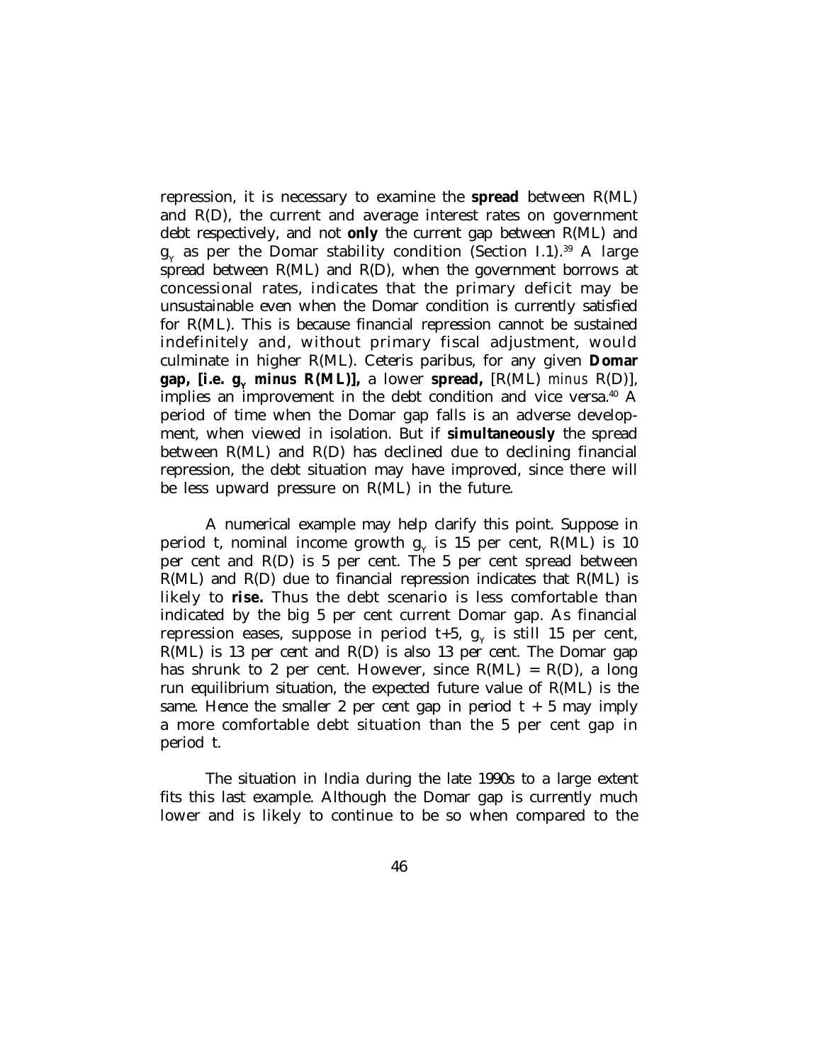repression, it is necessary to examine the **spread** between R(ML) and R(D), the current and average interest rates on government debt respectively, and not **only** the current gap between R(ML) and $g_Y$ as per the Domar stability condition (Section I.1).[39] A large spread between R(ML) and R(D), when the government borrows at concessional rates, indicates that the primary deficit may be unsustainable even when the Domar condition is currently satisfied for R(ML). This is because financial repression cannot be sustained indefinitely and, without primary fiscal adjustment, would culminate in higher R(ML). Ceteris paribus, for any given **Domar gap, [i.e. $g_Y$ *minus* R(ML)],** a lower **spread,** [R(ML) *minus* R(D)], implies an improvement in the debt condition and vice versa.[40] A period of time when the Domar gap falls is an adverse development, when viewed in isolation. But if **simultaneously** the spread between R(ML) and R(D) has declined due to declining financial repression, the debt situation may have improved, since there will be less upward pressure on R(ML) in the future.

A numerical example may help clarify this point. Suppose in period t, nominal income growth $g_Y$ is 15 per cent, R(ML) is 10 per cent and R(D) is 5 per cent. The 5 per cent spread between R(ML) and R(D) due to financial repression indicates that R(ML) is likely to **rise.** Thus the debt scenario is less comfortable than indicated by the big 5 per cent current Domar gap. As financial repression eases, suppose in period t+5, $g_Y$ is still 15 per cent, R(ML) is 13 per cent and R(D) is also 13 per cent. The Domar gap has shrunk to 2 per cent. However, since R(ML) = R(D), a long run equilibrium situation, the expected future value of R(ML) is the same. Hence the smaller 2 per cent gap in period t + 5 may imply a more comfortable debt situation than the 5 per cent gap in period t.

The situation in India during the late 1990s to a large extent fits this last example. Although the Domar gap is currently much lower and is likely to continue to be so when compared to the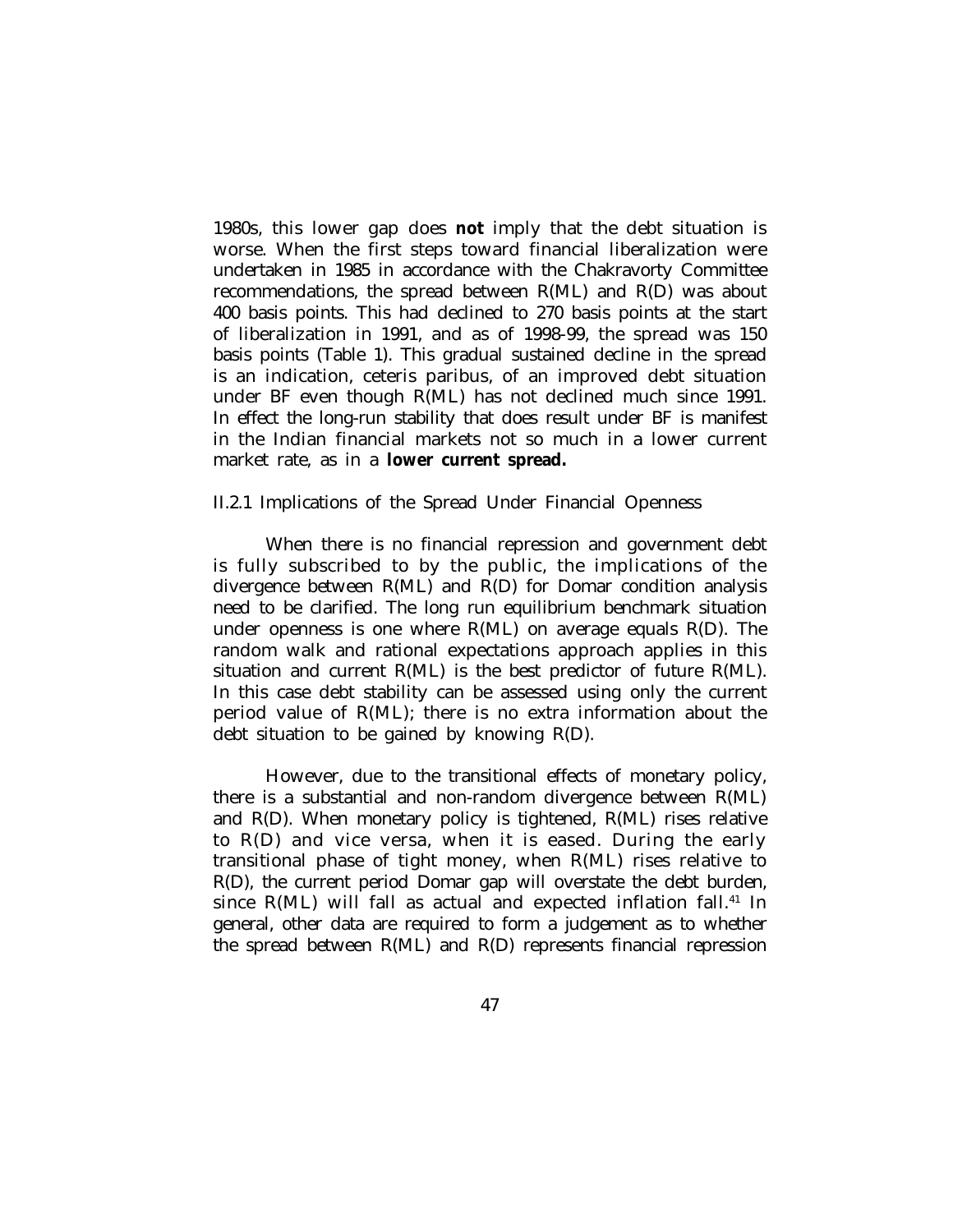1980s, this lower gap does **not** imply that the debt situation is worse. When the first steps toward financial liberalization were undertaken in 1985 in accordance with the Chakravorty Committee recommendations, the spread between R(ML) and R(D) was about 400 basis points. This had declined to 270 basis points at the start of liberalization in 1991, and as of 1998-99, the spread was 150 basis points (Table 1). This gradual sustained decline in the spread is an indication, ceteris paribus, of an improved debt situation under BF even though R(ML) has not declined much since 1991. In effect the long-run stability that does result under BF is manifest in the Indian financial markets not so much in a lower current market rate, as in a **lower current spread.**

### II.2.1 Implications of the Spread Under Financial Openness

When there is no financial repression and government debt is fully subscribed to by the public, the implications of the divergence between R(ML) and R(D) for Domar condition analysis need to be clarified. The long run equilibrium benchmark situation under openness is one where R(ML) on average equals R(D). The random walk and rational expectations approach applies in this situation and current R(ML) is the best predictor of future R(ML). In this case debt stability can be assessed using only the current period value of R(ML); there is no extra information about the debt situation to be gained by knowing R(D).

However, due to the transitional effects of monetary policy, there is a substantial and non-random divergence between R(ML) and R(D). When monetary policy is tightened, R(ML) rises relative to R(D) and vice versa, when it is eased. During the early transitional phase of tight money, when R(ML) rises relative to R(D), the current period Domar gap will overstate the debt burden, since R(ML) will fall as actual and expected inflation fall.[41] In general, other data are required to form a judgement as to whether the spread between R(ML) and R(D) represents financial repression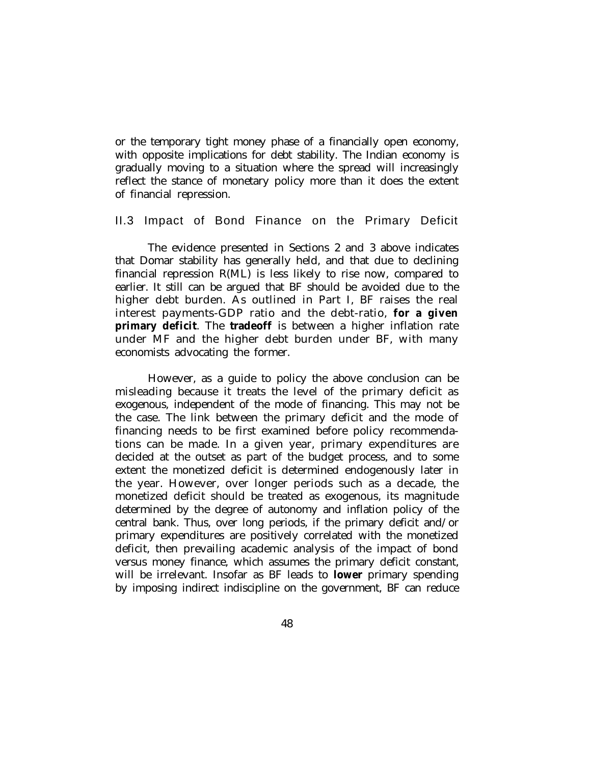or the temporary tight money phase of a financially open economy, with opposite implications for debt stability. The Indian economy is gradually moving to a situation where the spread will increasingly reflect the stance of monetary policy more than it does the extent of financial repression.

## II.3 Impact of Bond Finance on the Primary Deficit

The evidence presented in Sections 2 and 3 above indicates that Domar stability has generally held, and that due to declining financial repression R(ML) is less likely to rise now, compared to earlier. It still can be argued that BF should be avoided due to the higher debt burden. As outlined in Part I, BF raises the real interest payments-GDP ratio and the debt-ratio, **for a given primary deficit**. The **tradeoff** is between a higher inflation rate under MF and the higher debt burden under BF, with many economists advocating the former.

However, as a guide to policy the above conclusion can be misleading because it treats the level of the primary deficit as exogenous, independent of the mode of financing. This may not be the case. The link between the primary deficit and the mode of financing needs to be first examined before policy recommendations can be made. In a given year, primary expenditures are decided at the outset as part of the budget process, and to some extent the monetized deficit is determined endogenously later in the year. However, over longer periods such as a decade, the monetized deficit should be treated as exogenous, its magnitude determined by the degree of autonomy and inflation policy of the central bank. Thus, over long periods, if the primary deficit and/or primary expenditures are positively correlated with the monetized deficit, then prevailing academic analysis of the impact of bond versus money finance, which assumes the primary deficit constant, will be irrelevant. Insofar as BF leads to **lower** primary spending by imposing indirect indiscipline on the government, BF can reduce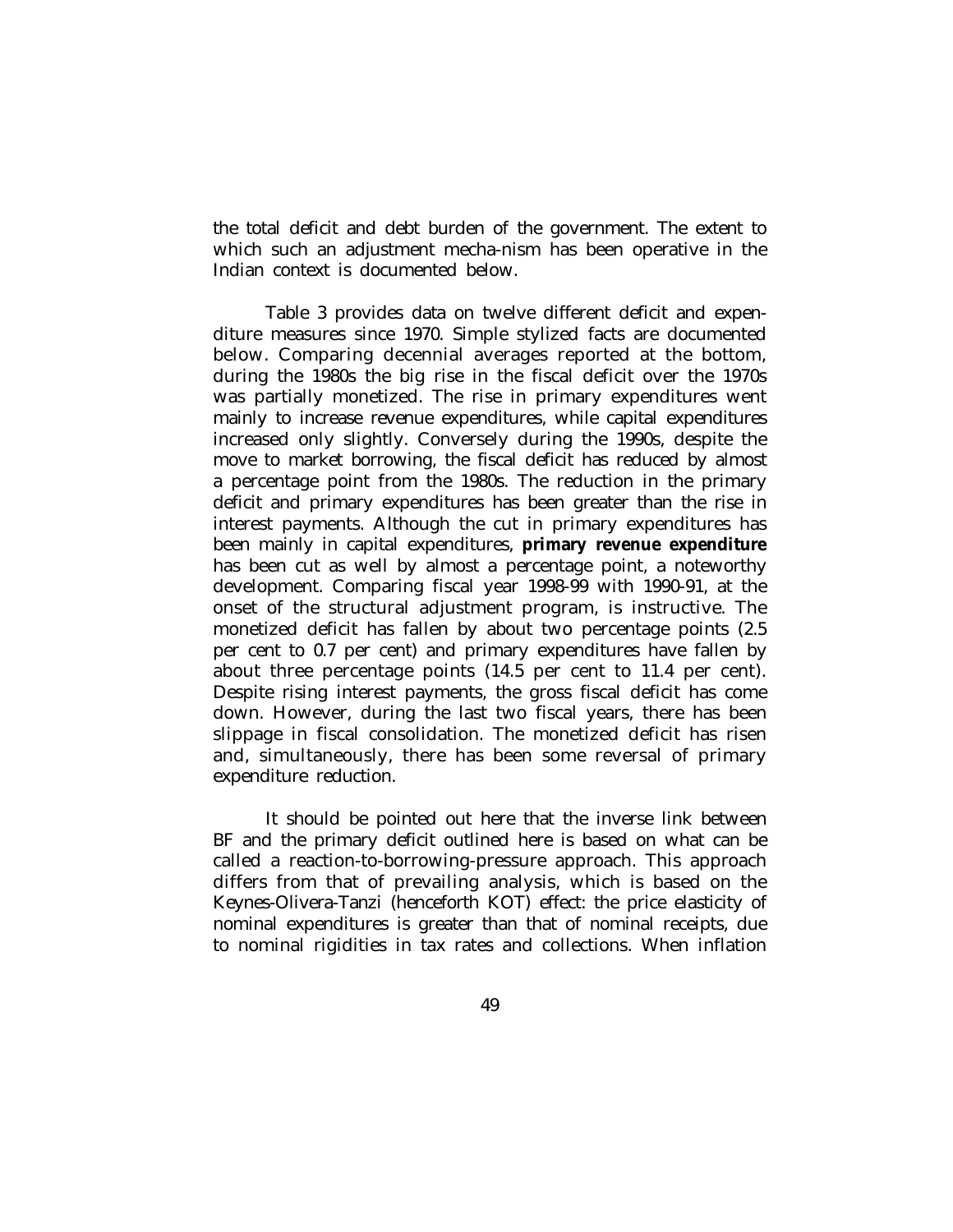the total deficit and debt burden of the government. The extent to which such an adjustment mecha-nism has been operative in the Indian context is documented below.

Table 3 provides data on twelve different deficit and expenditure measures since 1970. Simple stylized facts are documented below. Comparing decennial averages reported at the bottom, during the 1980s the big rise in the fiscal deficit over the 1970s was partially monetized. The rise in primary expenditures went mainly to increase revenue expenditures, while capital expenditures increased only slightly. Conversely during the 1990s, despite the move to market borrowing, the fiscal deficit has reduced by almost a percentage point from the 1980s. The reduction in the primary deficit and primary expenditures has been greater than the rise in interest payments. Although the cut in primary expenditures has been mainly in capital expenditures, **primary revenue expenditure** has been cut as well by almost a percentage point, a noteworthy development. Comparing fiscal year 1998-99 with 1990-91, at the onset of the structural adjustment program, is instructive. The monetized deficit has fallen by about two percentage points (2.5 per cent to 0.7 per cent) and primary expenditures have fallen by about three percentage points (14.5 per cent to 11.4 per cent). Despite rising interest payments, the gross fiscal deficit has come down. However, during the last two fiscal years, there has been slippage in fiscal consolidation. The monetized deficit has risen and, simultaneously, there has been some reversal of primary expenditure reduction.

It should be pointed out here that the inverse link between BF and the primary deficit outlined here is based on what can be called a reaction-to-borrowing-pressure approach. This approach differs from that of prevailing analysis, which is based on the Keynes-Olivera-Tanzi (henceforth KOT) effect: the price elasticity of nominal expenditures is greater than that of nominal receipts, due to nominal rigidities in tax rates and collections. When inflation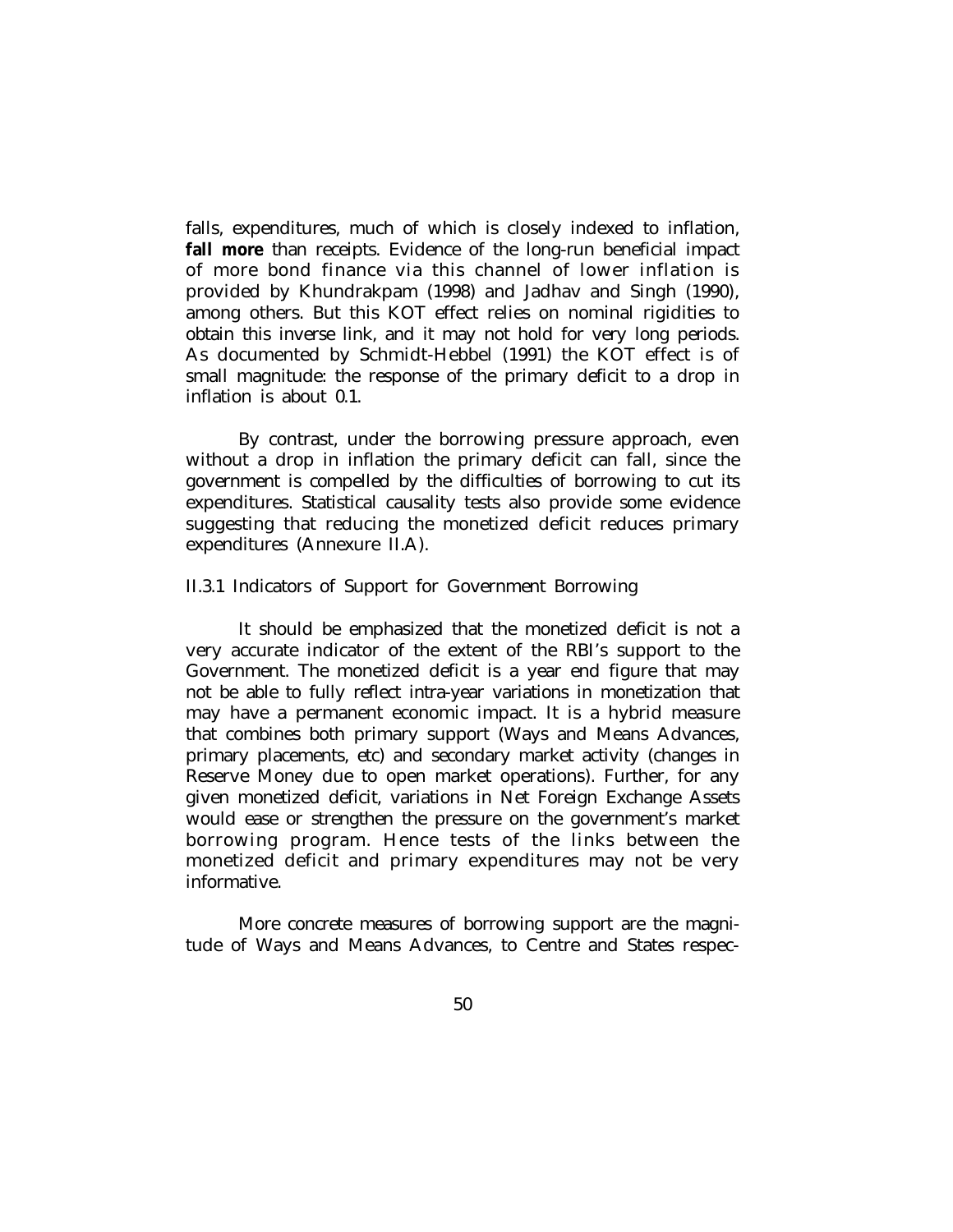falls, expenditures, much of which is closely indexed to inflation, **fall more** than receipts. Evidence of the long-run beneficial impact of more bond finance via this channel of lower inflation is provided by Khundrakpam (1998) and Jadhav and Singh (1990), among others. But this KOT effect relies on nominal rigidities to obtain this inverse link, and it may not hold for very long periods. As documented by Schmidt-Hebbel (1991) the KOT effect is of small magnitude: the response of the primary deficit to a drop in inflation is about 0.1.

By contrast, under the borrowing pressure approach, even without a drop in inflation the primary deficit can fall, since the government is compelled by the difficulties of borrowing to cut its expenditures. Statistical causality tests also provide some evidence suggesting that reducing the monetized deficit reduces primary expenditures (Annexure II.A).

### II.3.1 Indicators of Support for Government Borrowing

It should be emphasized that the monetized deficit is not a very accurate indicator of the extent of the RBI's support to the Government. The monetized deficit is a year end figure that may not be able to fully reflect intra-year variations in monetization that may have a permanent economic impact. It is a hybrid measure that combines both primary support (Ways and Means Advances, primary placements, etc) and secondary market activity (changes in Reserve Money due to open market operations). Further, for any given monetized deficit, variations in Net Foreign Exchange Assets would ease or strengthen the pressure on the government's market borrowing program. Hence tests of the links between the monetized deficit and primary expenditures may not be very informative.

More concrete measures of borrowing support are the magnitude of Ways and Means Advances, to Centre and States respec-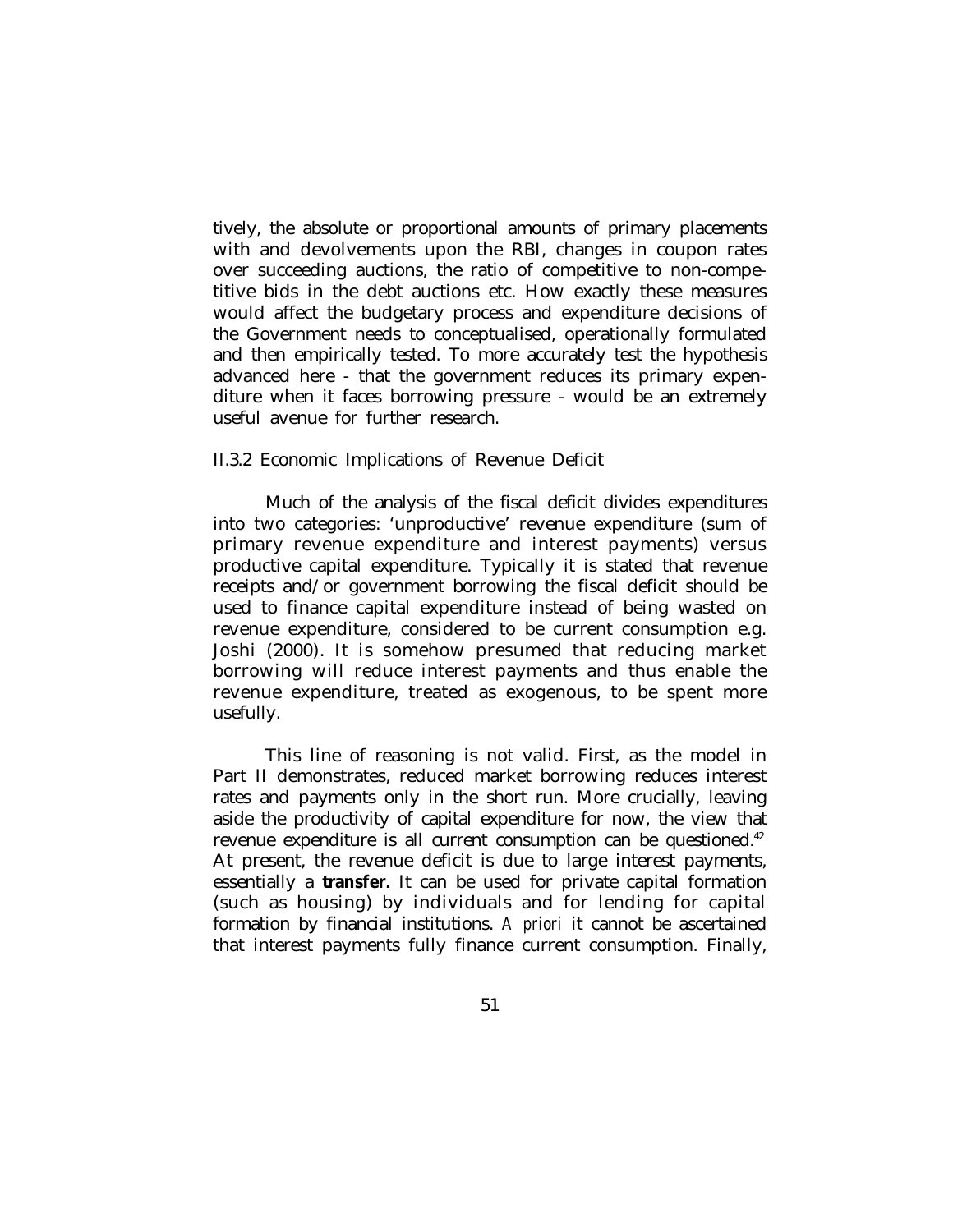tively, the absolute or proportional amounts of primary placements with and devolvements upon the RBI, changes in coupon rates over succeeding auctions, the ratio of competitive to non-competitive bids in the debt auctions etc. How exactly these measures would affect the budgetary process and expenditure decisions of the Government needs to conceptualised, operationally formulated and then empirically tested. To more accurately test the hypothesis advanced here - that the government reduces its primary expenditure when it faces borrowing pressure - would be an extremely useful avenue for further research.

### II.3.2 Economic Implications of Revenue Deficit

Much of the analysis of the fiscal deficit divides expenditures into two categories: 'unproductive' revenue expenditure (sum of primary revenue expenditure and interest payments) versus productive capital expenditure. Typically it is stated that revenue receipts and/or government borrowing the fiscal deficit should be used to finance capital expenditure instead of being wasted on revenue expenditure, considered to be current consumption e.g. Joshi (2000). It is somehow presumed that reducing market borrowing will reduce interest payments and thus enable the revenue expenditure, treated as exogenous, to be spent more usefully.

This line of reasoning is not valid. First, as the model in Part II demonstrates, reduced market borrowing reduces interest rates and payments only in the short run. More crucially, leaving aside the productivity of capital expenditure for now, the view that revenue expenditure is all current consumption can be questioned.[42] At present, the revenue deficit is due to large interest payments, essentially a **transfer.** It can be used for private capital formation (such as housing) by individuals and for lending for capital formation by financial institutions. *A priori* it cannot be ascertained that interest payments fully finance current consumption. Finally,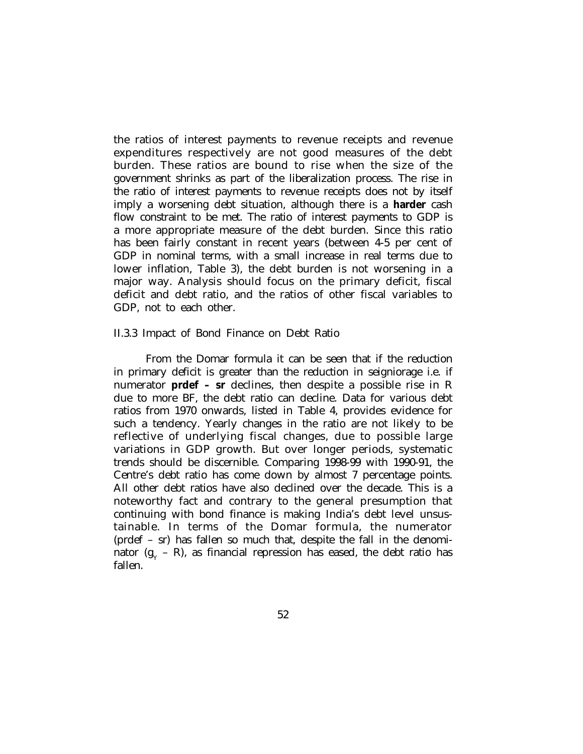the ratios of interest payments to revenue receipts and revenue expenditures respectively are not good measures of the debt burden. These ratios are bound to rise when the size of the government shrinks as part of the liberalization process. The rise in the ratio of interest payments to revenue receipts does not by itself imply a worsening debt situation, although there is a **harder** cash flow constraint to be met. The ratio of interest payments to GDP is a more appropriate measure of the debt burden. Since this ratio has been fairly constant in recent years (between 4-5 per cent of GDP in nominal terms, with a small increase in real terms due to lower inflation, Table 3), the debt burden is not worsening in a major way. Analysis should focus on the primary deficit, fiscal deficit and debt ratio, and the ratios of other fiscal variables to GDP, not to each other.

### II.3.3 Impact of Bond Finance on Debt Ratio

From the Domar formula it can be seen that if the reduction in primary deficit is greater than the reduction in seigniorage i.e. if numerator **prdef – sr** declines, then despite a possible rise in R due to more BF, the debt ratio can decline. Data for various debt ratios from 1970 onwards, listed in Table 4, provides evidence for such a tendency. Yearly changes in the ratio are not likely to be reflective of underlying fiscal changes, due to possible large variations in GDP growth. But over longer periods, systematic trends should be discernible. Comparing 1998-99 with 1990-91, the Centre's debt ratio has come down by almost 7 percentage points. All other debt ratios have also declined over the decade. This is a noteworthy fact and contrary to the general presumption that continuing with bond finance is making India's debt level unsustainable. In terms of the Domar formula, the numerator (prdef – sr) has fallen so much that, despite the fall in the denominator ($g_Y$ – R), as financial repression has eased, the debt ratio has fallen.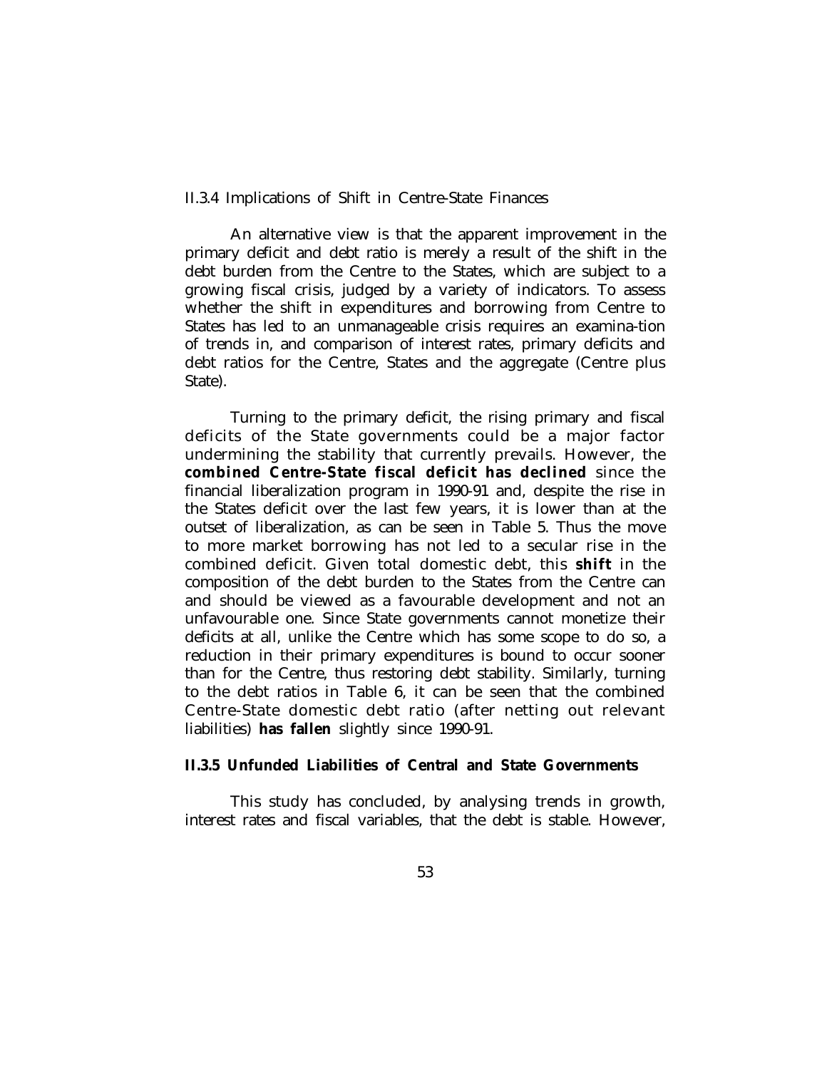### II.3.4 Implications of Shift in Centre-State Finances

An alternative view is that the apparent improvement in the primary deficit and debt ratio is merely a result of the shift in the debt burden from the Centre to the States, which are subject to a growing fiscal crisis, judged by a variety of indicators. To assess whether the shift in expenditures and borrowing from Centre to States has led to an unmanageable crisis requires an examina-tion of trends in, and comparison of interest rates, primary deficits and debt ratios for the Centre, States and the aggregate (Centre plus State).

Turning to the primary deficit, the rising primary and fiscal deficits of the State governments could be a major factor undermining the stability that currently prevails. However, the **combined Centre-State fiscal deficit has declined** since the financial liberalization program in 1990-91 and, despite the rise in the States deficit over the last few years, it is lower than at the outset of liberalization, as can be seen in Table 5. Thus the move to more market borrowing has not led to a secular rise in the combined deficit. Given total domestic debt, this **shift** in the composition of the debt burden to the States from the Centre can and should be viewed as a favourable development and not an unfavourable one. Since State governments cannot monetize their deficits at all, unlike the Centre which has some scope to do so, a reduction in their primary expenditures is bound to occur sooner than for the Centre, thus restoring debt stability. Similarly, turning to the debt ratios in Table 6, it can be seen that the combined Centre-State domestic debt ratio (after netting out relevant liabilities) **has fallen** slightly since 1990-91.

### II.3.5 Unfunded Liabilities of Central and State Governments

This study has concluded, by analysing trends in growth, interest rates and fiscal variables, that the debt is stable. However,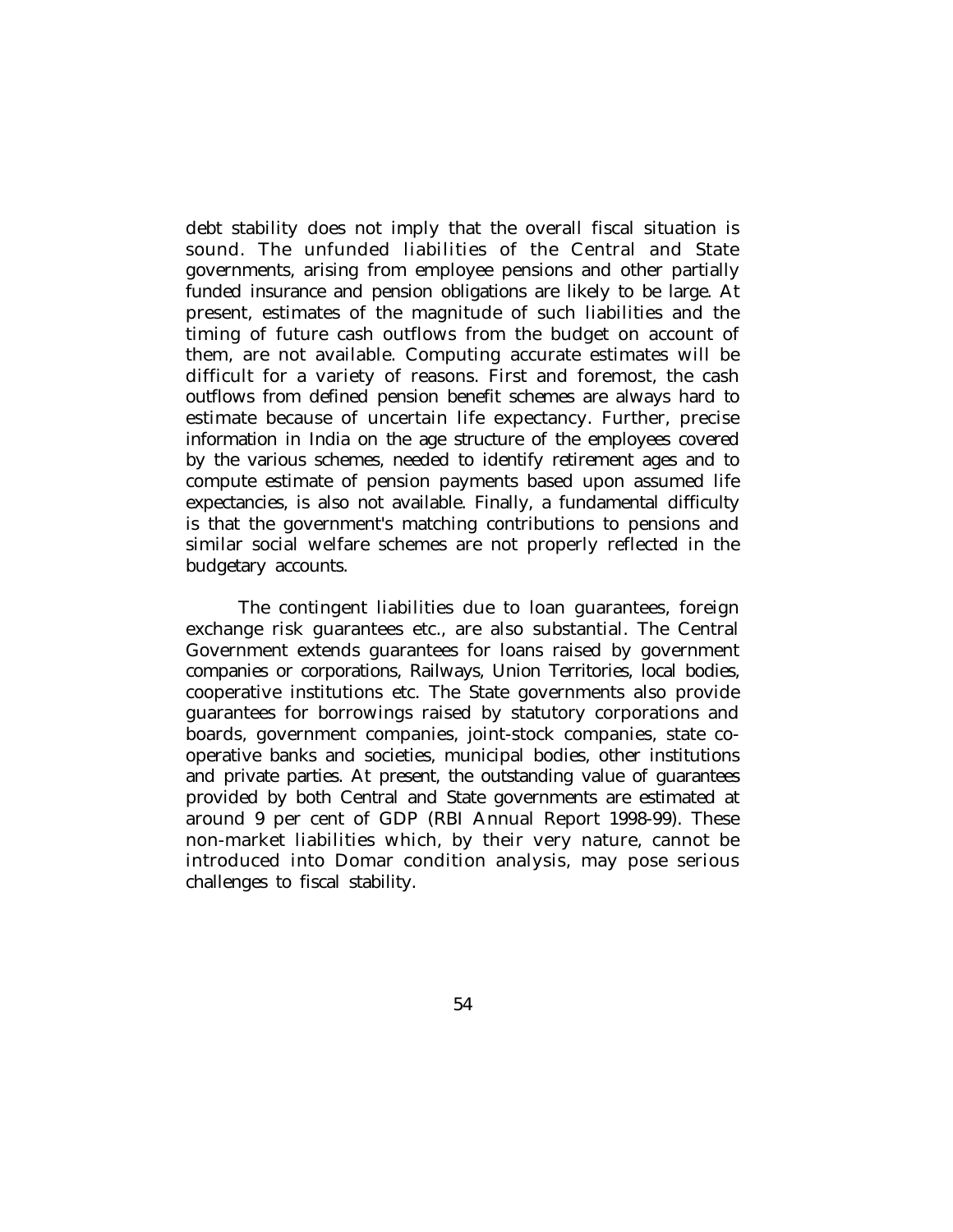debt stability does not imply that the overall fiscal situation is sound. The unfunded liabilities of the Central and State governments, arising from employee pensions and other partially funded insurance and pension obligations are likely to be large. At present, estimates of the magnitude of such liabilities and the timing of future cash outflows from the budget on account of them, are not available. Computing accurate estimates will be difficult for a variety of reasons. First and foremost, the cash outflows from defined pension benefit schemes are always hard to estimate because of uncertain life expectancy. Further, precise information in India on the age structure of the employees covered by the various schemes, needed to identify retirement ages and to compute estimate of pension payments based upon assumed life expectancies, is also not available. Finally, a fundamental difficulty is that the government's matching contributions to pensions and similar social welfare schemes are not properly reflected in the budgetary accounts.

The contingent liabilities due to loan guarantees, foreign exchange risk guarantees etc., are also substantial. The Central Government extends guarantees for loans raised by government companies or corporations, Railways, Union Territories, local bodies, cooperative institutions etc. The State governments also provide guarantees for borrowings raised by statutory corporations and boards, government companies, joint-stock companies, state co-operative banks and societies, municipal bodies, other institutions and private parties. At present, the outstanding value of guarantees provided by both Central and State governments are estimated at around 9 per cent of GDP (RBI Annual Report 1998-99). These non-market liabilities which, by their very nature, cannot be introduced into Domar condition analysis, may pose serious challenges to fiscal stability.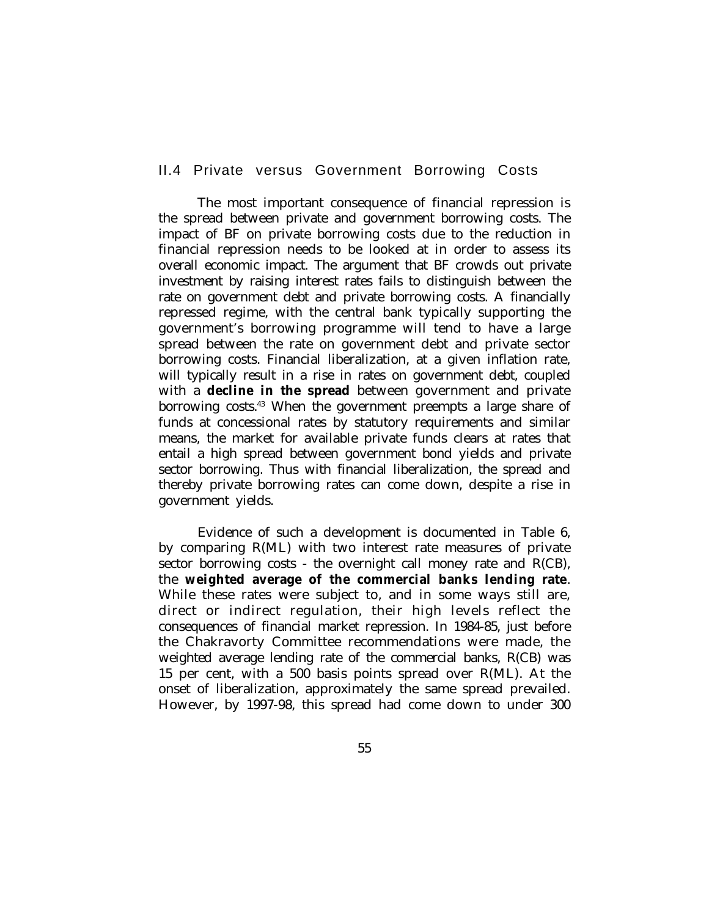## II.4 Private versus Government Borrowing Costs

The most important consequence of financial repression is the spread between private and government borrowing costs. The impact of BF on private borrowing costs due to the reduction in financial repression needs to be looked at in order to assess its overall economic impact. The argument that BF crowds out private investment by raising interest rates fails to distinguish between the rate on government debt and private borrowing costs. A financially repressed regime, with the central bank typically supporting the government's borrowing programme will tend to have a large spread between the rate on government debt and private sector borrowing costs. Financial liberalization, at a given inflation rate, will typically result in a rise in rates on government debt, coupled with a **decline in the spread** between government and private borrowing costs.[43] When the government preempts a large share of funds at concessional rates by statutory requirements and similar means, the market for available private funds clears at rates that entail a high spread between government bond yields and private sector borrowing. Thus with financial liberalization, the spread and thereby private borrowing rates can come down, despite a rise in government yields.

Evidence of such a development is documented in Table 6, by comparing R(ML) with two interest rate measures of private sector borrowing costs - the overnight call money rate and R(CB), the **weighted average of the commercial banks lending rate**. While these rates were subject to, and in some ways still are, direct or indirect regulation, their high levels reflect the consequences of financial market repression. In 1984-85, just before the Chakravorty Committee recommendations were made, the weighted average lending rate of the commercial banks, R(CB) was 15 per cent, with a 500 basis points spread over R(ML). At the onset of liberalization, approximately the same spread prevailed. However, by 1997-98, this spread had come down to under 300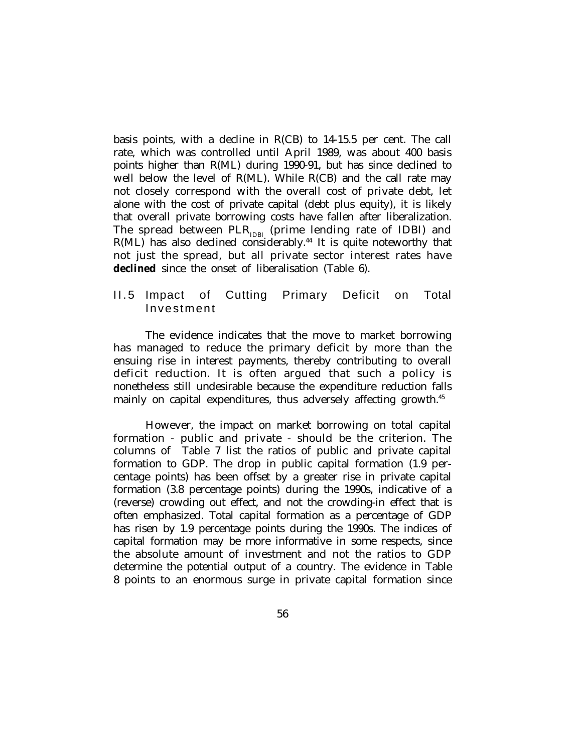basis points, with a decline in R(CB) to 14-15.5 per cent. The call rate, which was controlled until April 1989, was about 400 basis points higher than R(ML) during 1990-91, but has since declined to well below the level of R(ML). While R(CB) and the call rate may not closely correspond with the overall cost of private debt, let alone with the cost of private capital (debt plus equity), it is likely that overall private borrowing costs have fallen after liberalization. The spread between $PLR_{IDBI}$ (prime lending rate of IDBI) and R(ML) has also declined considerably.[44] It is quite noteworthy that not just the spread, but all private sector interest rates have **declined** since the onset of liberalisation (Table 6).

## II.5 Impact of Cutting Primary Deficit on Total Investment

The evidence indicates that the move to market borrowing has managed to reduce the primary deficit by more than the ensuing rise in interest payments, thereby contributing to overall deficit reduction. It is often argued that such a policy is nonetheless still undesirable because the expenditure reduction falls mainly on capital expenditures, thus adversely affecting growth.[45]

However, the impact on market borrowing on total capital formation - public and private - should be the criterion. The columns of Table 7 list the ratios of public and private capital formation to GDP. The drop in public capital formation (1.9 percentage points) has been offset by a greater rise in private capital formation (3.8 percentage points) during the 1990s, indicative of a (reverse) crowding out effect, and not the crowding-in effect that is often emphasized. Total capital formation as a percentage of GDP has risen by 1.9 percentage points during the 1990s. The indices of capital formation may be more informative in some respects, since the absolute amount of investment and not the ratios to GDP determine the potential output of a country. The evidence in Table 8 points to an enormous surge in private capital formation since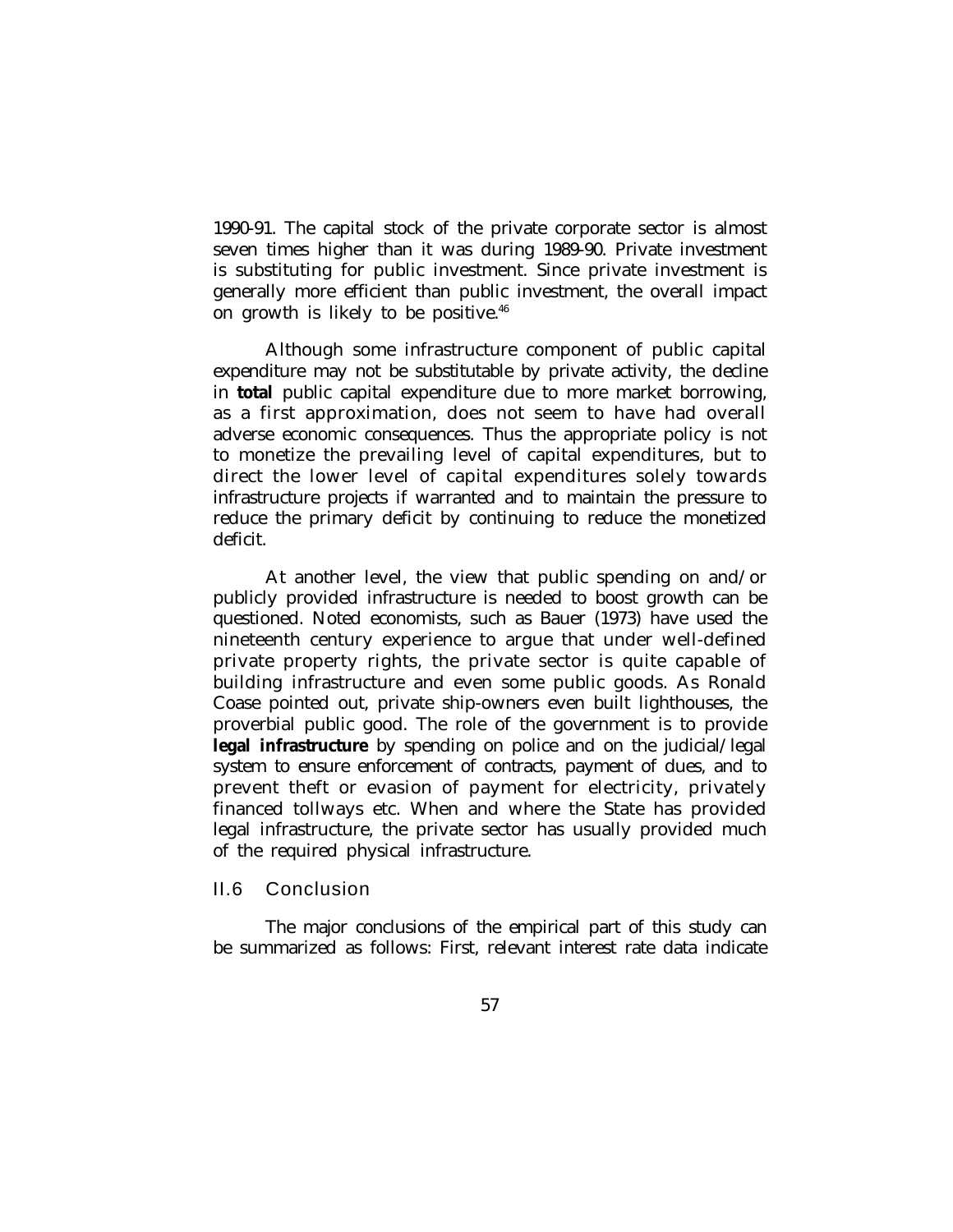1990-91. The capital stock of the private corporate sector is almost seven times higher than it was during 1989-90. Private investment is substituting for public investment. Since private investment is generally more efficient than public investment, the overall impact on growth is likely to be positive.[46]

Although some infrastructure component of public capital expenditure may not be substitutable by private activity, the decline in **total** public capital expenditure due to more market borrowing, as a first approximation, does not seem to have had overall adverse economic consequences. Thus the appropriate policy is not to monetize the prevailing level of capital expenditures, but to direct the lower level of capital expenditures solely towards infrastructure projects if warranted and to maintain the pressure to reduce the primary deficit by continuing to reduce the monetized deficit.

At another level, the view that public spending on and/or publicly provided infrastructure is needed to boost growth can be questioned. Noted economists, such as Bauer (1973) have used the nineteenth century experience to argue that under well-defined private property rights, the private sector is quite capable of building infrastructure and even some public goods. As Ronald Coase pointed out, private ship-owners even built lighthouses, the proverbial public good. The role of the government is to provide **legal infrastructure** by spending on police and on the judicial/legal system to ensure enforcement of contracts, payment of dues, and to prevent theft or evasion of payment for electricity, privately financed tollways etc. When and where the State has provided legal infrastructure, the private sector has usually provided much of the required physical infrastructure.

## II.6 Conclusion

The major conclusions of the empirical part of this study can be summarized as follows: First, relevant interest rate data indicate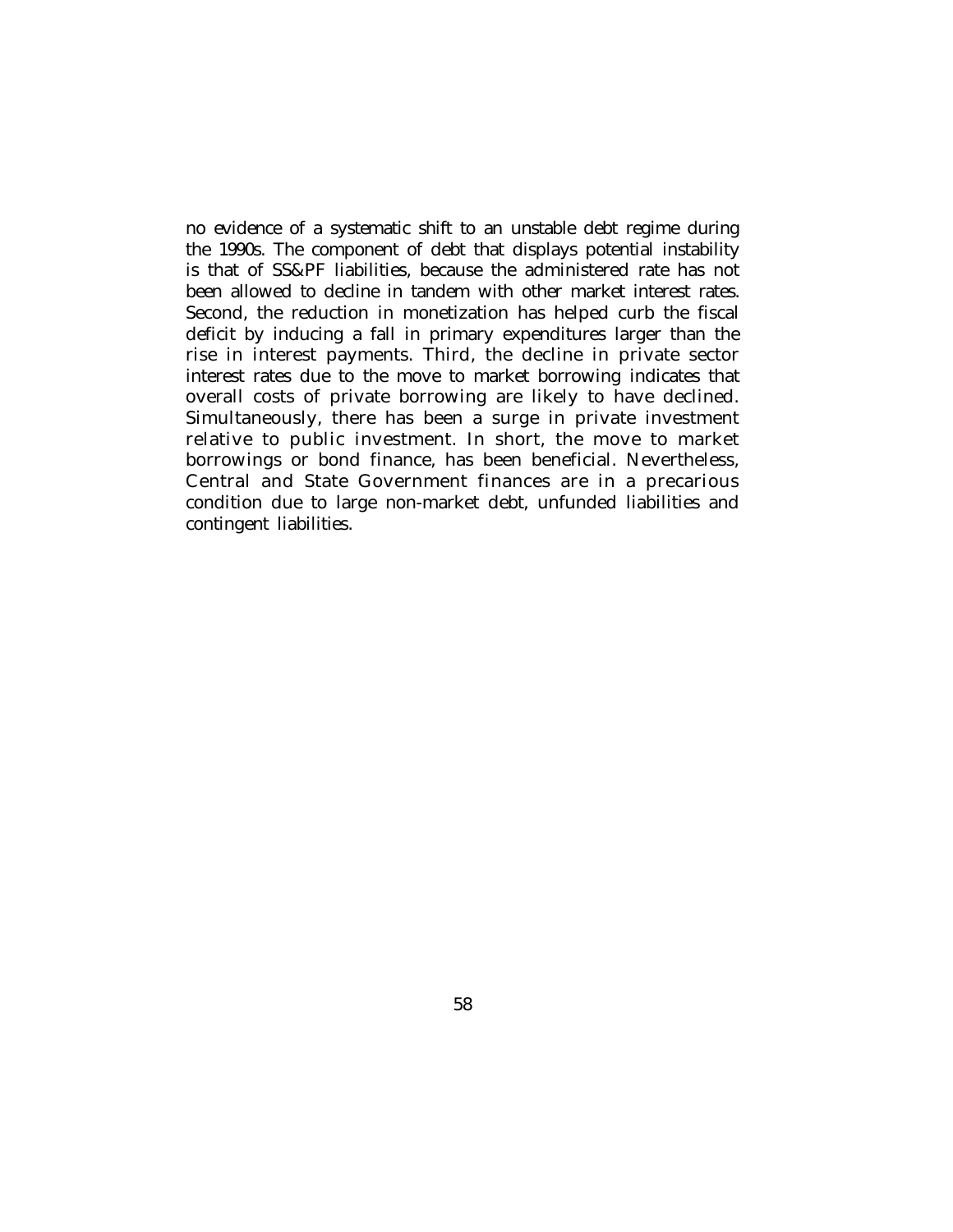no evidence of a systematic shift to an unstable debt regime during the 1990s. The component of debt that displays potential instability is that of SS&PF liabilities, because the administered rate has not been allowed to decline in tandem with other market interest rates. Second, the reduction in monetization has helped curb the fiscal deficit by inducing a fall in primary expenditures larger than the rise in interest payments. Third, the decline in private sector interest rates due to the move to market borrowing indicates that overall costs of private borrowing are likely to have declined. Simultaneously, there has been a surge in private investment relative to public investment. In short, the move to market borrowings or bond finance, has been beneficial. Nevertheless, Central and State Government finances are in a precarious condition due to large non-market debt, unfunded liabilities and contingent liabilities.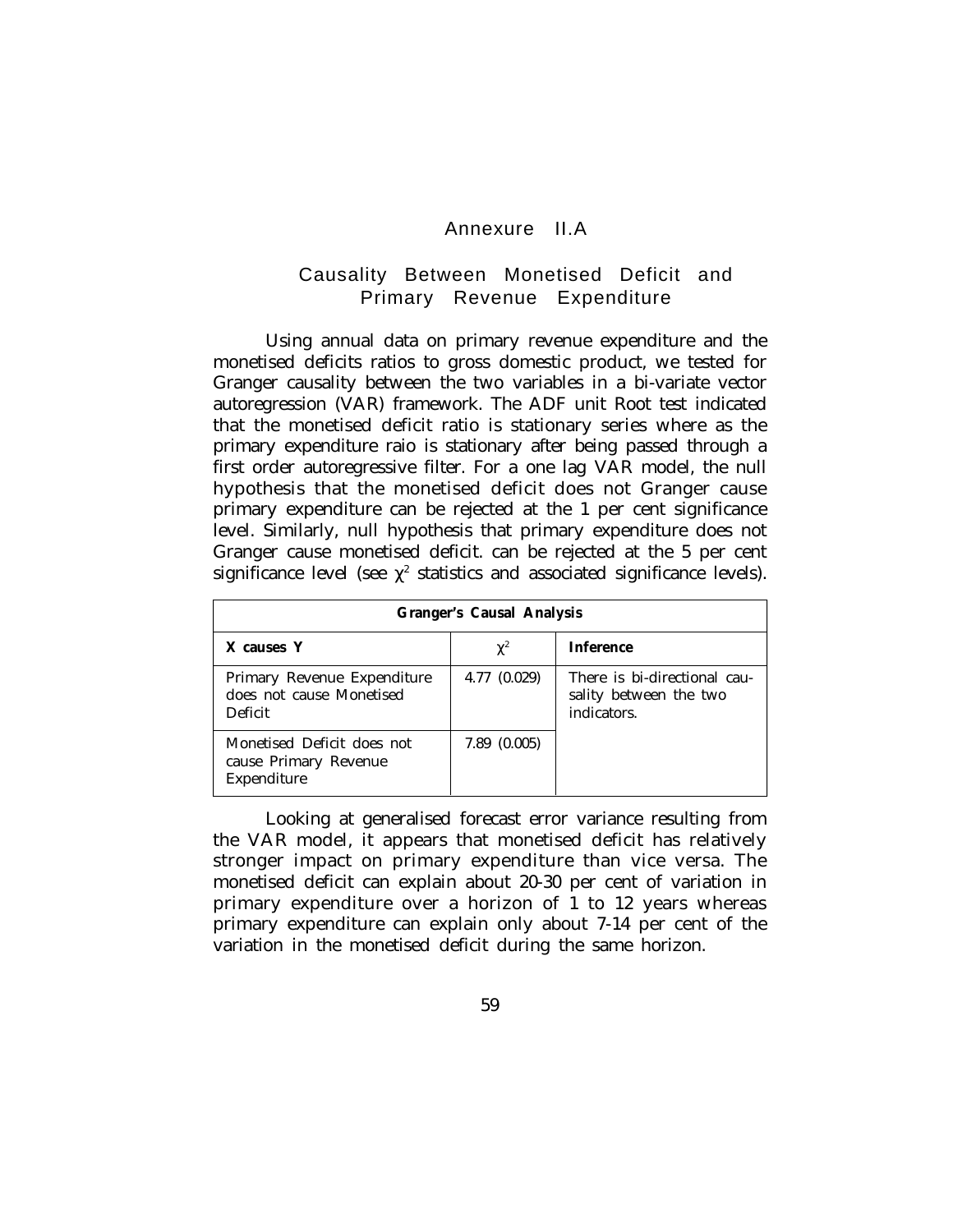## Annexure II.A

## Causality Between Monetised Deficit and Primary Revenue Expenditure

Using annual data on primary revenue expenditure and the monetised deficits ratios to gross domestic product, we tested for Granger causality between the two variables in a bi-variate vector autoregression (VAR) framework. The ADF unit Root test indicated that the monetised deficit ratio is stationary series where as the primary expenditure raio is stationary after being passed through a first order autoregressive filter. For a one lag VAR model, the null hypothesis that the monetised deficit does not Granger cause primary expenditure can be rejected at the 1 per cent significance level. Similarly, null hypothesis that primary expenditure does not Granger cause monetised deficit. can be rejected at the 5 per cent significance level (see $\chi^2$ statistics and associated significance levels).

| Granger's Causal Analysis | | |
|---|---|---|
| **X causes Y** | $\chi^2$ | **Inference** |
| Primary Revenue Expenditure does not cause Monetised Deficit | 4.77 (0.029) | There is bi-directional causality between the two indicators. |
| Monetised Deficit does not cause Primary Revenue Expenditure | 7.89 (0.005) | |

Looking at generalised forecast error variance resulting from the VAR model, it appears that monetised deficit has relatively stronger impact on primary expenditure than vice versa. The monetised deficit can explain about 20-30 per cent of variation in primary expenditure over a horizon of 1 to 12 years whereas primary expenditure can explain only about 7-14 per cent of the variation in the monetised deficit during the same horizon.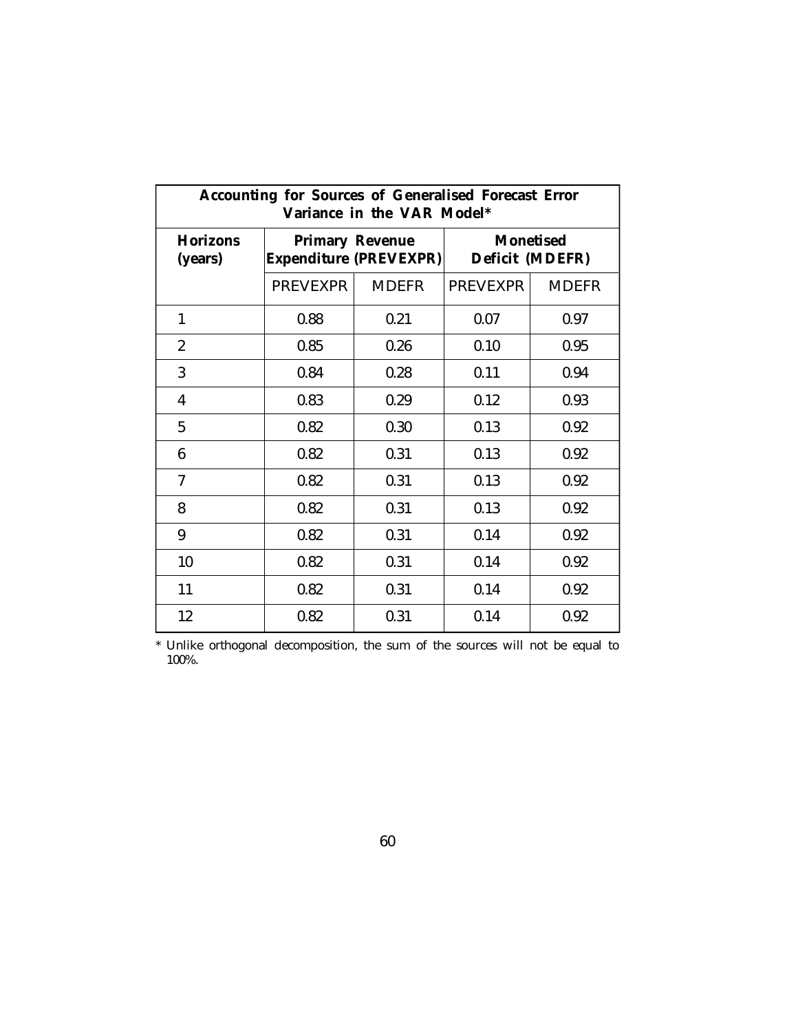| Accounting for Sources of Generalised Forecast Error Variance in the VAR Model* | | | | |
|---|---|---|---|---|
| **Horizons (years)** | **Primary Revenue Expenditure (PREVEXPR)** | | **Monetised Deficit (MDEFR)** | |
| | PREVEXPR | MDEFR | PREVEXPR | MDEFR |
| 1 | 0.88 | 0.21 | 0.07 | 0.97 |
| 2 | 0.85 | 0.26 | 0.10 | 0.95 |
| 3 | 0.84 | 0.28 | 0.11 | 0.94 |
| 4 | 0.83 | 0.29 | 0.12 | 0.93 |
| 5 | 0.82 | 0.30 | 0.13 | 0.92 |
| 6 | 0.82 | 0.31 | 0.13 | 0.92 |
| 7 | 0.82 | 0.31 | 0.13 | 0.92 |
| 8 | 0.82 | 0.31 | 0.13 | 0.92 |
| 9 | 0.82 | 0.31 | 0.14 | 0.92 |
| 10 | 0.82 | 0.31 | 0.14 | 0.92 |
| 11 | 0.82 | 0.31 | 0.14 | 0.92 |
| 12 | 0.82 | 0.31 | 0.14 | 0.92 |

* Unlike orthogonal decomposition, the sum of the sources will not be equal to 100%.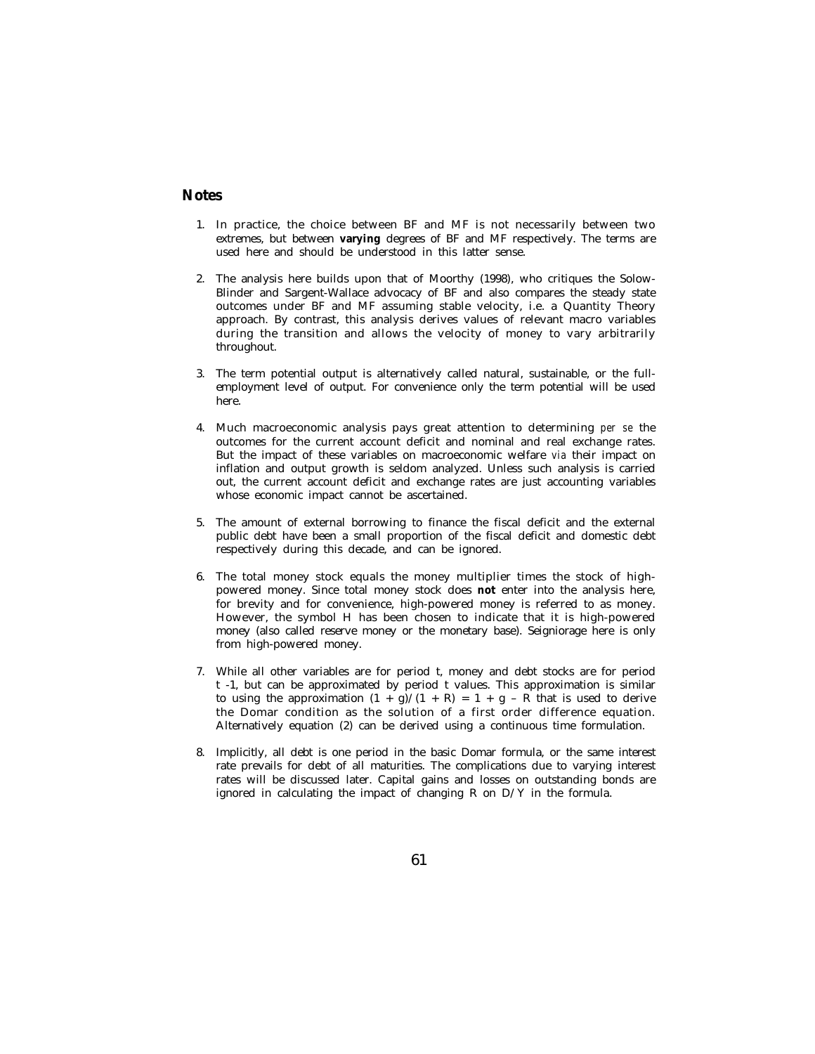## Notes

1. In practice, the choice between BF and MF is not necessarily between two extremes, but between **varying** degrees of BF and MF respectively. The terms are used here and should be understood in this latter sense.

2. The analysis here builds upon that of Moorthy (1998), who critiques the Solow-Blinder and Sargent-Wallace advocacy of BF and also compares the steady state outcomes under BF and MF assuming stable velocity, i.e. a Quantity Theory approach. By contrast, this analysis derives values of relevant macro variables during the transition and allows the velocity of money to vary arbitrarily throughout.

3. The term potential output is alternatively called natural, sustainable, or the full-employment level of output. For convenience only the term potential will be used here.

4. Much macroeconomic analysis pays great attention to determining *per se* the outcomes for the current account deficit and nominal and real exchange rates. But the impact of these variables on macroeconomic welfare *via* their impact on inflation and output growth is seldom analyzed. Unless such analysis is carried out, the current account deficit and exchange rates are just accounting variables whose economic impact cannot be ascertained.

5. The amount of external borrowing to finance the fiscal deficit and the external public debt have been a small proportion of the fiscal deficit and domestic debt respectively during this decade, and can be ignored.

6. The total money stock equals the money multiplier times the stock of high-powered money. Since total money stock does **not** enter into the analysis here, for brevity and for convenience, high-powered money is referred to as money. However, the symbol H has been chosen to indicate that it is high-powered money (also called reserve money or the monetary base). Seigniorage here is only from high-powered money.

7. While all other variables are for period t, money and debt stocks are for period t -1, but can be approximated by period t values. This approximation is similar to using the approximation $(1 + g)/(1 + R) = 1 + g - R$ that is used to derive the Domar condition as the solution of a first order difference equation. Alternatively equation (2) can be derived using a continuous time formulation.

8. Implicitly, all debt is one period in the basic Domar formula, or the same interest rate prevails for debt of all maturities. The complications due to varying interest rates will be discussed later. Capital gains and losses on outstanding bonds are ignored in calculating the impact of changing R on D/Y in the formula.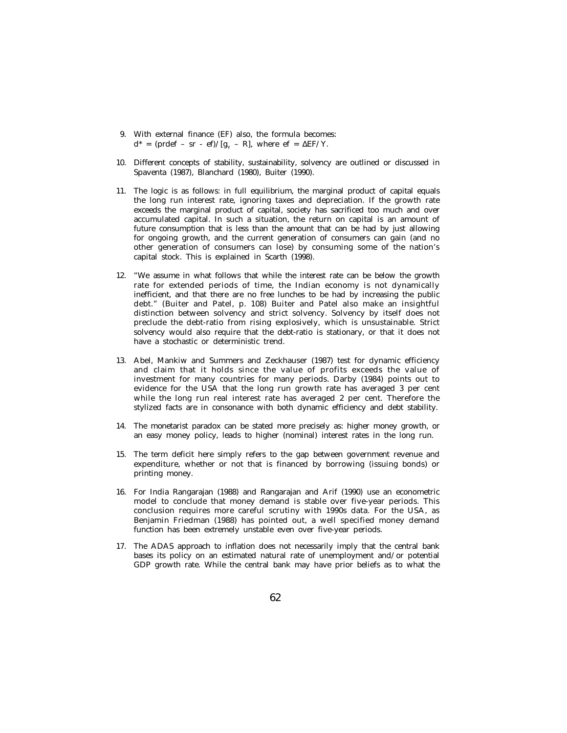9. With external finance (EF) also, the formula becomes: $d^* = (prdef - sr - ef)/[g_Y - R]$, where $ef = \Delta EF/Y$.

10. Different concepts of stability, sustainability, solvency are outlined or discussed in Spaventa (1987), Blanchard (1980), Buiter (1990).

11. The logic is as follows: in full equilibrium, the marginal product of capital equals the long run interest rate, ignoring taxes and depreciation. If the growth rate exceeds the marginal product of capital, society has sacrificed too much and over accumulated capital. In such a situation, the return on capital is an amount of future consumption that is less than the amount that can be had by just allowing for ongoing growth, and the current generation of consumers can gain (and no other generation of consumers can lose) by consuming some of the nation's capital stock. This is explained in Scarth (1998).

12. "We assume in what follows that while the interest rate can be below the growth rate for extended periods of time, the Indian economy is not dynamically inefficient, and that there are no free lunches to be had by increasing the public debt." (Buiter and Patel, p. 108) Buiter and Patel also make an insightful distinction between solvency and strict solvency. Solvency by itself does not preclude the debt-ratio from rising explosively, which is unsustainable. Strict solvency would also require that the debt-ratio is stationary, or that it does not have a stochastic or deterministic trend.

13. Abel, Mankiw and Summers and Zeckhauser (1987) test for dynamic efficiency and claim that it holds since the value of profits exceeds the value of investment for many countries for many periods. Darby (1984) points out to evidence for the USA that the long run growth rate has averaged 3 per cent while the long run real interest rate has averaged 2 per cent. Therefore the stylized facts are in consonance with both dynamic efficiency and debt stability.

14. The monetarist paradox can be stated more precisely as: higher money growth, or an easy money policy, leads to higher (nominal) interest rates in the long run.

15. The term deficit here simply refers to the gap between government revenue and expenditure, whether or not that is financed by borrowing (issuing bonds) or printing money.

16. For India Rangarajan (1988) and Rangarajan and Arif (1990) use an econometric model to conclude that money demand is stable over five-year periods. This conclusion requires more careful scrutiny with 1990s data. For the USA, as Benjamin Friedman (1988) has pointed out, a well specified money demand function has been extremely unstable even over five-year periods.

17. The ADAS approach to inflation does not necessarily imply that the central bank bases its policy on an estimated natural rate of unemployment and/or potential GDP growth rate. While the central bank may have prior beliefs as to what the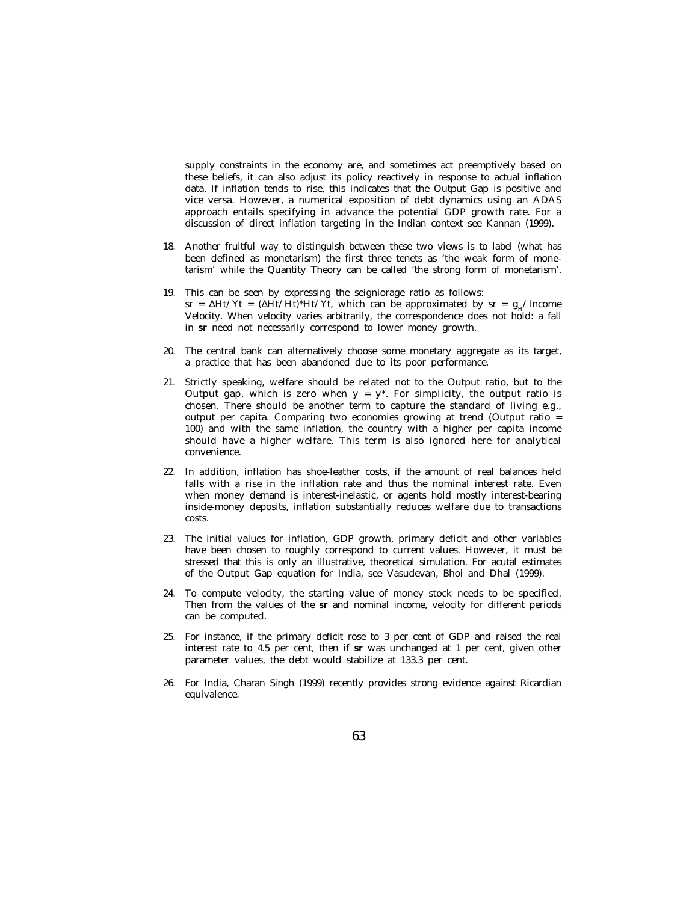supply constraints in the economy are, and sometimes act preemptively based on these beliefs, it can also adjust its policy reactively in response to actual inflation data. If inflation tends to rise, this indicates that the Output Gap is positive and vice versa. However, a numerical exposition of debt dynamics using an ADAS approach entails specifying in advance the potential GDP growth rate. For a discussion of direct inflation targeting in the Indian context see Kannan (1999).

18. Another fruitful way to distinguish between these two views is to label (what has been defined as monetarism) the first three tenets as 'the weak form of monetarism' while the Quantity Theory can be called 'the strong form of monetarism'.

19. This can be seen by expressing the seigniorage ratio as follows: $sr = \Delta Ht/Yt = (\Delta Ht/Ht)*Ht/Yt$, which can be approximated by $sr = g_H$/ Income Velocity. When velocity varies arbitrarily, the correspondence does not hold: a fall in **sr** need not necessarily correspond to lower money growth.

20. The central bank can alternatively choose some monetary aggregate as its target, a practice that has been abandoned due to its poor performance.

21. Strictly speaking, welfare should be related not to the Output ratio, but to the Output gap, which is zero when $y = y^*$. For simplicity, the output ratio is chosen. There should be another term to capture the standard of living e.g., output per capita. Comparing two economies growing at trend (Output ratio = 100) and with the same inflation, the country with a higher per capita income should have a higher welfare. This term is also ignored here for analytical convenience.

22. In addition, inflation has shoe-leather costs, if the amount of real balances held falls with a rise in the inflation rate and thus the nominal interest rate. Even when money demand is interest-inelastic, or agents hold mostly interest-bearing inside-money deposits, inflation substantially reduces welfare due to transactions costs.

23. The initial values for inflation, GDP growth, primary deficit and other variables have been chosen to roughly correspond to current values. However, it must be stressed that this is only an illustrative, theoretical simulation. For acutal estimates of the Output Gap equation for India, see Vasudevan, Bhoi and Dhal (1999).

24. To compute velocity, the starting value of money stock needs to be specified. Then from the values of the **sr** and nominal income, velocity for different periods can be computed.

25. For instance, if the primary deficit rose to 3 per cent of GDP and raised the real interest rate to 4.5 per cent, then if **sr** was unchanged at 1 per cent, given other parameter values, the debt would stabilize at 133.3 per cent.

26. For India, Charan Singh (1999) recently provides strong evidence against Ricardian equivalence.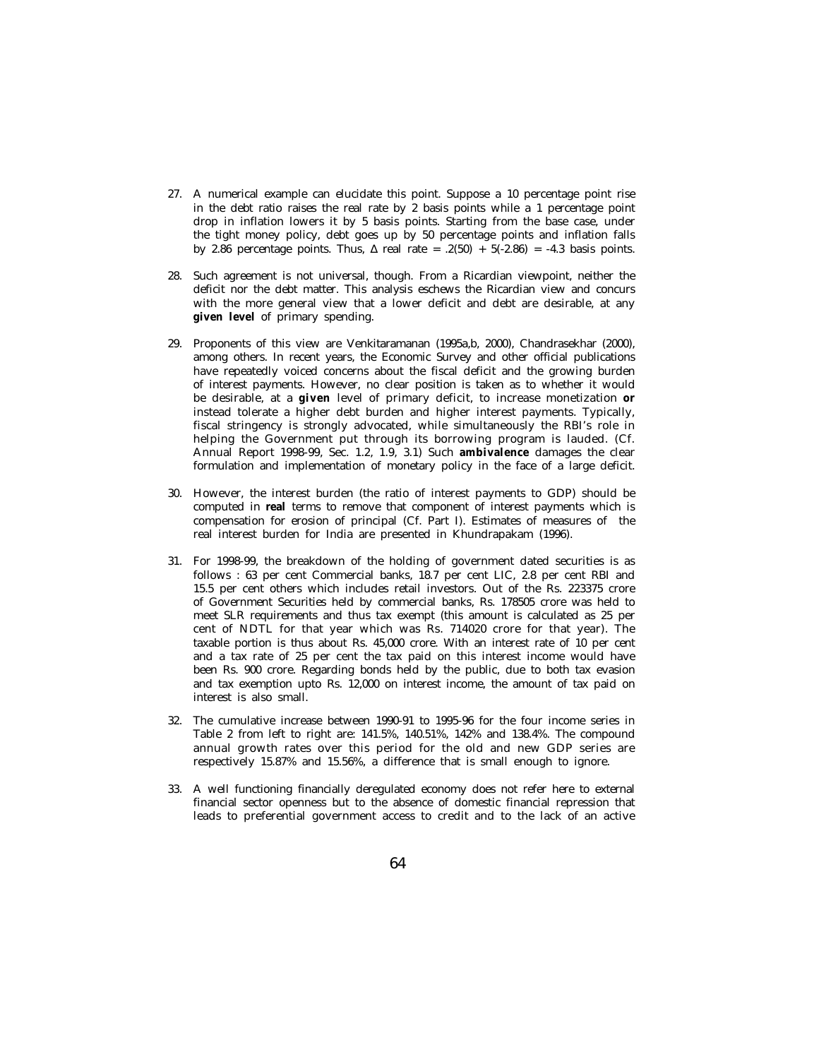27. A numerical example can elucidate this point. Suppose a 10 percentage point rise in the debt ratio raises the real rate by 2 basis points while a 1 percentage point drop in inflation lowers it by 5 basis points. Starting from the base case, under the tight money policy, debt goes up by 50 percentage points and inflation falls by 2.86 percentage points. Thus, $\Delta$ real rate = .2(50) + 5(-2.86) = -4.3 basis points.

28. Such agreement is not universal, though. From a Ricardian viewpoint, neither the deficit nor the debt matter. This analysis eschews the Ricardian view and concurs with the more general view that a lower deficit and debt are desirable, at any **given level** of primary spending.

29. Proponents of this view are Venkitaramanan (1995a,b, 2000), Chandrasekhar (2000), among others. In recent years, the Economic Survey and other official publications have repeatedly voiced concerns about the fiscal deficit and the growing burden of interest payments. However, no clear position is taken as to whether it would be desirable, at a **given** level of primary deficit, to increase monetization **or** instead tolerate a higher debt burden and higher interest payments. Typically, fiscal stringency is strongly advocated, while simultaneously the RBI's role in helping the Government put through its borrowing program is lauded. (Cf. Annual Report 1998-99, Sec. 1.2, 1.9, 3.1) Such **ambivalence** damages the clear formulation and implementation of monetary policy in the face of a large deficit.

30. However, the interest burden (the ratio of interest payments to GDP) should be computed in **real** terms to remove that component of interest payments which is compensation for erosion of principal (Cf. Part I). Estimates of measures of the real interest burden for India are presented in Khundrapakam (1996).

31. For 1998-99, the breakdown of the holding of government dated securities is as follows : 63 per cent Commercial banks, 18.7 per cent LIC, 2.8 per cent RBI and 15.5 per cent others which includes retail investors. Out of the Rs. 223375 crore of Government Securities held by commercial banks, Rs. 178505 crore was held to meet SLR requirements and thus tax exempt (this amount is calculated as 25 per cent of NDTL for that year which was Rs. 714020 crore for that year). The taxable portion is thus about Rs. 45,000 crore. With an interest rate of 10 per cent and a tax rate of 25 per cent the tax paid on this interest income would have been Rs. 900 crore. Regarding bonds held by the public, due to both tax evasion and tax exemption upto Rs. 12,000 on interest income, the amount of tax paid on interest is also small.

32. The cumulative increase between 1990-91 to 1995-96 for the four income series in Table 2 from left to right are: 141.5%, 140.51%, 142% and 138.4%. The compound annual growth rates over this period for the old and new GDP series are respectively 15.87% and 15.56%, a difference that is small enough to ignore.

33. A well functioning financially deregulated economy does not refer here to external financial sector openness but to the absence of domestic financial repression that leads to preferential government access to credit and to the lack of an active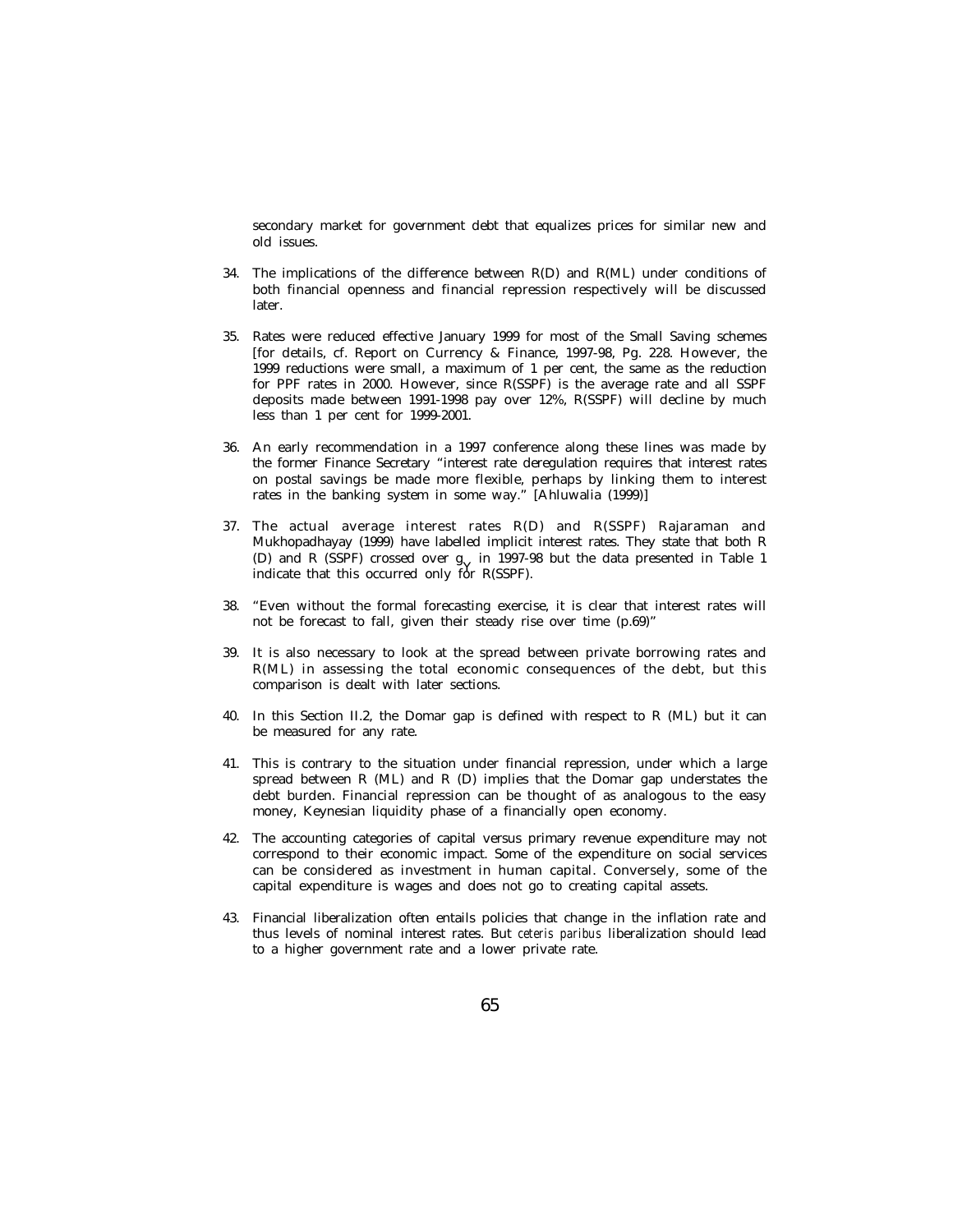secondary market for government debt that equalizes prices for similar new and old issues.

34. The implications of the difference between R(D) and R(ML) under conditions of both financial openness and financial repression respectively will be discussed later.

35. Rates were reduced effective January 1999 for most of the Small Saving schemes [for details, cf. Report on Currency & Finance, 1997-98, Pg. 228. However, the 1999 reductions were small, a maximum of 1 per cent, the same as the reduction for PPF rates in 2000. However, since R(SSPF) is the average rate and all SSPF deposits made between 1991-1998 pay over 12%, R(SSPF) will decline by much less than 1 per cent for 1999-2001.

36. An early recommendation in a 1997 conference along these lines was made by the former Finance Secretary "interest rate deregulation requires that interest rates on postal savings be made more flexible, perhaps by linking them to interest rates in the banking system in some way." [Ahluwalia (1999)]

37. The actual average interest rates R(D) and R(SSPF) Rajaraman and Mukhopadhayay (1999) have labelled implicit interest rates. They state that both R (D) and R (SSPF) crossed over $g_Y$ in 1997-98 but the data presented in Table 1 indicate that this occurred only for R(SSPF).

38. "Even without the formal forecasting exercise, it is clear that interest rates will not be forecast to fall, given their steady rise over time (p.69)"

39. It is also necessary to look at the spread between private borrowing rates and R(ML) in assessing the total economic consequences of the debt, but this comparison is dealt with later sections.

40. In this Section II.2, the Domar gap is defined with respect to R (ML) but it can be measured for any rate.

41. This is contrary to the situation under financial repression, under which a large spread between R (ML) and R (D) implies that the Domar gap understates the debt burden. Financial repression can be thought of as analogous to the easy money, Keynesian liquidity phase of a financially open economy.

42. The accounting categories of capital versus primary revenue expenditure may not correspond to their economic impact. Some of the expenditure on social services can be considered as investment in human capital. Conversely, some of the capital expenditure is wages and does not go to creating capital assets.

43. Financial liberalization often entails policies that change in the inflation rate and thus levels of nominal interest rates. But *ceteris paribus* liberalization should lead to a higher government rate and a lower private rate.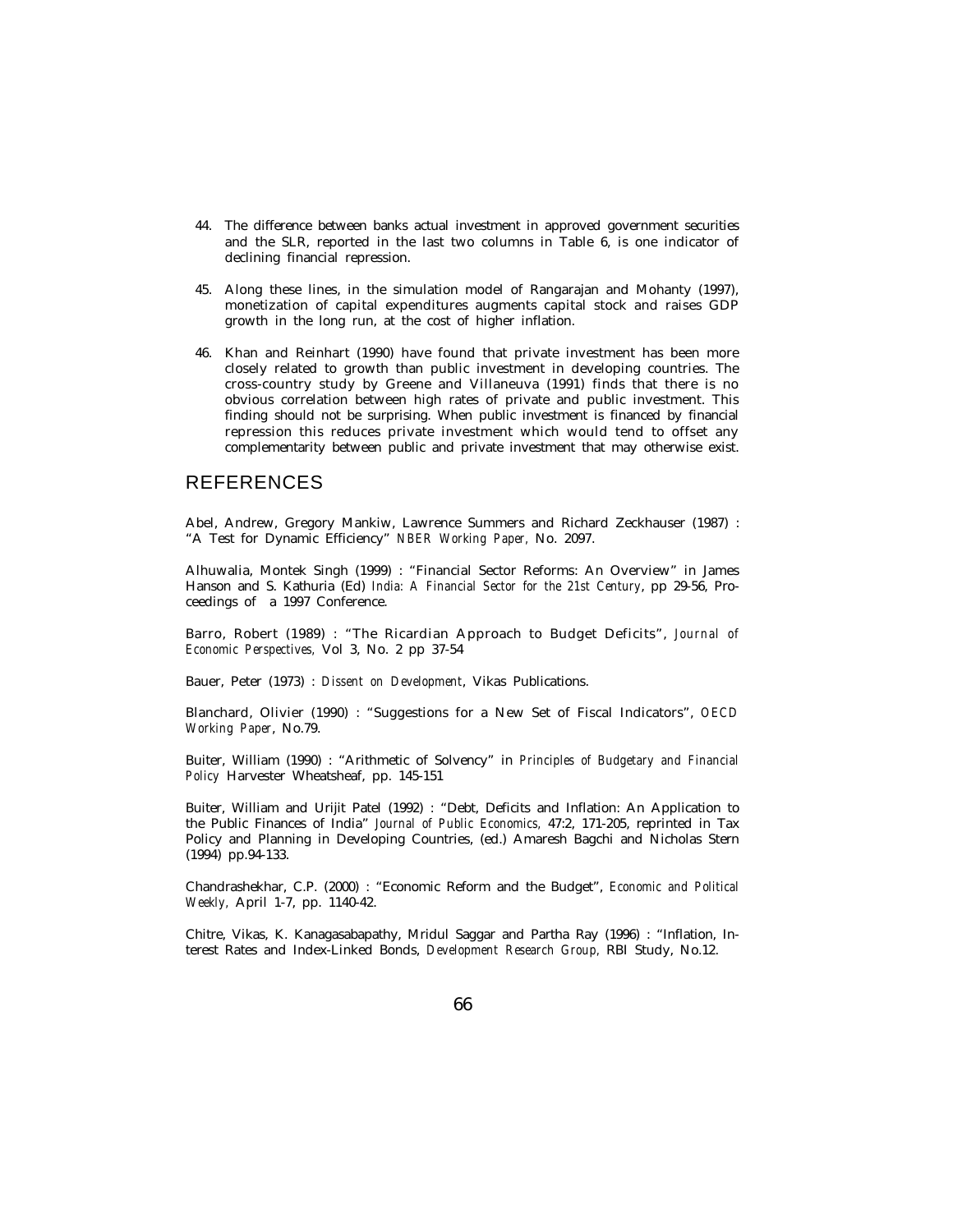44. The difference between banks actual investment in approved government securities and the SLR, reported in the last two columns in Table 6, is one indicator of declining financial repression.

45. Along these lines, in the simulation model of Rangarajan and Mohanty (1997), monetization of capital expenditures augments capital stock and raises GDP growth in the long run, at the cost of higher inflation.

46. Khan and Reinhart (1990) have found that private investment has been more closely related to growth than public investment in developing countries. The cross-country study by Greene and Villaneuva (1991) finds that there is no obvious correlation between high rates of private and public investment. This finding should not be surprising. When public investment is financed by financial repression this reduces private investment which would tend to offset any complementarity between public and private investment that may otherwise exist.

## REFERENCES

Abel, Andrew, Gregory Mankiw, Lawrence Summers and Richard Zeckhauser (1987) : "A Test for Dynamic Efficiency" *NBER Working Paper,* No. 2097.

Alhuwalia, Montek Singh (1999) : "Financial Sector Reforms: An Overview" in James Hanson and S. Kathuria (Ed) *India: A Financial Sector for the 21st Century*, pp 29-56, Proceedings of a 1997 Conference.

Barro, Robert (1989) : "The Ricardian Approach to Budget Deficits", *Journal of Economic Perspectives,* Vol 3, No. 2 pp 37-54

Bauer, Peter (1973) : *Dissent on Development*, Vikas Publications.

Blanchard, Olivier (1990) : "Suggestions for a New Set of Fiscal Indicators", *OECD Working Paper*, No.79.

Buiter, William (1990) : "Arithmetic of Solvency" in *Principles of Budgetary and Financial Policy* Harvester Wheatsheaf, pp. 145-151

Buiter, William and Urijit Patel (1992) : "Debt, Deficits and Inflation: An Application to the Public Finances of India" *Journal of Public Economics,* 47:2, 171-205, reprinted in Tax Policy and Planning in Developing Countries, (ed.) Amaresh Bagchi and Nicholas Stern (1994) pp.94-133.

Chandrashekhar, C.P. (2000) : "Economic Reform and the Budget", *Economic and Political Weekly,* April 1-7, pp. 1140-42.

Chitre, Vikas, K. Kanagasabapathy, Mridul Saggar and Partha Ray (1996) : "Inflation, Interest Rates and Index-Linked Bonds, *Development Research Group,* RBI Study, No.12.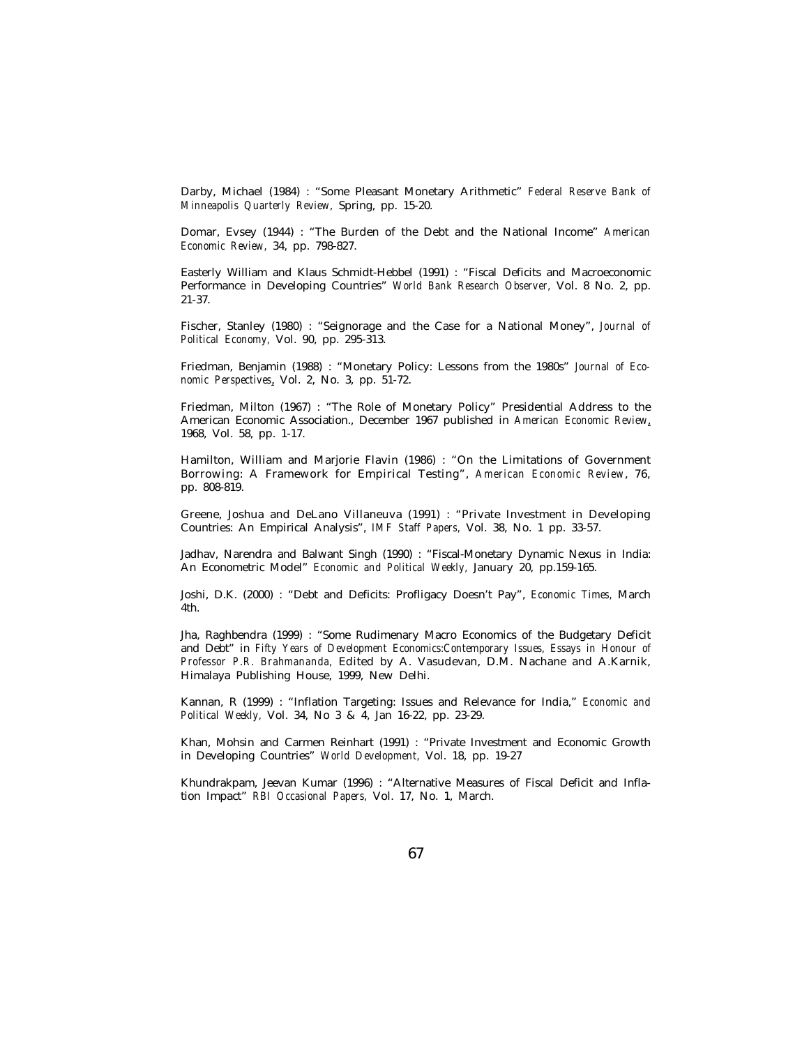Darby, Michael (1984) : "Some Pleasant Monetary Arithmetic" *Federal Reserve Bank of Minneapolis Quarterly Review,* Spring, pp. 15-20.

Domar, Evsey (1944) : "The Burden of the Debt and the National Income" *American Economic Review,* 34, pp. 798-827.

Easterly William and Klaus Schmidt-Hebbel (1991) : "Fiscal Deficits and Macroeconomic Performance in Developing Countries" *World Bank Research Observer,* Vol. 8 No. 2, pp. 21-37.

Fischer, Stanley (1980) : "Seignorage and the Case for a National Money", *Journal of Political Economy,* Vol. 90, pp. 295-313.

Friedman, Benjamin (1988) : "Monetary Policy: Lessons from the 1980s" *Journal of Economic Perspectives*, Vol. 2, No. 3, pp. 51-72.

Friedman, Milton (1967) : "The Role of Monetary Policy" Presidential Address to the American Economic Association., December 1967 published in *American Economic Review*, 1968, Vol. 58, pp. 1-17.

Hamilton, William and Marjorie Flavin (1986) : "On the Limitations of Government Borrowing: A Framework for Empirical Testing", *American Economic Review*, 76, pp. 808-819.

Greene, Joshua and DeLano Villaneuva (1991) : "Private Investment in Developing Countries: An Empirical Analysis", *IMF Staff Papers,* Vol. 38, No. 1 pp. 33-57.

Jadhav, Narendra and Balwant Singh (1990) : "Fiscal-Monetary Dynamic Nexus in India: An Econometric Model" *Economic and Political Weekly,* January 20, pp.159-165.

Joshi, D.K. (2000) : "Debt and Deficits: Profligacy Doesn't Pay", *Economic Times,* March 4th.

Jha, Raghbendra (1999) : "Some Rudimenary Macro Economics of the Budgetary Deficit and Debt" in *Fifty Years of Development Economics:Contemporary Issues, Essays in Honour of Professor P.R. Brahmananda,* Edited by A. Vasudevan, D.M. Nachane and A.Karnik, Himalaya Publishing House, 1999, New Delhi.

Kannan, R (1999) : "Inflation Targeting: Issues and Relevance for India," *Economic and Political Weekly,* Vol. 34, No 3 & 4, Jan 16-22, pp. 23-29.

Khan, Mohsin and Carmen Reinhart (1991) : "Private Investment and Economic Growth in Developing Countries" *World Development,* Vol. 18, pp. 19-27

Khundrakpam, Jeevan Kumar (1996) : "Alternative Measures of Fiscal Deficit and Inflation Impact" *RBI Occasional Papers,* Vol. 17, No. 1, March.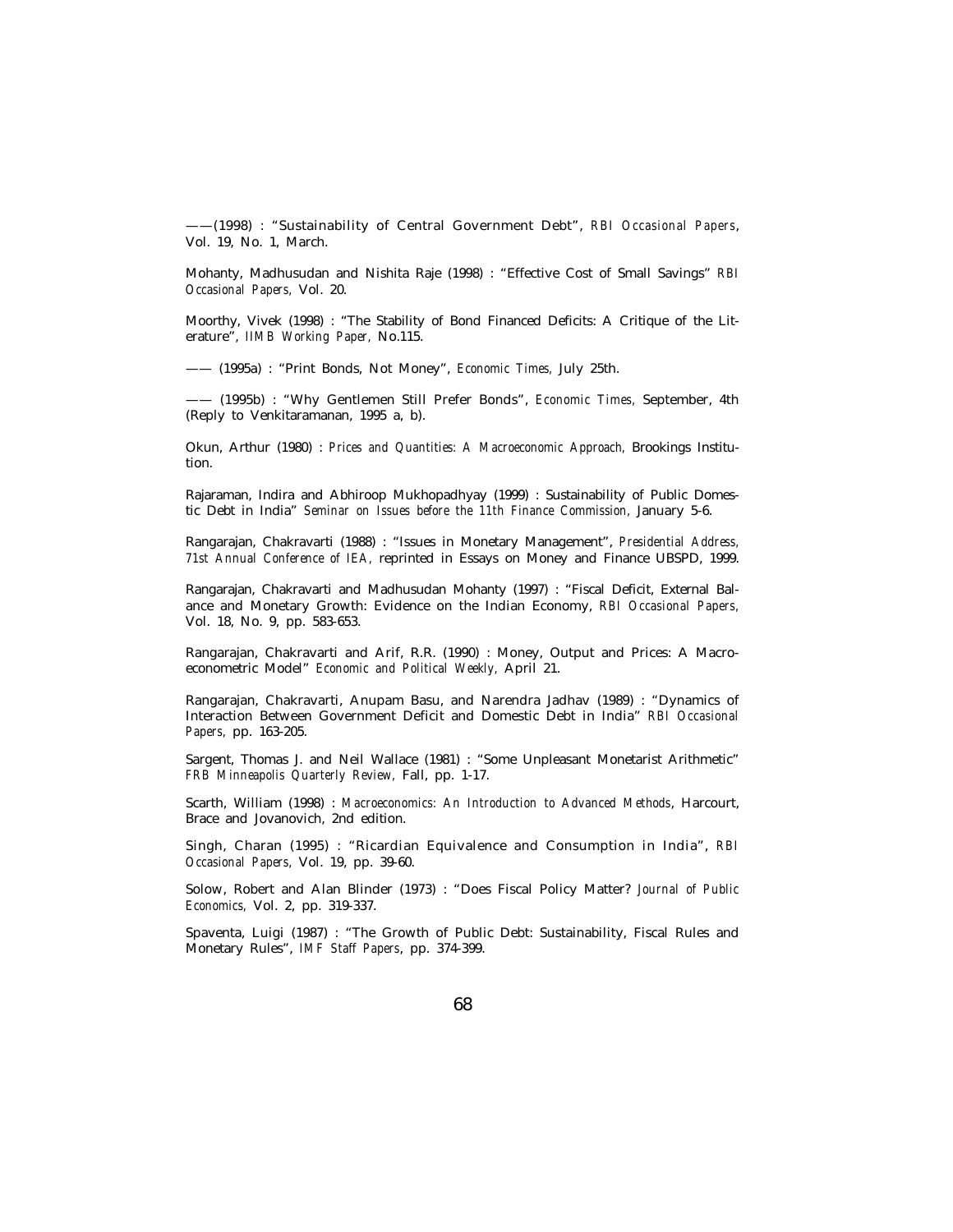——(1998) : "Sustainability of Central Government Debt", *RBI Occasional Papers*, Vol. 19, No. 1, March.

Mohanty, Madhusudan and Nishita Raje (1998) : "Effective Cost of Small Savings" *RBI Occasional Papers,* Vol. 20.

Moorthy, Vivek (1998) : "The Stability of Bond Financed Deficits: A Critique of the Literature", *IIMB Working Paper,* No.115.

—— (1995a) : "Print Bonds, Not Money", *Economic Times,* July 25th.

—— (1995b) : "Why Gentlemen Still Prefer Bonds", *Economic Times,* September, 4th (Reply to Venkitaramanan, 1995 a, b).

Okun, Arthur (1980) : *Prices and Quantities: A Macroeconomic Approach,* Brookings Institution.

Rajaraman, Indira and Abhiroop Mukhopadhyay (1999) : Sustainability of Public Domestic Debt in India" *Seminar on Issues before the 11th Finance Commission,* January 5-6.

Rangarajan, Chakravarti (1988) : "Issues in Monetary Management", *Presidential Address, 71st Annual Conference of IEA,* reprinted in Essays on Money and Finance UBSPD, 1999.

Rangarajan, Chakravarti and Madhusudan Mohanty (1997) : "Fiscal Deficit, External Balance and Monetary Growth: Evidence on the Indian Economy, *RBI Occasional Papers,* Vol. 18, No. 9, pp. 583-653.

Rangarajan, Chakravarti and Arif, R.R. (1990) : Money, Output and Prices: A Macroeconometric Model" *Economic and Political Weekly,* April 21.

Rangarajan, Chakravarti, Anupam Basu, and Narendra Jadhav (1989) : "Dynamics of Interaction Between Government Deficit and Domestic Debt in India" *RBI Occasional Papers,* pp. 163-205.

Sargent, Thomas J. and Neil Wallace (1981) : "Some Unpleasant Monetarist Arithmetic" *FRB Minneapolis Quarterly Review,* Fall, pp. 1-17.

Scarth, William (1998) : *Macroeconomics: An Introduction to Advanced Methods*, Harcourt, Brace and Jovanovich, 2nd edition.

Singh, Charan (1995) : "Ricardian Equivalence and Consumption in India", *RBI Occasional Papers,* Vol. 19, pp. 39-60.

Solow, Robert and Alan Blinder (1973) : "Does Fiscal Policy Matter? *Journal of Public Economics,* Vol. 2, pp. 319-337.

Spaventa, Luigi (1987) : "The Growth of Public Debt: Sustainability, Fiscal Rules and Monetary Rules", *IMF Staff Papers*, pp. 374-399.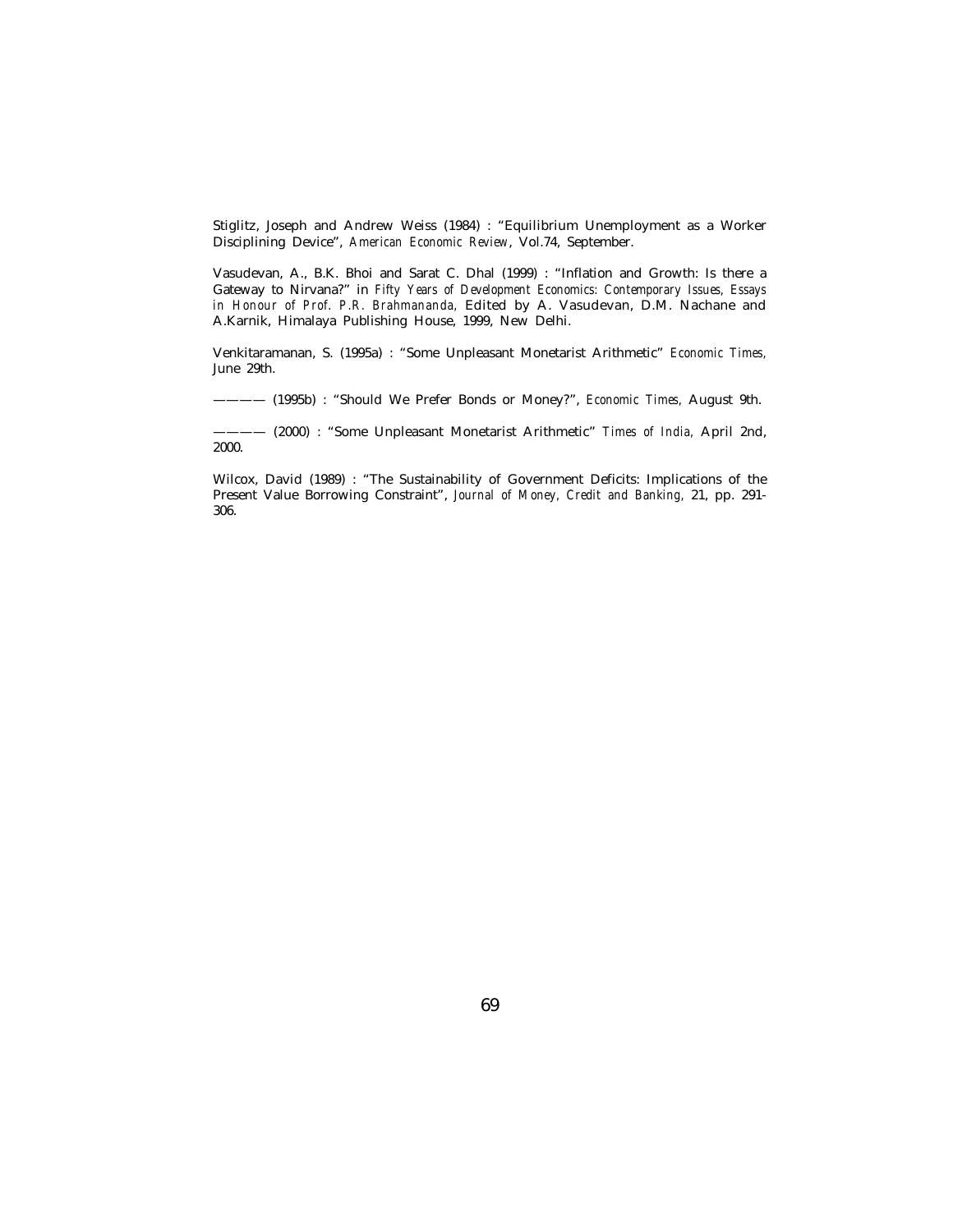Stiglitz, Joseph and Andrew Weiss (1984) : "Equilibrium Unemployment as a Worker Disciplining Device", *American Economic Review*, Vol.74, September.

Vasudevan, A., B.K. Bhoi and Sarat C. Dhal (1999) : "Inflation and Growth: Is there a Gateway to Nirvana?" in *Fifty Years of Development Economics: Contemporary Issues, Essays in Honour of Prof. P.R. Brahmananda,* Edited by A. Vasudevan, D.M. Nachane and A.Karnik, Himalaya Publishing House, 1999, New Delhi.

Venkitaramanan, S. (1995a) : "Some Unpleasant Monetarist Arithmetic" *Economic Times,* June 29th.

———— (1995b) : "Should We Prefer Bonds or Money?", *Economic Times,* August 9th.

———— (2000) : "Some Unpleasant Monetarist Arithmetic" *Times of India,* April 2nd, 2000.

Wilcox, David (1989) : "The Sustainability of Government Deficits: Implications of the Present Value Borrowing Constraint", *Journal of Money, Credit and Banking,* 21, pp. 291-306.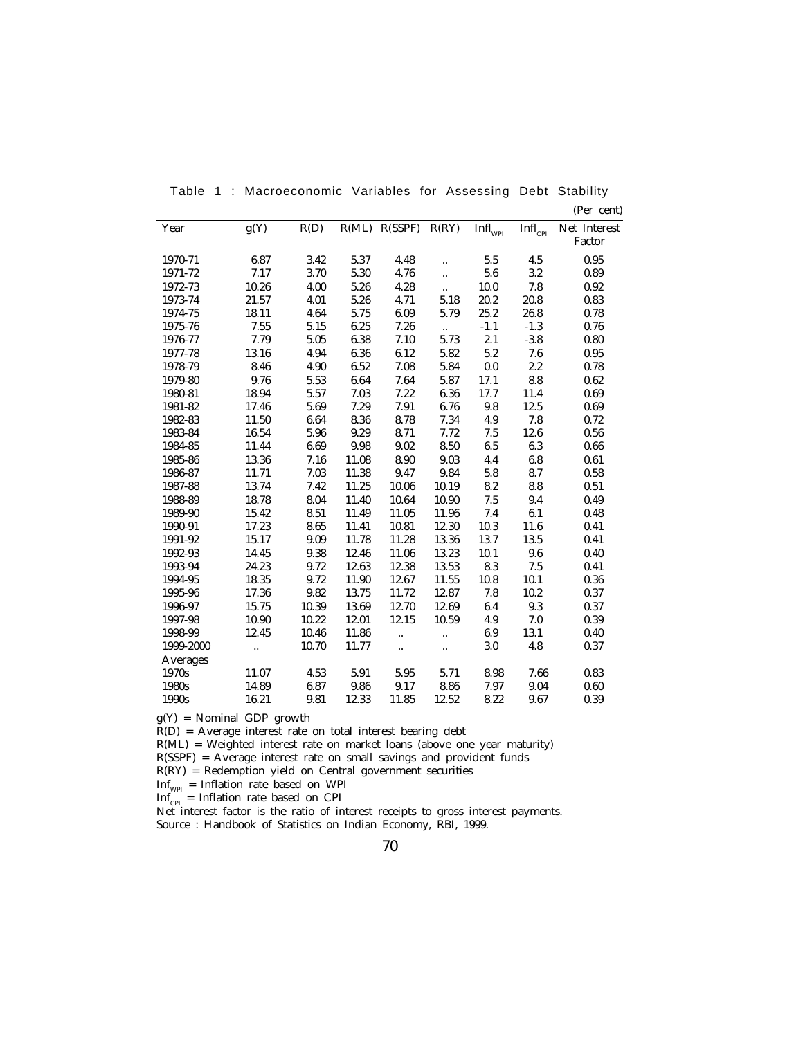Table 1 : Macroeconomic Variables for Assessing Debt Stability

(Per cent)

| Year | g(Y) | R(D) | R(ML) | R(SSPF) | R(RY) | $Infl_{WPI}$ | $Infl_{CPI}$ | Net Interest Factor |
|---|---|---|---|---|---|---|---|---|
| 1970-71 | 6.87 | 3.42 | 5.37 | 4.48 | .. | 5.5 | 4.5 | 0.95 |
| 1971-72 | 7.17 | 3.70 | 5.30 | 4.76 | .. | 5.6 | 3.2 | 0.89 |
| 1972-73 | 10.26 | 4.00 | 5.26 | 4.28 | .. | 10.0 | 7.8 | 0.92 |
| 1973-74 | 21.57 | 4.01 | 5.26 | 4.71 | 5.18 | 20.2 | 20.8 | 0.83 |
| 1974-75 | 18.11 | 4.64 | 5.75 | 6.09 | 5.79 | 25.2 | 26.8 | 0.78 |
| 1975-76 | 7.55 | 5.15 | 6.25 | 7.26 | .. | -1.1 | -1.3 | 0.76 |
| 1976-77 | 7.79 | 5.05 | 6.38 | 7.10 | 5.73 | 2.1 | -3.8 | 0.80 |
| 1977-78 | 13.16 | 4.94 | 6.36 | 6.12 | 5.82 | 5.2 | 7.6 | 0.95 |
| 1978-79 | 8.46 | 4.90 | 6.52 | 7.08 | 5.84 | 0.0 | 2.2 | 0.78 |
| 1979-80 | 9.76 | 5.53 | 6.64 | 7.64 | 5.87 | 17.1 | 8.8 | 0.62 |
| 1980-81 | 18.94 | 5.57 | 7.03 | 7.22 | 6.36 | 17.7 | 11.4 | 0.69 |
| 1981-82 | 17.46 | 5.69 | 7.29 | 7.91 | 6.76 | 9.8 | 12.5 | 0.69 |
| 1982-83 | 11.50 | 6.64 | 8.36 | 8.78 | 7.34 | 4.9 | 7.8 | 0.72 |
| 1983-84 | 16.54 | 5.96 | 9.29 | 8.71 | 7.72 | 7.5 | 12.6 | 0.56 |
| 1984-85 | 11.44 | 6.69 | 9.98 | 9.02 | 8.50 | 6.5 | 6.3 | 0.66 |
| 1985-86 | 13.36 | 7.16 | 11.08 | 8.90 | 9.03 | 4.4 | 6.8 | 0.61 |
| 1986-87 | 11.71 | 7.03 | 11.38 | 9.47 | 9.84 | 5.8 | 8.7 | 0.58 |
| 1987-88 | 13.74 | 7.42 | 11.25 | 10.06 | 10.19 | 8.2 | 8.8 | 0.51 |
| 1988-89 | 18.78 | 8.04 | 11.40 | 10.64 | 10.90 | 7.5 | 9.4 | 0.49 |
| 1989-90 | 15.42 | 8.51 | 11.49 | 11.05 | 11.96 | 7.4 | 6.1 | 0.48 |
| 1990-91 | 17.23 | 8.65 | 11.41 | 10.81 | 12.30 | 10.3 | 11.6 | 0.41 |
| 1991-92 | 15.17 | 9.09 | 11.78 | 11.28 | 13.36 | 13.7 | 13.5 | 0.41 |
| 1992-93 | 14.45 | 9.38 | 12.46 | 11.06 | 13.23 | 10.1 | 9.6 | 0.40 |
| 1993-94 | 24.23 | 9.72 | 12.63 | 12.38 | 13.53 | 8.3 | 7.5 | 0.41 |
| 1994-95 | 18.35 | 9.72 | 11.90 | 12.67 | 11.55 | 10.8 | 10.1 | 0.36 |
| 1995-96 | 17.36 | 9.82 | 13.75 | 11.72 | 12.87 | 7.8 | 10.2 | 0.37 |
| 1996-97 | 15.75 | 10.39 | 13.69 | 12.70 | 12.69 | 6.4 | 9.3 | 0.37 |
| 1997-98 | 10.90 | 10.22 | 12.01 | 12.15 | 10.59 | 4.9 | 7.0 | 0.39 |
| 1998-99 | 12.45 | 10.46 | 11.86 | .. | .. | 6.9 | 13.1 | 0.40 |
| 1999-2000 | .. | 10.70 | 11.77 | .. | .. | 3.0 | 4.8 | 0.37 |
| Averages | | | | | | | | |
| 1970s | 11.07 | 4.53 | 5.91 | 5.95 | 5.71 | 8.98 | 7.66 | 0.83 |
| 1980s | 14.89 | 6.87 | 9.86 | 9.17 | 8.86 | 7.97 | 9.04 | 0.60 |
| 1990s | 16.21 | 9.81 | 12.33 | 11.85 | 12.52 | 8.22 | 9.67 | 0.39 |

g(Y) = Nominal GDP growth

R(D) = Average interest rate on total interest bearing debt

R(ML) = Weighted interest rate on market loans (above one year maturity)

R(SSPF) = Average interest rate on small savings and provident funds

R(RY) = Redemption yield on Central government securities

$Inf_{WPI}$ = Inflation rate based on WPI

$Inf_{CPI}$ = Inflation rate based on CPI

Net interest factor is the ratio of interest receipts to gross interest payments.

Source : Handbook of Statistics on Indian Economy, RBI, 1999.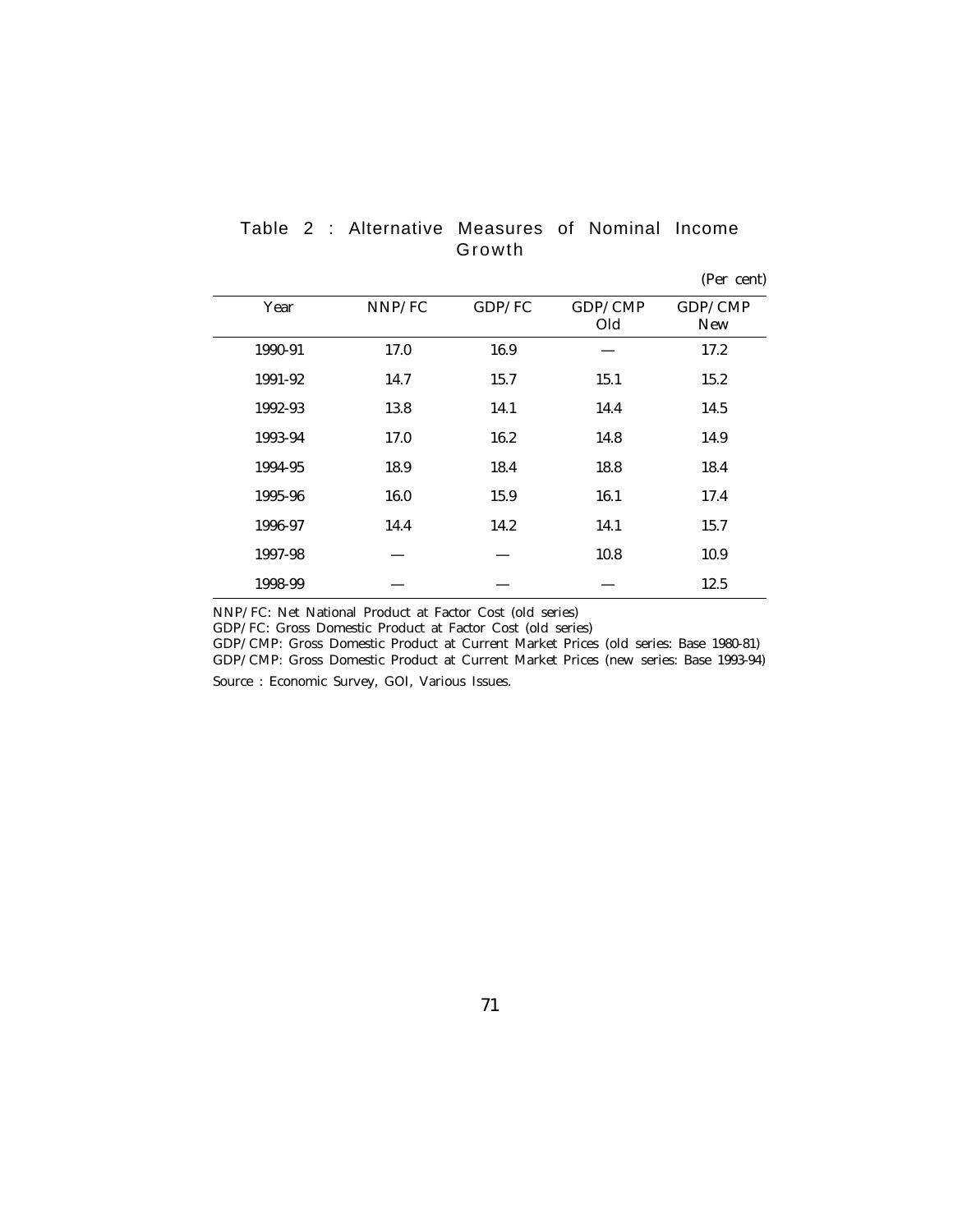Table 2 : Alternative Measures of Nominal Income Growth

(Per cent)

| Year | NNP/FC | GDP/FC | GDP/CMP Old | GDP/CMP New |
|---|---|---|---|---|
| 1990-91 | 17.0 | 16.9 | — | 17.2 |
| 1991-92 | 14.7 | 15.7 | 15.1 | 15.2 |
| 1992-93 | 13.8 | 14.1 | 14.4 | 14.5 |
| 1993-94 | 17.0 | 16.2 | 14.8 | 14.9 |
| 1994-95 | 18.9 | 18.4 | 18.8 | 18.4 |
| 1995-96 | 16.0 | 15.9 | 16.1 | 17.4 |
| 1996-97 | 14.4 | 14.2 | 14.1 | 15.7 |
| 1997-98 | — | — | 10.8 | 10.9 |
| 1998-99 | — | — | — | 12.5 |

NNP/FC: Net National Product at Factor Cost (old series)
GDP/FC: Gross Domestic Product at Factor Cost (old series)
GDP/CMP: Gross Domestic Product at Current Market Prices (old series: Base 1980-81)
GDP/CMP: Gross Domestic Product at Current Market Prices (new series: Base 1993-94)

Source : Economic Survey, GOI, Various Issues.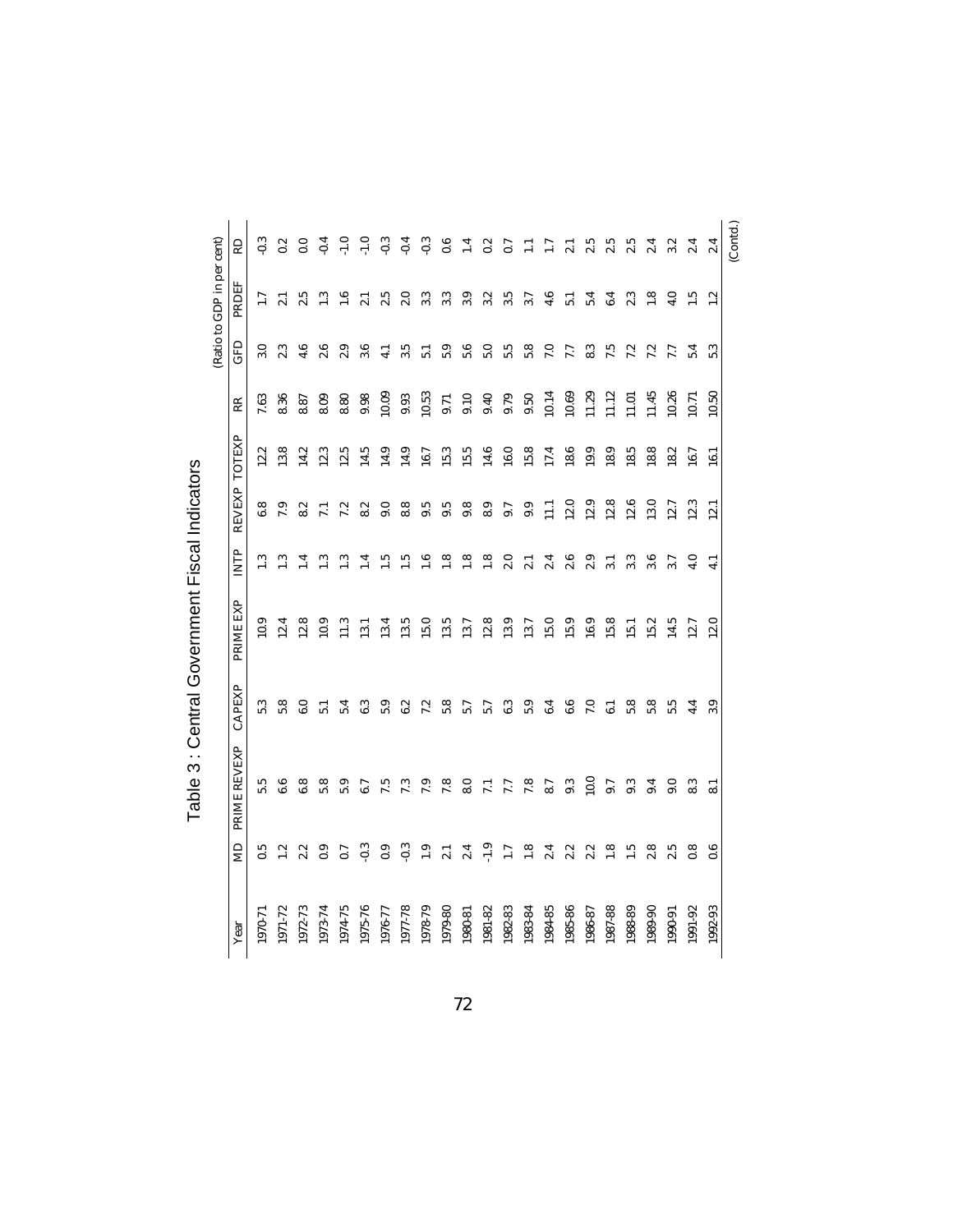# Table 3 : Central Government Fiscal Indicators

(Ratio to GDP in per cent)

| Year | MD | PRIME REVEXP | CAPEXP | PRIME EXP | INTP | REVEXP | TOTEXP | RR | GFD | PRDEF | RD |
|---|---|---|---|---|---|---|---|---|---|---|---|
| 1970-71 | 0.5 | 5.5 | 5.3 | 10.9 | 1.3 | 6.8 | 12.2 | 7.63 | 3.0 | 1.7 | -0.3 |
| 1971-72 | 1.2 | 6.6 | 5.8 | 12.4 | 1.3 | 7.9 | 13.8 | 8.36 | 2.3 | 2.1 | 0.2 |
| 1972-73 | 2.2 | 6.8 | 6.0 | 12.8 | 1.4 | 8.2 | 14.2 | 8.87 | 4.6 | 2.5 | 0.0 |
| 1973-74 | 0.9 | 5.8 | 5.1 | 10.9 | 1.3 | 7.1 | 12.3 | 8.09 | 2.6 | 1.3 | -0.4 |
| 1974-75 | 0.7 | 5.9 | 5.4 | 11.3 | 1.3 | 7.2 | 12.5 | 8.80 | 2.9 | 1.6 | -1.0 |
| 1975-76 | -0.3 | 6.7 | 6.3 | 13.1 | 1.4 | 8.2 | 14.5 | 9.98 | 3.6 | 2.1 | -1.0 |
| 1976-77 | 0.9 | 7.5 | 5.9 | 13.4 | 1.5 | 9.0 | 14.9 | 10.09 | 4.1 | 2.5 | -0.3 |
| 1977-78 | -0.3 | 7.3 | 6.2 | 13.5 | 1.5 | 8.8 | 14.9 | 9.93 | 3.5 | 2.0 | -0.4 |
| 1978-79 | 1.9 | 7.9 | 7.2 | 15.0 | 1.6 | 9.5 | 16.7 | 10.53 | 5.1 | 3.3 | -0.3 |
| 1979-80 | 2.1 | 7.8 | 5.8 | 13.5 | 1.8 | 9.5 | 15.3 | 9.71 | 5.9 | 3.3 | 0.6 |
| 1980-81 | 2.4 | 8.0 | 5.7 | 13.7 | 1.8 | 9.8 | 15.5 | 9.10 | 5.6 | 3.9 | 1.4 |
| 1981-82 | -1.9 | 7.1 | 5.7 | 12.8 | 1.8 | 8.9 | 14.6 | 9.40 | 5.0 | 3.2 | 0.2 |
| 1982-83 | 1.7 | 7.7 | 6.3 | 13.9 | 2.0 | 9.7 | 16.0 | 9.79 | 5.5 | 3.5 | 0.7 |
| 1983-84 | 1.8 | 7.8 | 5.9 | 13.7 | 2.1 | 9.9 | 15.8 | 9.50 | 5.8 | 3.7 | 1.1 |
| 1984-85 | 2.4 | 8.7 | 6.4 | 15.0 | 2.4 | 11.1 | 17.4 | 10.14 | 7.0 | 4.6 | 1.7 |
| 1985-86 | 2.2 | 9.3 | 6.6 | 15.9 | 2.6 | 12.0 | 18.6 | 10.69 | 7.7 | 5.1 | 2.1 |
| 1986-87 | 2.2 | 10.0 | 7.0 | 16.9 | 2.9 | 12.9 | 19.9 | 11.29 | 8.3 | 5.4 | 2.5 |
| 1987-88 | 1.8 | 9.7 | 6.1 | 15.8 | 3.1 | 12.8 | 18.9 | 11.12 | 7.5 | 6.4 | 2.5 |
| 1988-89 | 1.5 | 9.3 | 5.8 | 15.1 | 3.3 | 12.6 | 18.5 | 11.01 | 7.2 | 2.3 | 2.5 |
| 1989-90 | 2.8 | 9.4 | 5.8 | 15.2 | 3.6 | 13.0 | 18.8 | 11.45 | 7.2 | 1.8 | 2.4 |
| 1990-91 | 2.5 | 9.0 | 5.5 | 14.5 | 3.7 | 12.7 | 18.2 | 10.26 | 7.7 | 4.0 | 3.2 |
| 1991-92 | 0.8 | 8.3 | 4.4 | 12.7 | 4.0 | 12.3 | 16.7 | 10.71 | 5.4 | 1.5 | 2.4 |
| 1992-93 | 0.6 | 8.1 | 3.9 | 12.0 | 4.1 | 12.1 | 16.1 | 10.50 | 5.3 | 1.2 | 2.4 |

(Contd.)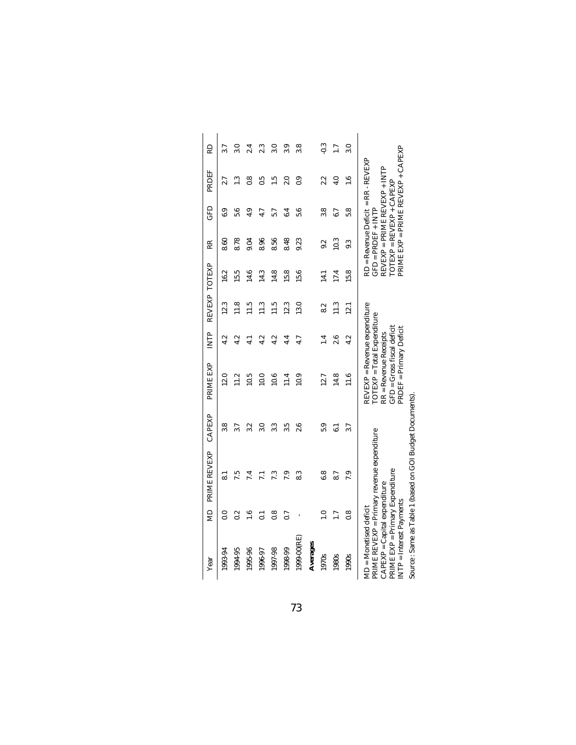| Year | MD | PRIME REVEXP | CAPEXP | PRIME EXP | INTP | REVEXP | TOTEXP | RR | GFD | PRDEF | RD |
|---|---|---|---|---|---|---|---|---|---|---|---|
| 1993-94 | 0.0 | 8.1 | 3.8 | 12.0 | 4.2 | 12.3 | 16.2 | 8.60 | 6.9 | 2.7 | 3.7 |
| 1994-95 | 0.2 | 7.5 | 3.7 | 11.2 | 4.2 | 11.8 | 15.5 | 8.78 | 5.6 | 1.3 | 3.0 |
| 1995-96 | 1.6 | 7.4 | 3.2 | 10.5 | 4.1 | 11.5 | 14.6 | 9.04 | 4.9 | 0.8 | 2.4 |
| 1996-97 | 0.1 | 7.1 | 3.0 | 10.0 | 4.2 | 11.3 | 14.3 | 8.96 | 4.7 | 0.5 | 2.3 |
| 1997-98 | 0.8 | 7.3 | 3.3 | 10.6 | 4.2 | 11.5 | 14.8 | 8.56 | 5.7 | 1.5 | 3.0 |
| 1998-99 | 0.7 | 7.9 | 3.5 | 11.4 | 4.4 | 12.3 | 15.8 | 8.48 | 6.4 | 2.0 | 3.9 |
| 1999-00(RE) | - | 8.3 | 2.6 | 10.9 | 4.7 | 13.0 | 15.6 | 9.23 | 5.6 | 0.9 | 3.8 |
| **Averages** | | | | | | | | | | | |
| 1970s | 1.0 | 6.8 | 5.9 | 12.7 | 1.4 | 8.2 | 14.1 | 9.2 | 3.8 | 2.2 | -0.3 |
| 1980s | 1.7 | 8.7 | 6.1 | 14.8 | 2.6 | 11.3 | 17.4 | 10.3 | 6.7 | 4.0 | 1.7 |
| 1990s | 0.8 | 7.9 | 3.7 | 11.6 | 4.2 | 12.1 | 15.8 | 9.3 | 5.8 | 1.6 | 3.0 |

MD = Monetised deficit
PRIME REVEXP = Primary revenue expenditure
CAPEXP = Capital expenditure
PRIME EXP = Primary Expenditure
INTP = Interest Payments

REVEXP = Revenue expenditure
TOTEXP = Total Expenditure
RR = Revenue Receipts
GFD = Gross fiscal deficit
PRDEF = Primary Deficit

RD = Revenue Deficit = RR - REVEXP
GFD = PRDEF + INTP
REVEXP = PRIME REVEXP + INTP
TOTEXP = REVEXP + CAPEXP
PRIME EXP = PRIME REVEXP + CAPEXP

Source: Same as Table 1 (based on GOI Budget Documents).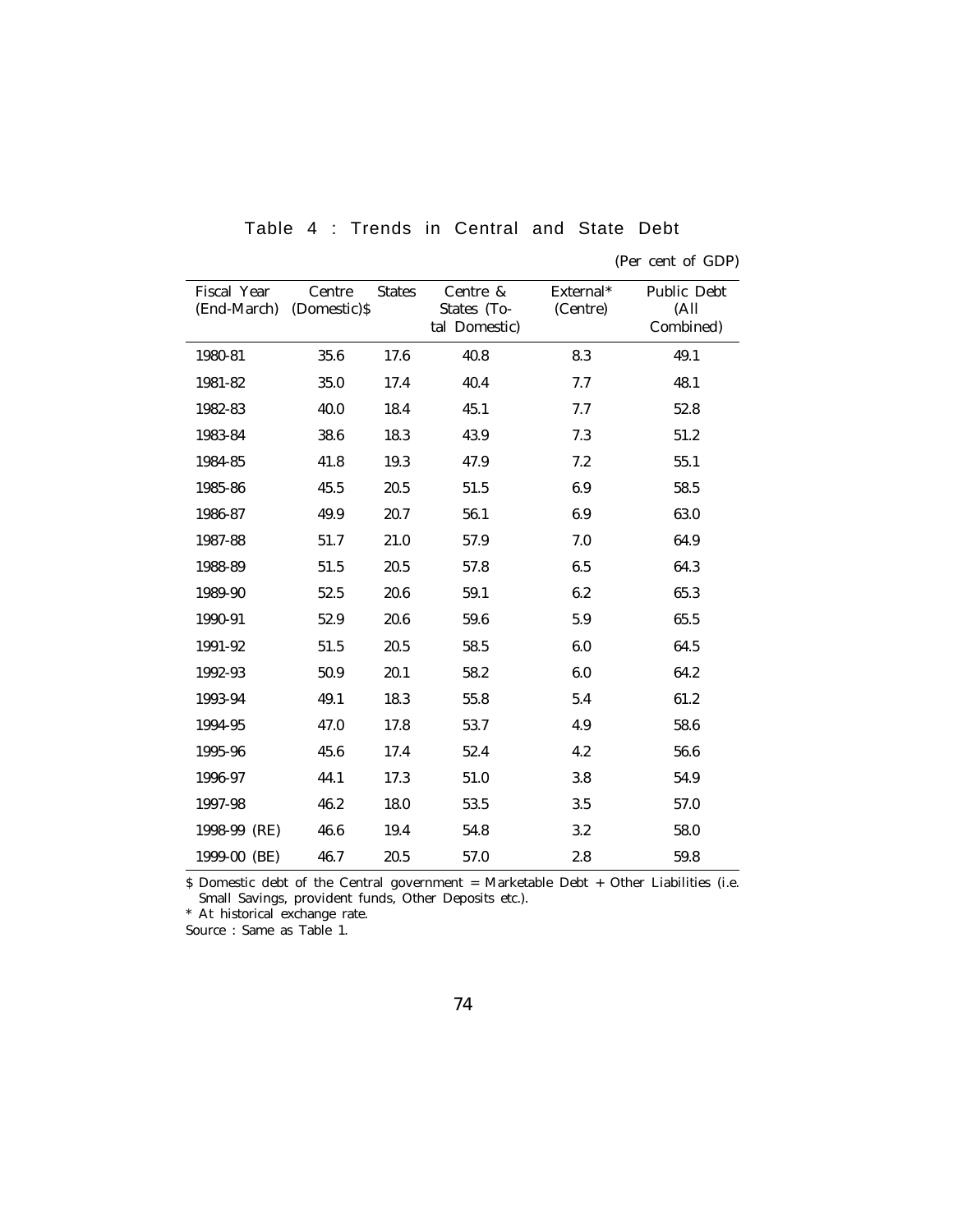Table 4 : Trends in Central and State Debt

(Per cent of GDP)

| Fiscal Year (End-March) | Centre (Domestic)$ | States | Centre & States (Total Domestic) | External* (Centre) | Public Debt (All Combined) |
|---|---|---|---|---|---|
| 1980-81 | 35.6 | 17.6 | 40.8 | 8.3 | 49.1 |
| 1981-82 | 35.0 | 17.4 | 40.4 | 7.7 | 48.1 |
| 1982-83 | 40.0 | 18.4 | 45.1 | 7.7 | 52.8 |
| 1983-84 | 38.6 | 18.3 | 43.9 | 7.3 | 51.2 |
| 1984-85 | 41.8 | 19.3 | 47.9 | 7.2 | 55.1 |
| 1985-86 | 45.5 | 20.5 | 51.5 | 6.9 | 58.5 |
| 1986-87 | 49.9 | 20.7 | 56.1 | 6.9 | 63.0 |
| 1987-88 | 51.7 | 21.0 | 57.9 | 7.0 | 64.9 |
| 1988-89 | 51.5 | 20.5 | 57.8 | 6.5 | 64.3 |
| 1989-90 | 52.5 | 20.6 | 59.1 | 6.2 | 65.3 |
| 1990-91 | 52.9 | 20.6 | 59.6 | 5.9 | 65.5 |
| 1991-92 | 51.5 | 20.5 | 58.5 | 6.0 | 64.5 |
| 1992-93 | 50.9 | 20.1 | 58.2 | 6.0 | 64.2 |
| 1993-94 | 49.1 | 18.3 | 55.8 | 5.4 | 61.2 |
| 1994-95 | 47.0 | 17.8 | 53.7 | 4.9 | 58.6 |
| 1995-96 | 45.6 | 17.4 | 52.4 | 4.2 | 56.6 |
| 1996-97 | 44.1 | 17.3 | 51.0 | 3.8 | 54.9 |
| 1997-98 | 46.2 | 18.0 | 53.5 | 3.5 | 57.0 |
| 1998-99 (RE) | 46.6 | 19.4 | 54.8 | 3.2 | 58.0 |
| 1999-00 (BE) | 46.7 | 20.5 | 57.0 | 2.8 | 59.8 |

$ Domestic debt of the Central government = Marketable Debt + Other Liabilities (i.e. Small Savings, provident funds, Other Deposits etc.).

* At historical exchange rate.

Source : Same as Table 1.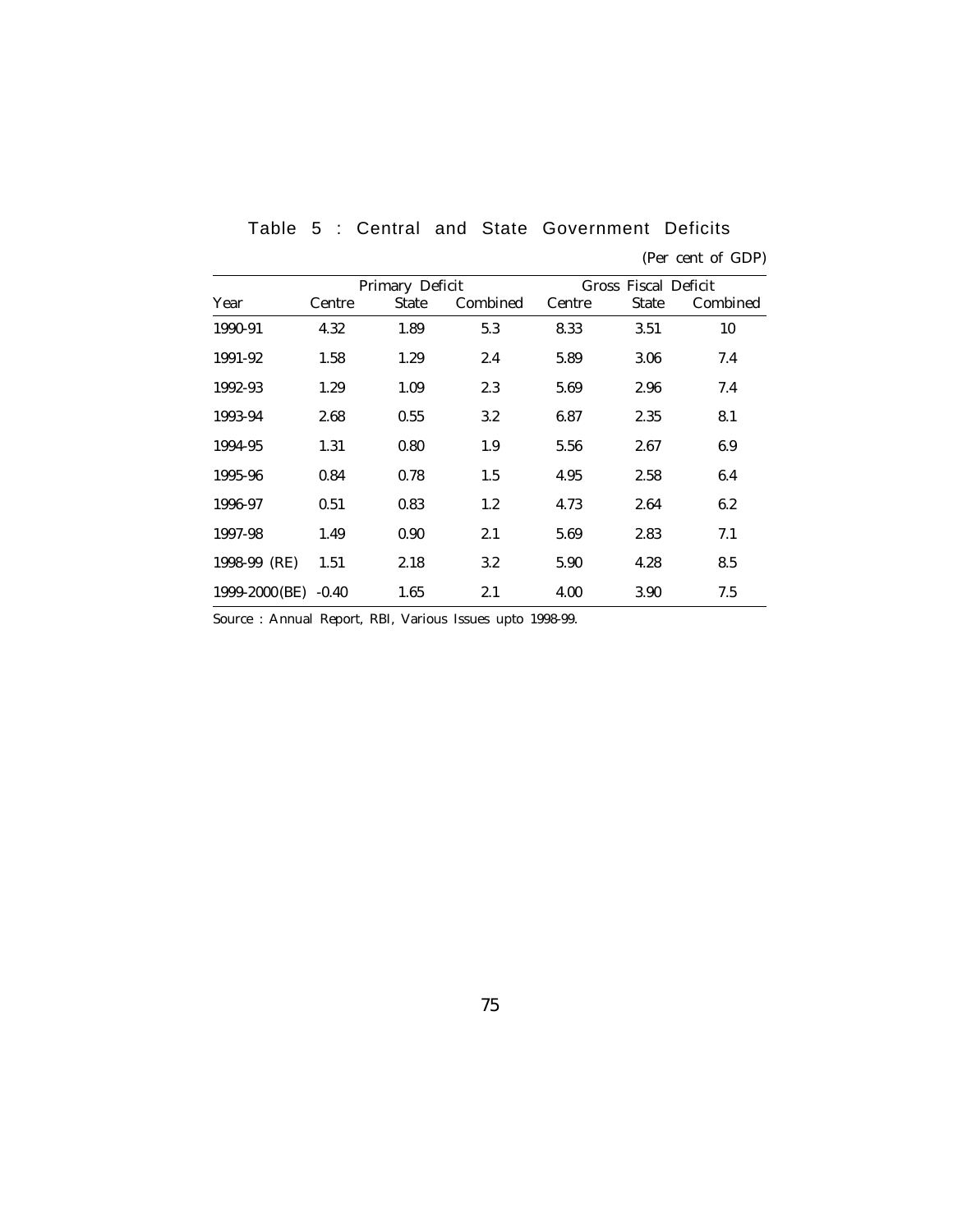Table 5 : Central and State Government Deficits

(Per cent of GDP)

| Year | Primary Deficit | | | Gross Fiscal Deficit | | |
|---|---|---|---|---|---|---|
| | Centre | State | Combined | Centre | State | Combined |
| 1990-91 | 4.32 | 1.89 | 5.3 | 8.33 | 3.51 | 10 |
| 1991-92 | 1.58 | 1.29 | 2.4 | 5.89 | 3.06 | 7.4 |
| 1992-93 | 1.29 | 1.09 | 2.3 | 5.69 | 2.96 | 7.4 |
| 1993-94 | 2.68 | 0.55 | 3.2 | 6.87 | 2.35 | 8.1 |
| 1994-95 | 1.31 | 0.80 | 1.9 | 5.56 | 2.67 | 6.9 |
| 1995-96 | 0.84 | 0.78 | 1.5 | 4.95 | 2.58 | 6.4 |
| 1996-97 | 0.51 | 0.83 | 1.2 | 4.73 | 2.64 | 6.2 |
| 1997-98 | 1.49 | 0.90 | 2.1 | 5.69 | 2.83 | 7.1 |
| 1998-99 (RE) | 1.51 | 2.18 | 3.2 | 5.90 | 4.28 | 8.5 |
| 1999-2000(BE) | -0.40 | 1.65 | 2.1 | 4.00 | 3.90 | 7.5 |

Source : Annual Report, RBI, Various Issues upto 1998-99.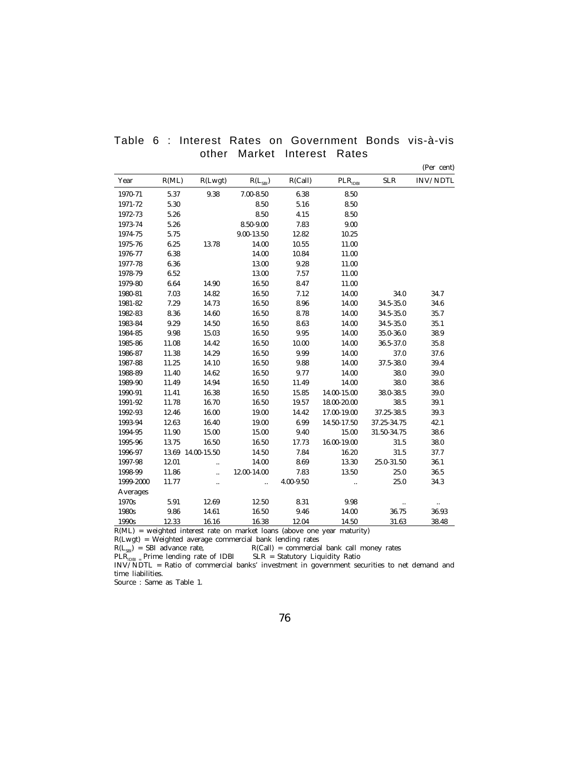# Table 6 : Interest Rates on Government Bonds vis-à-vis other Market Interest Rates

(Per cent)

| Year | R(ML) | R(Lwgt) | $R(L_{SBI})$ | R(Call) | $PLR_{IDBI}$ | SLR | INV/NDTL |
|---|---|---|---|---|---|---|---|
| 1970-71 | 5.37 | 9.38 | 7.00-8.50 | 6.38 | 8.50 | | |
| 1971-72 | 5.30 | | 8.50 | 5.16 | 8.50 | | |
| 1972-73 | 5.26 | | 8.50 | 4.15 | 8.50 | | |
| 1973-74 | 5.26 | | 8.50-9.00 | 7.83 | 9.00 | | |
| 1974-75 | 5.75 | | 9.00-13.50 | 12.82 | 10.25 | | |
| 1975-76 | 6.25 | 13.78 | 14.00 | 10.55 | 11.00 | | |
| 1976-77 | 6.38 | | 14.00 | 10.84 | 11.00 | | |
| 1977-78 | 6.36 | | 13.00 | 9.28 | 11.00 | | |
| 1978-79 | 6.52 | | 13.00 | 7.57 | 11.00 | | |
| 1979-80 | 6.64 | 14.90 | 16.50 | 8.47 | 11.00 | | |
| 1980-81 | 7.03 | 14.82 | 16.50 | 7.12 | 14.00 | 34.0 | 34.7 |
| 1981-82 | 7.29 | 14.73 | 16.50 | 8.96 | 14.00 | 34.5-35.0 | 34.6 |
| 1982-83 | 8.36 | 14.60 | 16.50 | 8.78 | 14.00 | 34.5-35.0 | 35.7 |
| 1983-84 | 9.29 | 14.50 | 16.50 | 8.63 | 14.00 | 34.5-35.0 | 35.1 |
| 1984-85 | 9.98 | 15.03 | 16.50 | 9.95 | 14.00 | 35.0-36.0 | 38.9 |
| 1985-86 | 11.08 | 14.42 | 16.50 | 10.00 | 14.00 | 36.5-37.0 | 35.8 |
| 1986-87 | 11.38 | 14.29 | 16.50 | 9.99 | 14.00 | 37.0 | 37.6 |
| 1987-88 | 11.25 | 14.10 | 16.50 | 9.88 | 14.00 | 37.5-38.0 | 39.4 |
| 1988-89 | 11.40 | 14.62 | 16.50 | 9.77 | 14.00 | 38.0 | 39.0 |
| 1989-90 | 11.49 | 14.94 | 16.50 | 11.49 | 14.00 | 38.0 | 38.6 |
| 1990-91 | 11.41 | 16.38 | 16.50 | 15.85 | 14.00-15.00 | 38.0-38.5 | 39.0 |
| 1991-92 | 11.78 | 16.70 | 16.50 | 19.57 | 18.00-20.00 | 38.5 | 39.1 |
| 1992-93 | 12.46 | 16.00 | 19.00 | 14.42 | 17.00-19.00 | 37.25-38.5 | 39.3 |
| 1993-94 | 12.63 | 16.40 | 19.00 | 6.99 | 14.50-17.50 | 37.25-34.75 | 42.1 |
| 1994-95 | 11.90 | 15.00 | 15.00 | 9.40 | 15.00 | 31.50-34.75 | 38.6 |
| 1995-96 | 13.75 | 16.50 | 16.50 | 17.73 | 16.00-19.00 | 31.5 | 38.0 |
| 1996-97 | 13.69 | 14.00-15.50 | 14.50 | 7.84 | 16.20 | 31.5 | 37.7 |
| 1997-98 | 12.01 | .. | 14.00 | 8.69 | 13.30 | 25.0-31.50 | 36.1 |
| 1998-99 | 11.86 | .. | 12.00-14.00 | 7.83 | 13.50 | 25.0 | 36.5 |
| 1999-2000 | 11.77 | .. | .. | 4.00-9.50 | .. | 25.0 | 34.3 |
| Averages | | | | | | | |
| 1970s | 5.91 | 12.69 | 12.50 | 8.31 | 9.98 | .. | .. |
| 1980s | 9.86 | 14.61 | 16.50 | 9.46 | 14.00 | 36.75 | 36.93 |
| 1990s | 12.33 | 16.16 | 16.38 | 12.04 | 14.50 | 31.63 | 38.48 |

R(ML) = weighted interest rate on market loans (above one year maturity)

R(Lwgt) = Weighted average commercial bank lending rates

$R(L_{SBI})$ = SBI advance rate, R(Call) = commercial bank call money rates

$PLR_{IDBI}$ = Prime lending rate of IDBI SLR = Statutory Liquidity Ratio

INV/NDTL = Ratio of commercial banks' investment in government securities to net demand and time liabilities.

Source : Same as Table 1.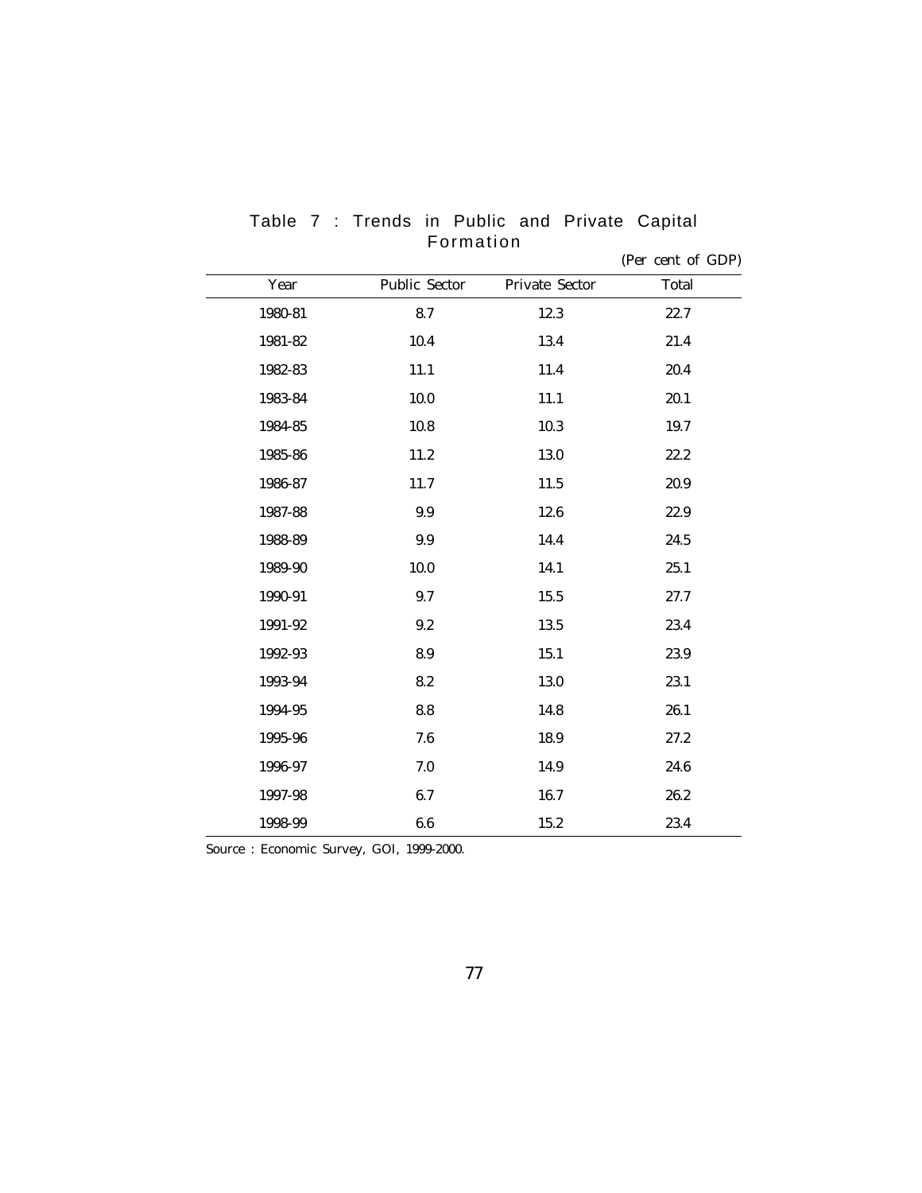Table 7 : Trends in Public and Private Capital Formation

(Per cent of GDP)

| Year | Public Sector | Private Sector | Total |
|---|---|---|---|
| 1980-81 | 8.7 | 12.3 | 22.7 |
| 1981-82 | 10.4 | 13.4 | 21.4 |
| 1982-83 | 11.1 | 11.4 | 20.4 |
| 1983-84 | 10.0 | 11.1 | 20.1 |
| 1984-85 | 10.8 | 10.3 | 19.7 |
| 1985-86 | 11.2 | 13.0 | 22.2 |
| 1986-87 | 11.7 | 11.5 | 20.9 |
| 1987-88 | 9.9 | 12.6 | 22.9 |
| 1988-89 | 9.9 | 14.4 | 24.5 |
| 1989-90 | 10.0 | 14.1 | 25.1 |
| 1990-91 | 9.7 | 15.5 | 27.7 |
| 1991-92 | 9.2 | 13.5 | 23.4 |
| 1992-93 | 8.9 | 15.1 | 23.9 |
| 1993-94 | 8.2 | 13.0 | 23.1 |
| 1994-95 | 8.8 | 14.8 | 26.1 |
| 1995-96 | 7.6 | 18.9 | 27.2 |
| 1996-97 | 7.0 | 14.9 | 24.6 |
| 1997-98 | 6.7 | 16.7 | 26.2 |
| 1998-99 | 6.6 | 15.2 | 23.4 |

Source : Economic Survey, GOI, 1999-2000.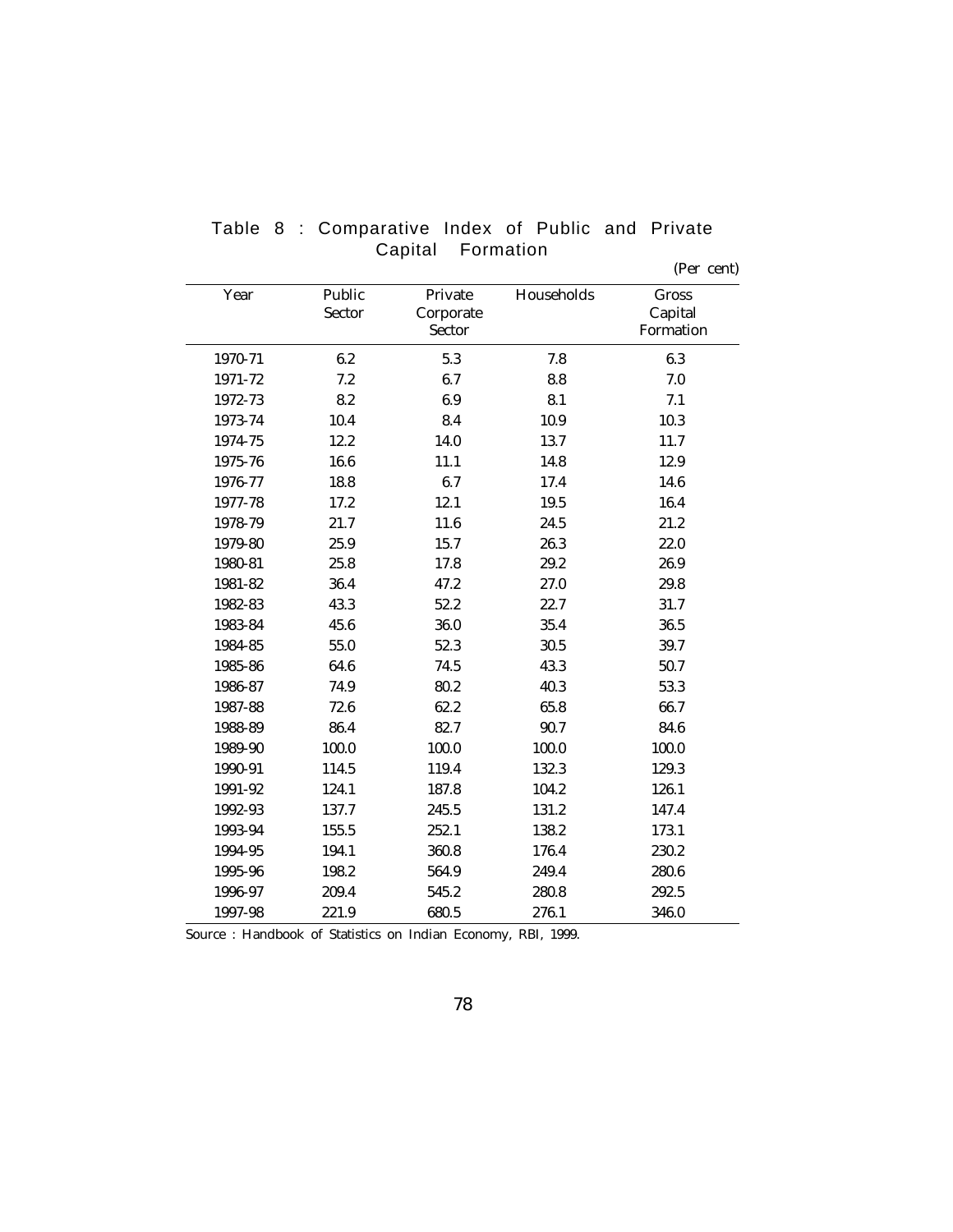Table 8 : Comparative Index of Public and Private Capital Formation

(Per cent)

| Year | Public Sector | Private Corporate Sector | Households | Gross Capital Formation |
|---|---|---|---|---|
| 1970-71 | 6.2 | 5.3 | 7.8 | 6.3 |
| 1971-72 | 7.2 | 6.7 | 8.8 | 7.0 |
| 1972-73 | 8.2 | 6.9 | 8.1 | 7.1 |
| 1973-74 | 10.4 | 8.4 | 10.9 | 10.3 |
| 1974-75 | 12.2 | 14.0 | 13.7 | 11.7 |
| 1975-76 | 16.6 | 11.1 | 14.8 | 12.9 |
| 1976-77 | 18.8 | 6.7 | 17.4 | 14.6 |
| 1977-78 | 17.2 | 12.1 | 19.5 | 16.4 |
| 1978-79 | 21.7 | 11.6 | 24.5 | 21.2 |
| 1979-80 | 25.9 | 15.7 | 26.3 | 22.0 |
| 1980-81 | 25.8 | 17.8 | 29.2 | 26.9 |
| 1981-82 | 36.4 | 47.2 | 27.0 | 29.8 |
| 1982-83 | 43.3 | 52.2 | 22.7 | 31.7 |
| 1983-84 | 45.6 | 36.0 | 35.4 | 36.5 |
| 1984-85 | 55.0 | 52.3 | 30.5 | 39.7 |
| 1985-86 | 64.6 | 74.5 | 43.3 | 50.7 |
| 1986-87 | 74.9 | 80.2 | 40.3 | 53.3 |
| 1987-88 | 72.6 | 62.2 | 65.8 | 66.7 |
| 1988-89 | 86.4 | 82.7 | 90.7 | 84.6 |
| 1989-90 | 100.0 | 100.0 | 100.0 | 100.0 |
| 1990-91 | 114.5 | 119.4 | 132.3 | 129.3 |
| 1991-92 | 124.1 | 187.8 | 104.2 | 126.1 |
| 1992-93 | 137.7 | 245.5 | 131.2 | 147.4 |
| 1993-94 | 155.5 | 252.1 | 138.2 | 173.1 |
| 1994-95 | 194.1 | 360.8 | 176.4 | 230.2 |
| 1995-96 | 198.2 | 564.9 | 249.4 | 280.6 |
| 1996-97 | 209.4 | 545.2 | 280.8 | 292.5 |
| 1997-98 | 221.9 | 680.5 | 276.1 | 346.0 |

Source : Handbook of Statistics on Indian Economy, RBI, 1999.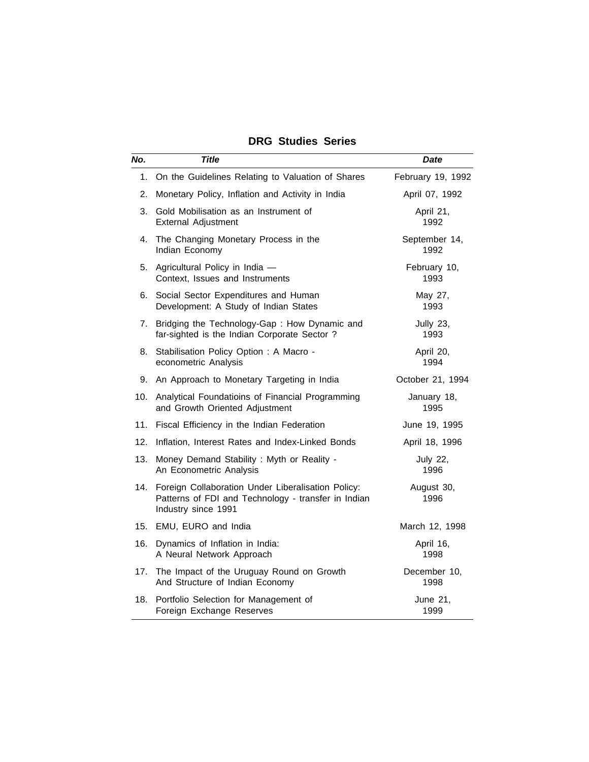## DRG Studies Series

| ***No.*** | ***Title*** | ***Date*** |
|---|---|---|
| 1. | On the Guidelines Relating to Valuation of Shares | February 19, 1992 |
| 2. | Monetary Policy, Inflation and Activity in India | April 07, 1992 |
| 3. | Gold Mobilisation as an Instrument of External Adjustment | April 21, 1992 |
| 4. | The Changing Monetary Process in the Indian Economy | September 14, 1992 |
| 5. | Agricultural Policy in India — Context, Issues and Instruments | February 10, 1993 |
| 6. | Social Sector Expenditures and Human Development: A Study of Indian States | May 27, 1993 |
| 7. | Bridging the Technology-Gap : How Dynamic and far-sighted is the Indian Corporate Sector ? | Jully 23, 1993 |
| 8. | Stabilisation Policy Option : A Macro - econometric Analysis | April 20, 1994 |
| 9. | An Approach to Monetary Targeting in India | October 21, 1994 |
| 10. | Analytical Foundatioins of Financial Programming and Growth Oriented Adjustment | January 18, 1995 |
| 11. | Fiscal Efficiency in the Indian Federation | June 19, 1995 |
| 12. | Inflation, Interest Rates and Index-Linked Bonds | April 18, 1996 |
| 13. | Money Demand Stability : Myth or Reality - An Econometric Analysis | July 22, 1996 |
| 14. | Foreign Collaboration Under Liberalisation Policy: Patterns of FDI and Technology - transfer in Indian Industry since 1991 | August 30, 1996 |
| 15. | EMU, EURO and India | March 12, 1998 |
| 16. | Dynamics of Inflation in India: A Neural Network Approach | April 16, 1998 |
| 17. | The Impact of the Uruguay Round on Growth And Structure of Indian Economy | December 10, 1998 |
| 18. | Portfolio Selection for Management of Foreign Exchange Reserves | June 21, 1999 |